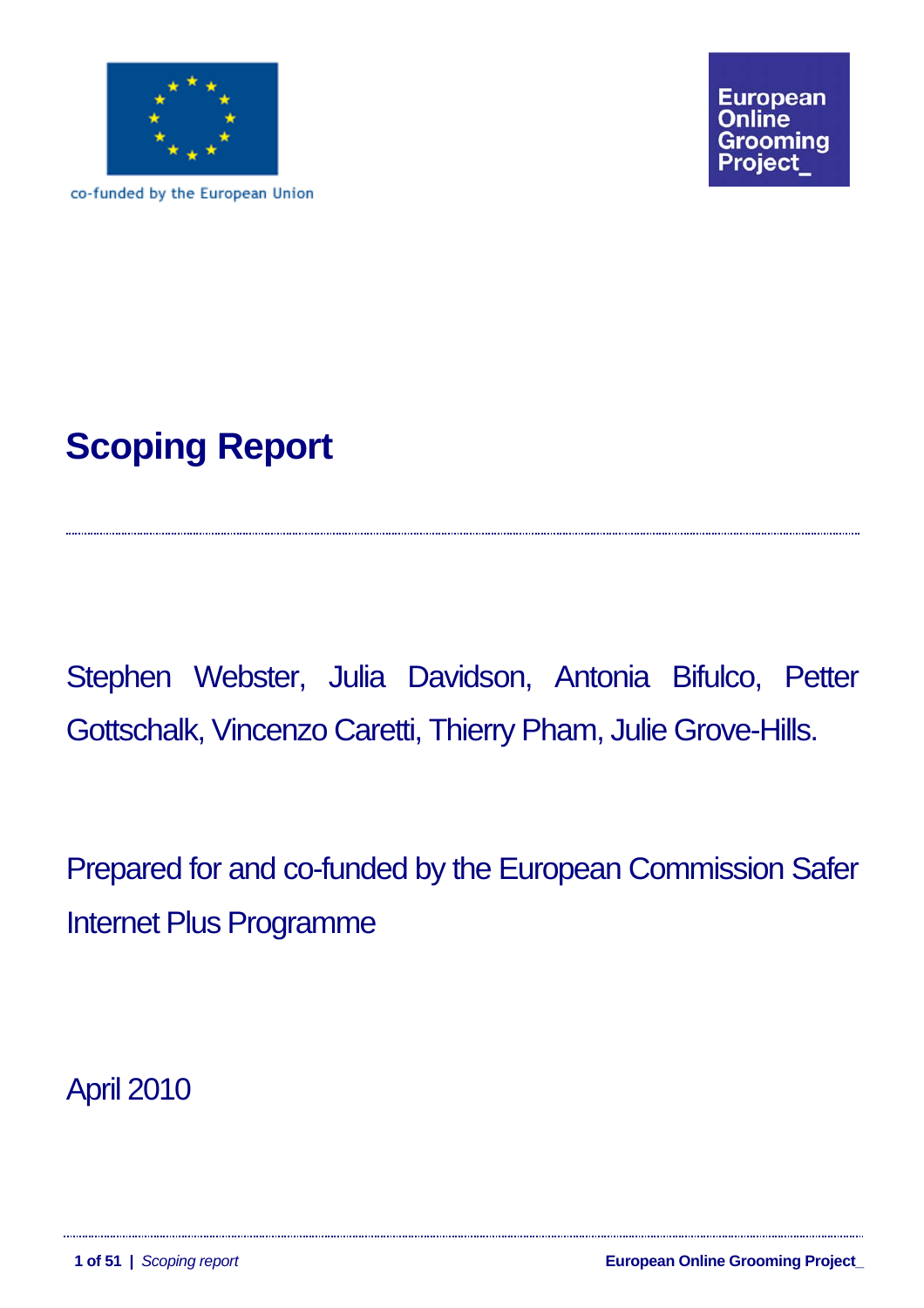co-funded by the European Union

European Online Grooming Project_

# Scoping Report

Stephen Webster, Julia Davidson, Antonia Bifulco, Petter Gottschalk, Vincenzo Caretti, Thierry Pham, Julie Grove-Hills.

Prepared for and co-funded by the European Commission Safer Internet Plus Programme

April 2010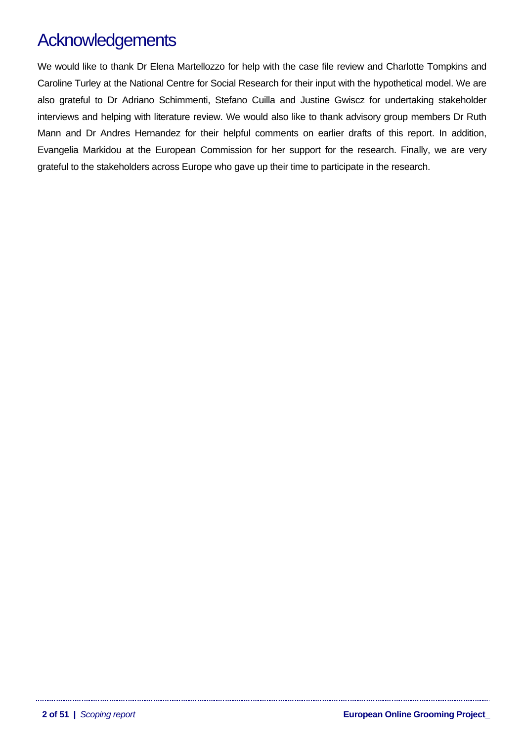# Acknowledgements

We would like to thank Dr Elena Martellozzo for help with the case file review and Charlotte Tompkins and Caroline Turley at the National Centre for Social Research for their input with the hypothetical model. We are also grateful to Dr Adriano Schimmenti, Stefano Cuilla and Justine Gwiscz for undertaking stakeholder interviews and helping with literature review. We would also like to thank advisory group members Dr Ruth Mann and Dr Andres Hernandez for their helpful comments on earlier drafts of this report. In addition, Evangelia Markidou at the European Commission for her support for the research. Finally, we are very grateful to the stakeholders across Europe who gave up their time to participate in the research.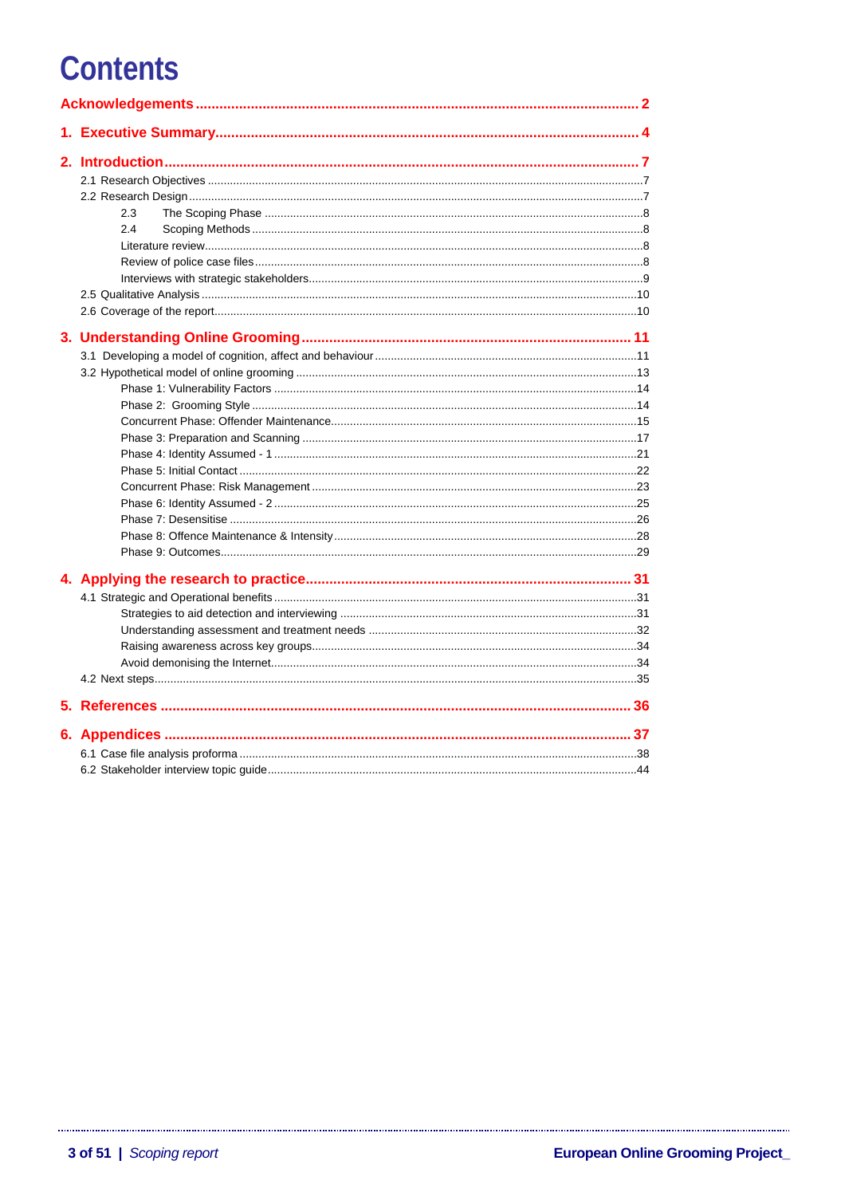# Contents

**Acknowledgements** ... 2

**1. Executive Summary** ... 4

**2. Introduction** ... 7

- 2.1 Research Objectives ... 7
- 2.2 Research Design ... 7
  - 2.3 The Scoping Phase ... 8
  - 2.4 Scoping Methods ... 8
  - Literature review ... 8
  - Review of police case files ... 8
  - Interviews with strategic stakeholders ... 9
- 2.5 Qualitative Analysis ... 10
- 2.6 Coverage of the report ... 10

**3. Understanding Online Grooming** ... 11

- 3.1 Developing a model of cognition, affect and behaviour ... 11
- 3.2 Hypothetical model of online grooming ... 13
  - Phase 1: Vulnerability Factors ... 14
  - Phase 2: Grooming Style ... 14
  - Concurrent Phase: Offender Maintenance ... 15
  - Phase 3: Preparation and Scanning ... 17
  - Phase 4: Identity Assumed - 1 ... 21
  - Phase 5: Initial Contact ... 22
  - Concurrent Phase: Risk Management ... 23
  - Phase 6: Identity Assumed - 2 ... 25
  - Phase 7: Desensitise ... 26
  - Phase 8: Offence Maintenance & Intensity ... 28
  - Phase 9: Outcomes ... 29

**4. Applying the research to practice** ... 31

- 4.1 Strategic and Operational benefits ... 31
  - Strategies to aid detection and interviewing ... 31
  - Understanding assessment and treatment needs ... 32
  - Raising awareness across key groups ... 34
  - Avoid demonising the Internet ... 34
- 4.2 Next steps ... 35

**5. References** ... 36

**6. Appendices** ... 37

- 6.1 Case file analysis proforma ... 38
- 6.2 Stakeholder interview topic guide ... 44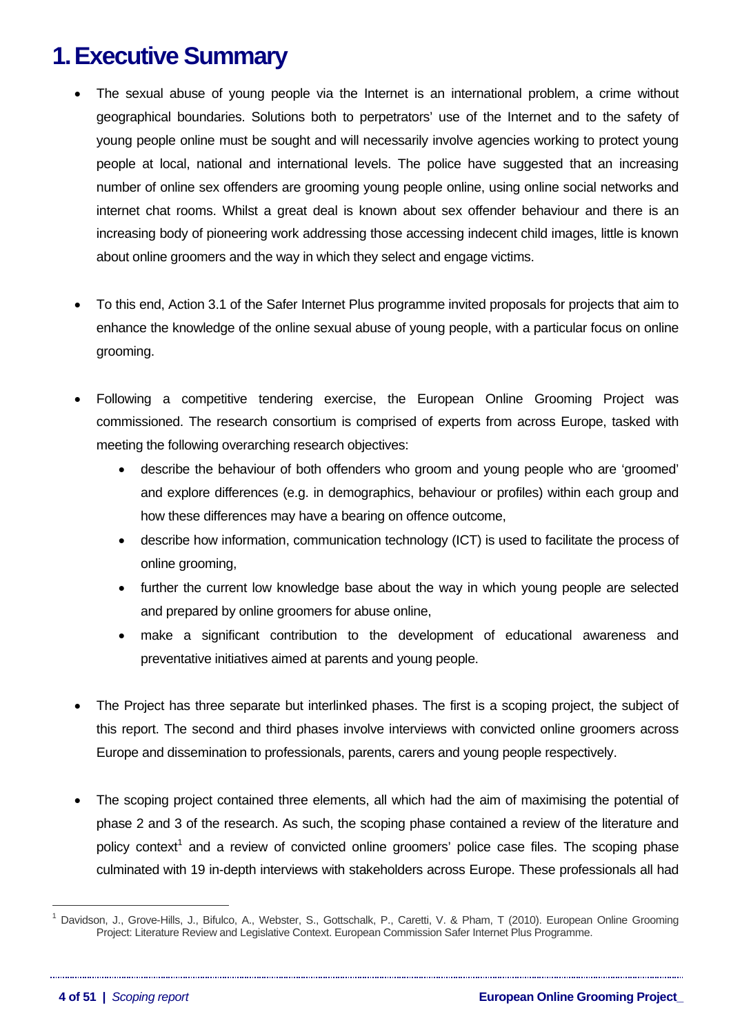# 1. Executive Summary

- The sexual abuse of young people via the Internet is an international problem, a crime without geographical boundaries. Solutions both to perpetrators' use of the Internet and to the safety of young people online must be sought and will necessarily involve agencies working to protect young people at local, national and international levels. The police have suggested that an increasing number of online sex offenders are grooming young people online, using online social networks and internet chat rooms. Whilst a great deal is known about sex offender behaviour and there is an increasing body of pioneering work addressing those accessing indecent child images, little is known about online groomers and the way in which they select and engage victims.

- To this end, Action 3.1 of the Safer Internet Plus programme invited proposals for projects that aim to enhance the knowledge of the online sexual abuse of young people, with a particular focus on online grooming.

- Following a competitive tendering exercise, the European Online Grooming Project was commissioned. The research consortium is comprised of experts from across Europe, tasked with meeting the following overarching research objectives:
  - describe the behaviour of both offenders who groom and young people who are 'groomed' and explore differences (e.g. in demographics, behaviour or profiles) within each group and how these differences may have a bearing on offence outcome,
  - describe how information, communication technology (ICT) is used to facilitate the process of online grooming,
  - further the current low knowledge base about the way in which young people are selected and prepared by online groomers for abuse online,
  - make a significant contribution to the development of educational awareness and preventative initiatives aimed at parents and young people.

- The Project has three separate but interlinked phases. The first is a scoping project, the subject of this report. The second and third phases involve interviews with convicted online groomers across Europe and dissemination to professionals, parents, carers and young people respectively.

- The scoping project contained three elements, all which had the aim of maximising the potential of phase 2 and 3 of the research. As such, the scoping phase contained a review of the literature and policy context[1] and a review of convicted online groomers' police case files. The scoping phase culminated with 19 in-depth interviews with stakeholders across Europe. These professionals all had

[1] Davidson, J., Grove-Hills, J., Bifulco, A., Webster, S., Gottschalk, P., Caretti, V. & Pham, T (2010). European Online Grooming Project: Literature Review and Legislative Context. European Commission Safer Internet Plus Programme.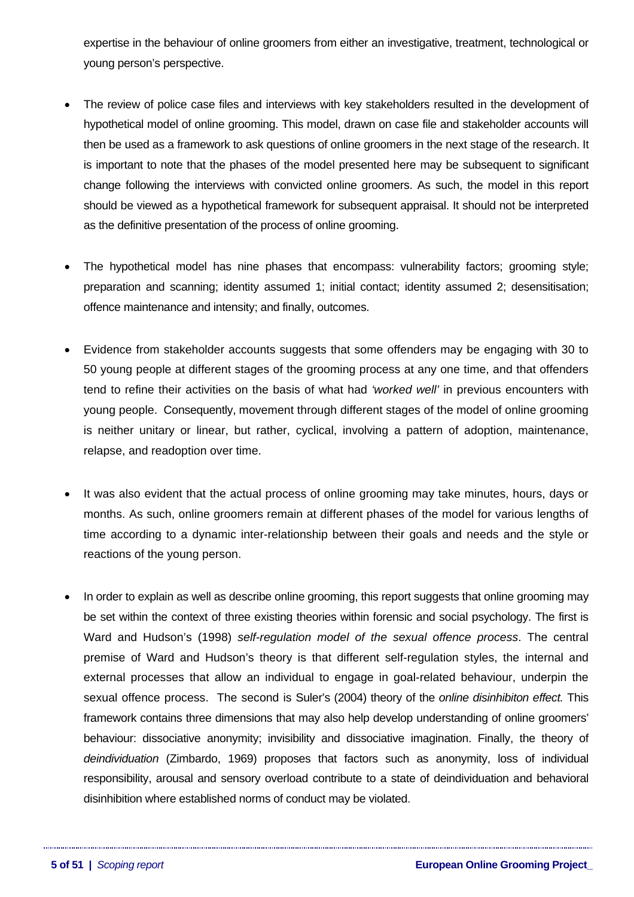expertise in the behaviour of online groomers from either an investigative, treatment, technological or young person's perspective.

- The review of police case files and interviews with key stakeholders resulted in the development of hypothetical model of online grooming. This model, drawn on case file and stakeholder accounts will then be used as a framework to ask questions of online groomers in the next stage of the research. It is important to note that the phases of the model presented here may be subsequent to significant change following the interviews with convicted online groomers. As such, the model in this report should be viewed as a hypothetical framework for subsequent appraisal. It should not be interpreted as the definitive presentation of the process of online grooming.

- The hypothetical model has nine phases that encompass: vulnerability factors; grooming style; preparation and scanning; identity assumed 1; initial contact; identity assumed 2; desensitisation; offence maintenance and intensity; and finally, outcomes.

- Evidence from stakeholder accounts suggests that some offenders may be engaging with 30 to 50 young people at different stages of the grooming process at any one time, and that offenders tend to refine their activities on the basis of what had *'worked well'* in previous encounters with young people. Consequently, movement through different stages of the model of online grooming is neither unitary or linear, but rather, cyclical, involving a pattern of adoption, maintenance, relapse, and readoption over time.

- It was also evident that the actual process of online grooming may take minutes, hours, days or months. As such, online groomers remain at different phases of the model for various lengths of time according to a dynamic inter-relationship between their goals and needs and the style or reactions of the young person.

- In order to explain as well as describe online grooming, this report suggests that online grooming may be set within the context of three existing theories within forensic and social psychology. The first is Ward and Hudson's (1998) *self-regulation model of the sexual offence process*. The central premise of Ward and Hudson's theory is that different self-regulation styles, the internal and external processes that allow an individual to engage in goal-related behaviour, underpin the sexual offence process. The second is Suler's (2004) theory of the *online disinhibiton effect.* This framework contains three dimensions that may also help develop understanding of online groomers' behaviour: dissociative anonymity; invisibility and dissociative imagination. Finally, the theory of *deindividuation* (Zimbardo, 1969) proposes that factors such as anonymity, loss of individual responsibility, arousal and sensory overload contribute to a state of deindividuation and behavioral disinhibition where established norms of conduct may be violated.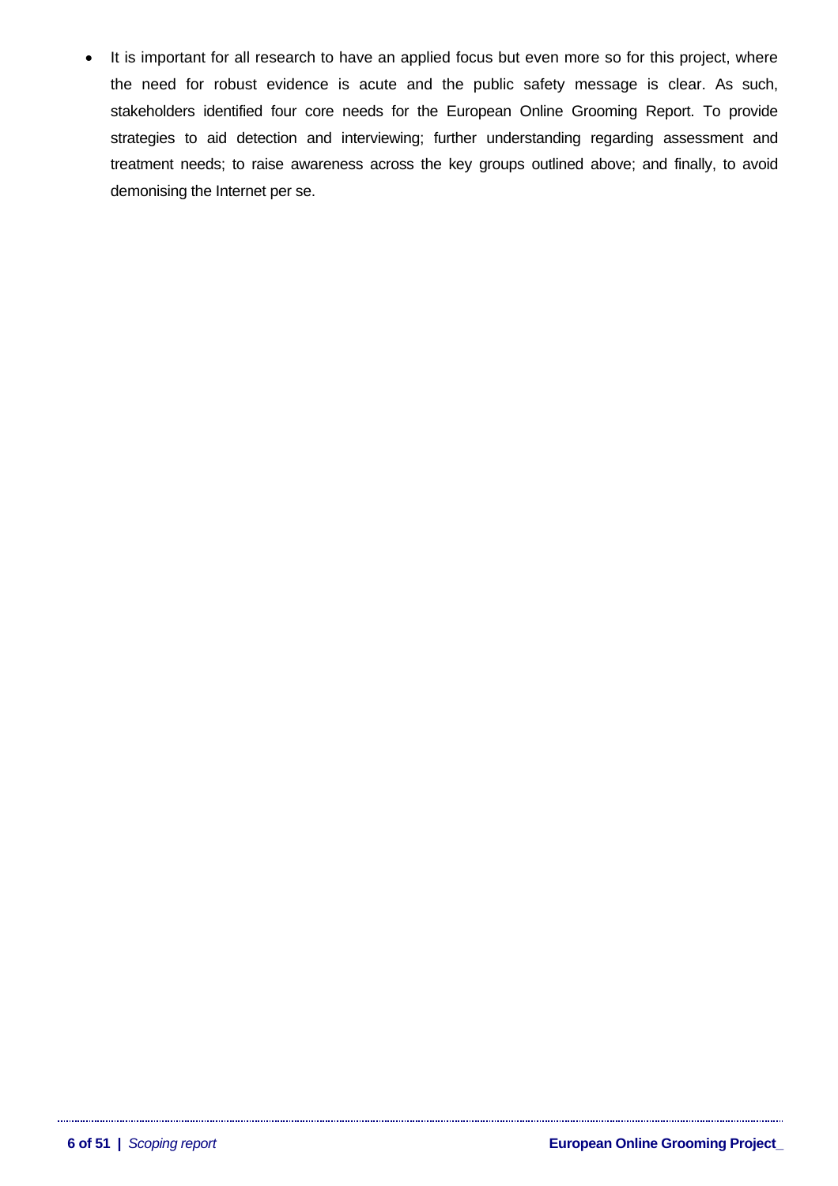- It is important for all research to have an applied focus but even more so for this project, where the need for robust evidence is acute and the public safety message is clear. As such, stakeholders identified four core needs for the European Online Grooming Report. To provide strategies to aid detection and interviewing; further understanding regarding assessment and treatment needs; to raise awareness across the key groups outlined above; and finally, to avoid demonising the Internet per se.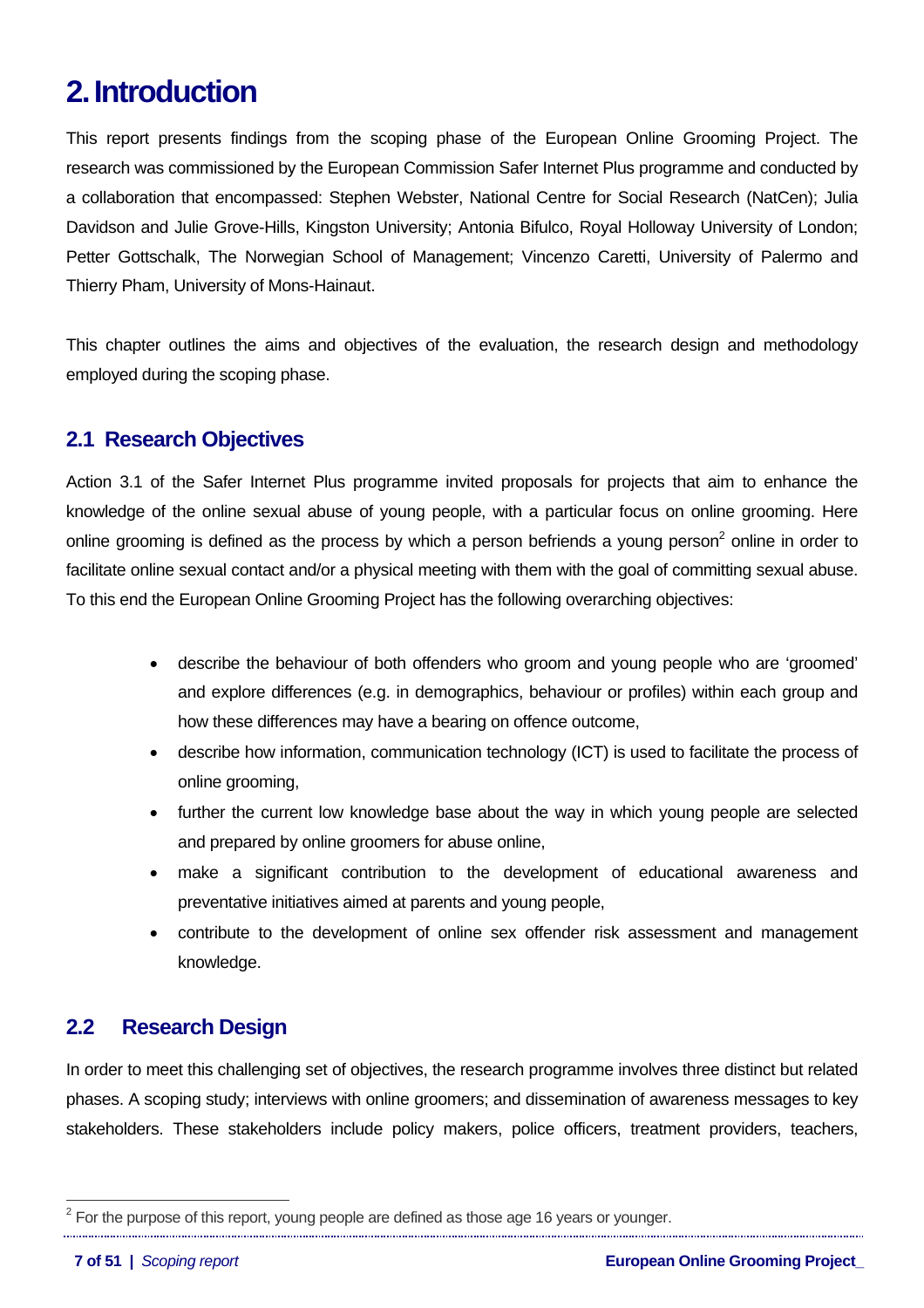# 2. Introduction

This report presents findings from the scoping phase of the European Online Grooming Project. The research was commissioned by the European Commission Safer Internet Plus programme and conducted by a collaboration that encompassed: Stephen Webster, National Centre for Social Research (NatCen); Julia Davidson and Julie Grove-Hills, Kingston University; Antonia Bifulco, Royal Holloway University of London; Petter Gottschalk, The Norwegian School of Management; Vincenzo Caretti, University of Palermo and Thierry Pham, University of Mons-Hainaut.

This chapter outlines the aims and objectives of the evaluation, the research design and methodology employed during the scoping phase.

## 2.1 Research Objectives

Action 3.1 of the Safer Internet Plus programme invited proposals for projects that aim to enhance the knowledge of the online sexual abuse of young people, with a particular focus on online grooming. Here online grooming is defined as the process by which a person befriends a young person[2] online in order to facilitate online sexual contact and/or a physical meeting with them with the goal of committing sexual abuse. To this end the European Online Grooming Project has the following overarching objectives:

- describe the behaviour of both offenders who groom and young people who are 'groomed' and explore differences (e.g. in demographics, behaviour or profiles) within each group and how these differences may have a bearing on offence outcome,
- describe how information, communication technology (ICT) is used to facilitate the process of online grooming,
- further the current low knowledge base about the way in which young people are selected and prepared by online groomers for abuse online,
- make a significant contribution to the development of educational awareness and preventative initiatives aimed at parents and young people,
- contribute to the development of online sex offender risk assessment and management knowledge.

## 2.2 Research Design

In order to meet this challenging set of objectives, the research programme involves three distinct but related phases. A scoping study; interviews with online groomers; and dissemination of awareness messages to key stakeholders. These stakeholders include policy makers, police officers, treatment providers, teachers,

[2] For the purpose of this report, young people are defined as those age 16 years or younger.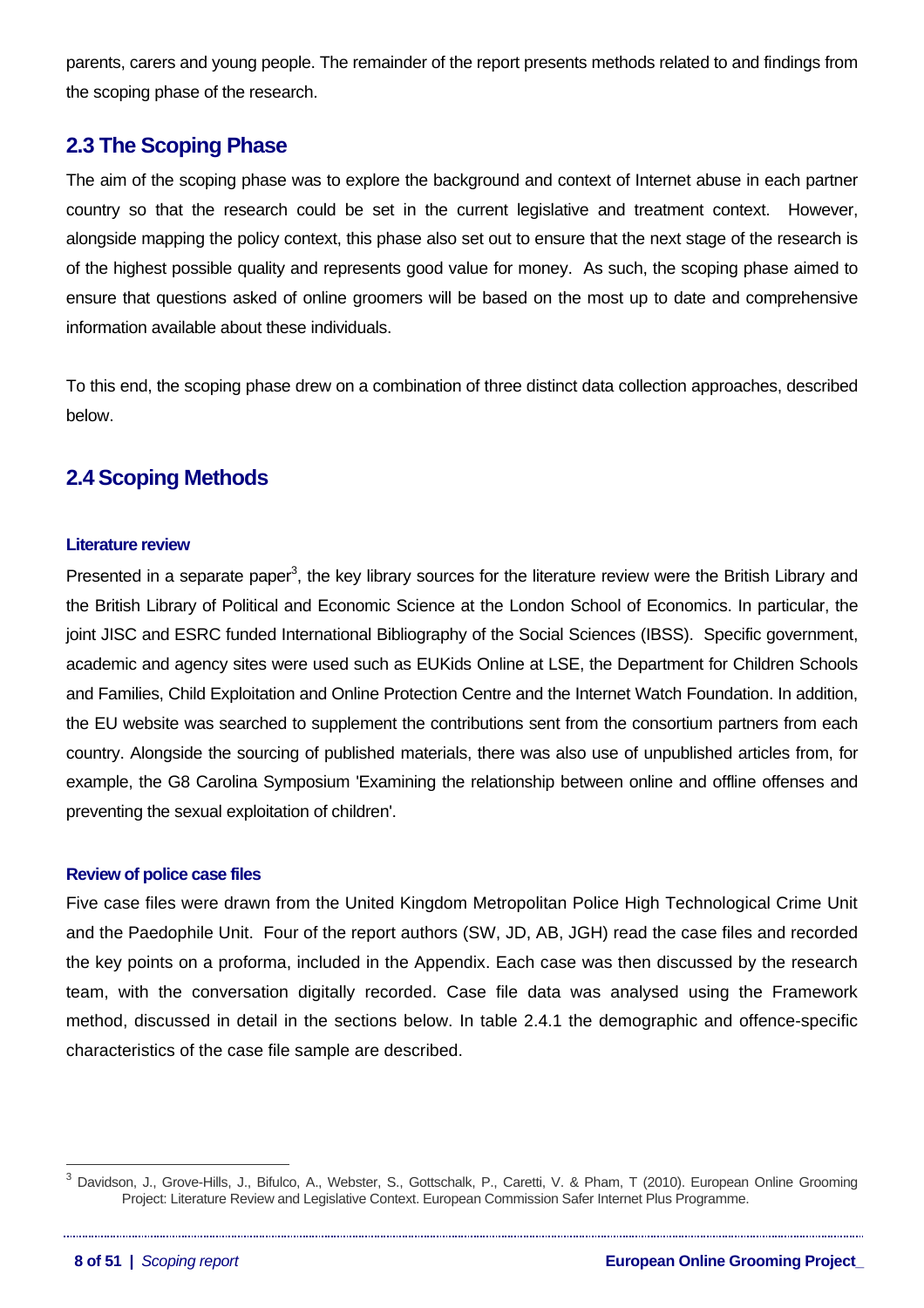parents, carers and young people. The remainder of the report presents methods related to and findings from the scoping phase of the research.

## 2.3 The Scoping Phase

The aim of the scoping phase was to explore the background and context of Internet abuse in each partner country so that the research could be set in the current legislative and treatment context. However, alongside mapping the policy context, this phase also set out to ensure that the next stage of the research is of the highest possible quality and represents good value for money. As such, the scoping phase aimed to ensure that questions asked of online groomers will be based on the most up to date and comprehensive information available about these individuals.

To this end, the scoping phase drew on a combination of three distinct data collection approaches, described below.

## 2.4 Scoping Methods

#### Literature review

Presented in a separate paper[3], the key library sources for the literature review were the British Library and the British Library of Political and Economic Science at the London School of Economics. In particular, the joint JISC and ESRC funded International Bibliography of the Social Sciences (IBSS). Specific government, academic and agency sites were used such as EUKids Online at LSE, the Department for Children Schools and Families, Child Exploitation and Online Protection Centre and the Internet Watch Foundation. In addition, the EU website was searched to supplement the contributions sent from the consortium partners from each country. Alongside the sourcing of published materials, there was also use of unpublished articles from, for example, the G8 Carolina Symposium 'Examining the relationship between online and offline offenses and preventing the sexual exploitation of children'.

#### Review of police case files

Five case files were drawn from the United Kingdom Metropolitan Police High Technological Crime Unit and the Paedophile Unit. Four of the report authors (SW, JD, AB, JGH) read the case files and recorded the key points on a proforma, included in the Appendix. Each case was then discussed by the research team, with the conversation digitally recorded. Case file data was analysed using the Framework method, discussed in detail in the sections below. In table 2.4.1 the demographic and offence-specific characteristics of the case file sample are described.

---

[3] Davidson, J., Grove-Hills, J., Bifulco, A., Webster, S., Gottschalk, P., Caretti, V. & Pham, T (2010). European Online Grooming Project: Literature Review and Legislative Context. European Commission Safer Internet Plus Programme.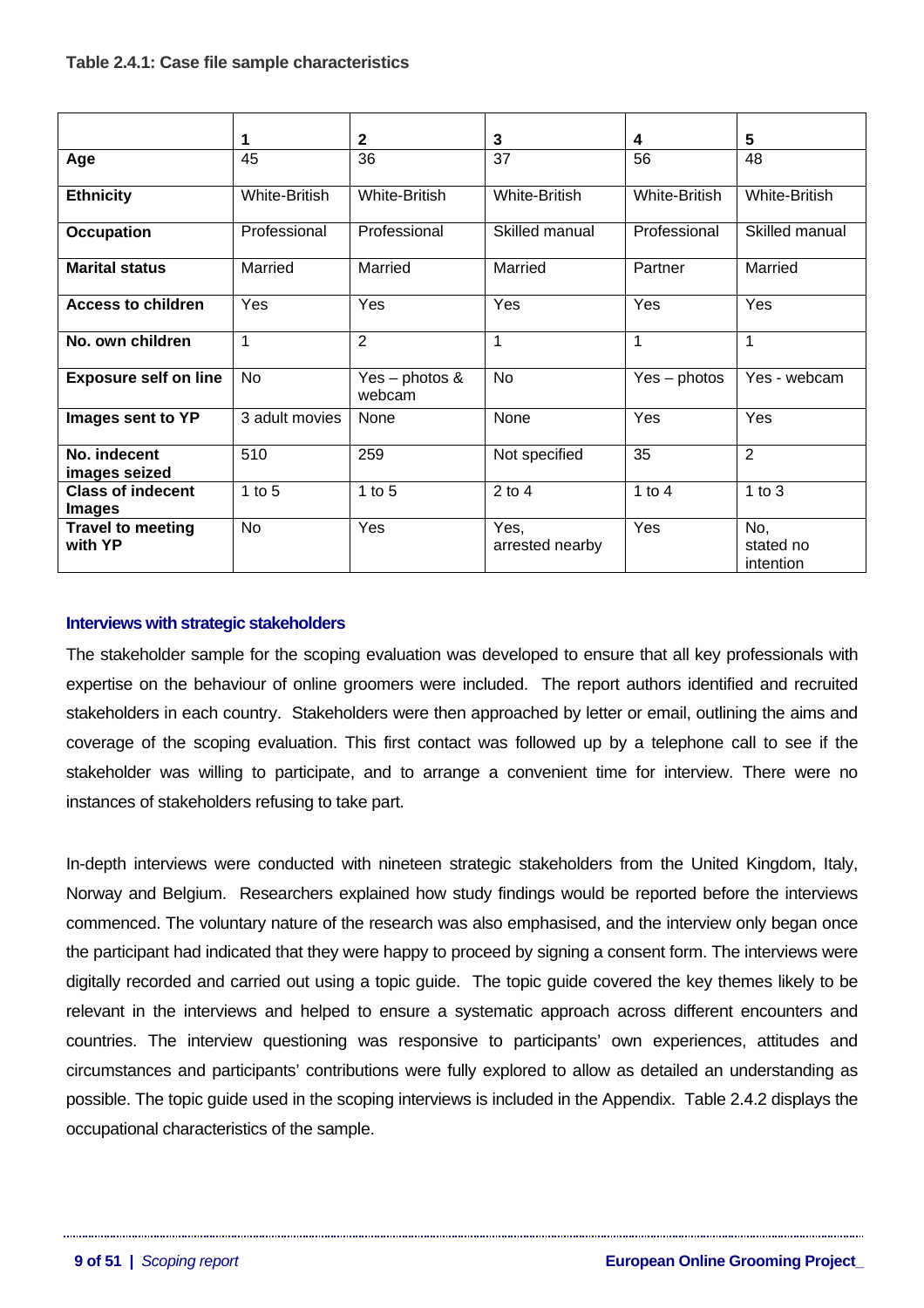**Table 2.4.1: Case file sample characteristics**

| | 1 | 2 | 3 | 4 | 5 |
|---|---|---|---|---|---|
| **Age** | 45 | 36 | 37 | 56 | 48 |
| **Ethnicity** | White-British | White-British | White-British | White-British | White-British |
| **Occupation** | Professional | Professional | Skilled manual | Professional | Skilled manual |
| **Marital status** | Married | Married | Married | Partner | Married |
| **Access to children** | Yes | Yes | Yes | Yes | Yes |
| **No. own children** | 1 | 2 | 1 | 1 | 1 |
| **Exposure self on line** | No | Yes – photos & webcam | No | Yes – photos | Yes - webcam |
| **Images sent to YP** | 3 adult movies | None | None | Yes | Yes |
| **No. indecent images seized** | 510 | 259 | Not specified | 35 | 2 |
| **Class of indecent Images** | 1 to 5 | 1 to 5 | 2 to 4 | 1 to 4 | 1 to 3 |
| **Travel to meeting with YP** | No | Yes | Yes, arrested nearby | Yes | No, stated no intention |

### Interviews with strategic stakeholders

The stakeholder sample for the scoping evaluation was developed to ensure that all key professionals with expertise on the behaviour of online groomers were included. The report authors identified and recruited stakeholders in each country. Stakeholders were then approached by letter or email, outlining the aims and coverage of the scoping evaluation. This first contact was followed up by a telephone call to see if the stakeholder was willing to participate, and to arrange a convenient time for interview. There were no instances of stakeholders refusing to take part.

In-depth interviews were conducted with nineteen strategic stakeholders from the United Kingdom, Italy, Norway and Belgium. Researchers explained how study findings would be reported before the interviews commenced. The voluntary nature of the research was also emphasised, and the interview only began once the participant had indicated that they were happy to proceed by signing a consent form. The interviews were digitally recorded and carried out using a topic guide. The topic guide covered the key themes likely to be relevant in the interviews and helped to ensure a systematic approach across different encounters and countries. The interview questioning was responsive to participants' own experiences, attitudes and circumstances and participants' contributions were fully explored to allow as detailed an understanding as possible. The topic guide used in the scoping interviews is included in the Appendix. Table 2.4.2 displays the occupational characteristics of the sample.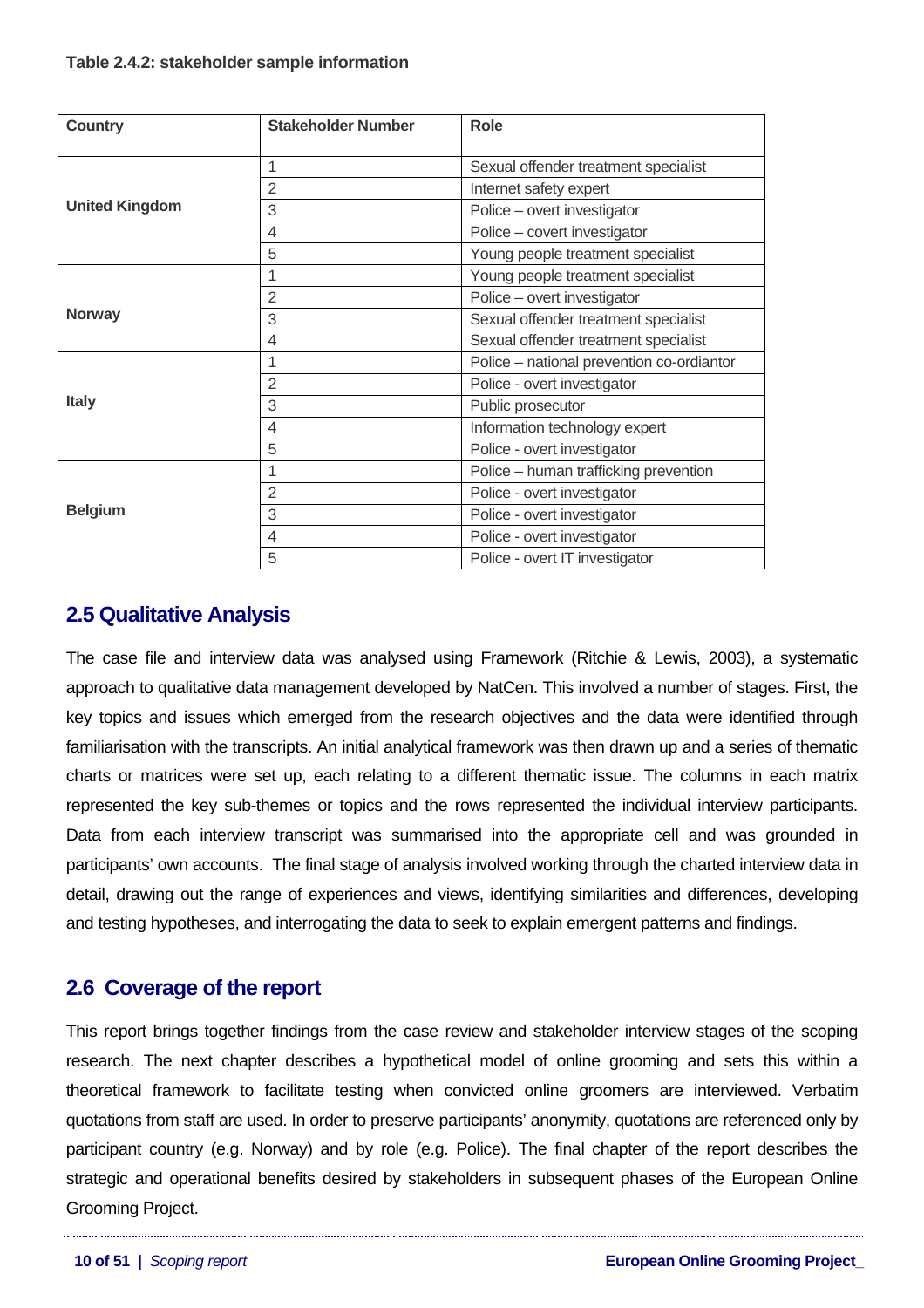**Table 2.4.2: stakeholder sample information**

| Country | Stakeholder Number | Role |
|---|---|---|
| United Kingdom | 1 | Sexual offender treatment specialist |
| | 2 | Internet safety expert |
| | 3 | Police – overt investigator |
| | 4 | Police – covert investigator |
| | 5 | Young people treatment specialist |
| Norway | 1 | Young people treatment specialist |
| | 2 | Police – overt investigator |
| | 3 | Sexual offender treatment specialist |
| | 4 | Sexual offender treatment specialist |
| Italy | 1 | Police – national prevention co-ordiantor |
| | 2 | Police - overt investigator |
| | 3 | Public prosecutor |
| | 4 | Information technology expert |
| | 5 | Police - overt investigator |
| Belgium | 1 | Police – human trafficking prevention |
| | 2 | Police - overt investigator |
| | 3 | Police - overt investigator |
| | 4 | Police - overt investigator |
| | 5 | Police - overt IT investigator |

## 2.5 Qualitative Analysis

The case file and interview data was analysed using Framework (Ritchie & Lewis, 2003), a systematic approach to qualitative data management developed by NatCen. This involved a number of stages. First, the key topics and issues which emerged from the research objectives and the data were identified through familiarisation with the transcripts. An initial analytical framework was then drawn up and a series of thematic charts or matrices were set up, each relating to a different thematic issue. The columns in each matrix represented the key sub-themes or topics and the rows represented the individual interview participants. Data from each interview transcript was summarised into the appropriate cell and was grounded in participants' own accounts. The final stage of analysis involved working through the charted interview data in detail, drawing out the range of experiences and views, identifying similarities and differences, developing and testing hypotheses, and interrogating the data to seek to explain emergent patterns and findings.

## 2.6 Coverage of the report

This report brings together findings from the case review and stakeholder interview stages of the scoping research. The next chapter describes a hypothetical model of online grooming and sets this within a theoretical framework to facilitate testing when convicted online groomers are interviewed. Verbatim quotations from staff are used. In order to preserve participants' anonymity, quotations are referenced only by participant country (e.g. Norway) and by role (e.g. Police). The final chapter of the report describes the strategic and operational benefits desired by stakeholders in subsequent phases of the European Online Grooming Project.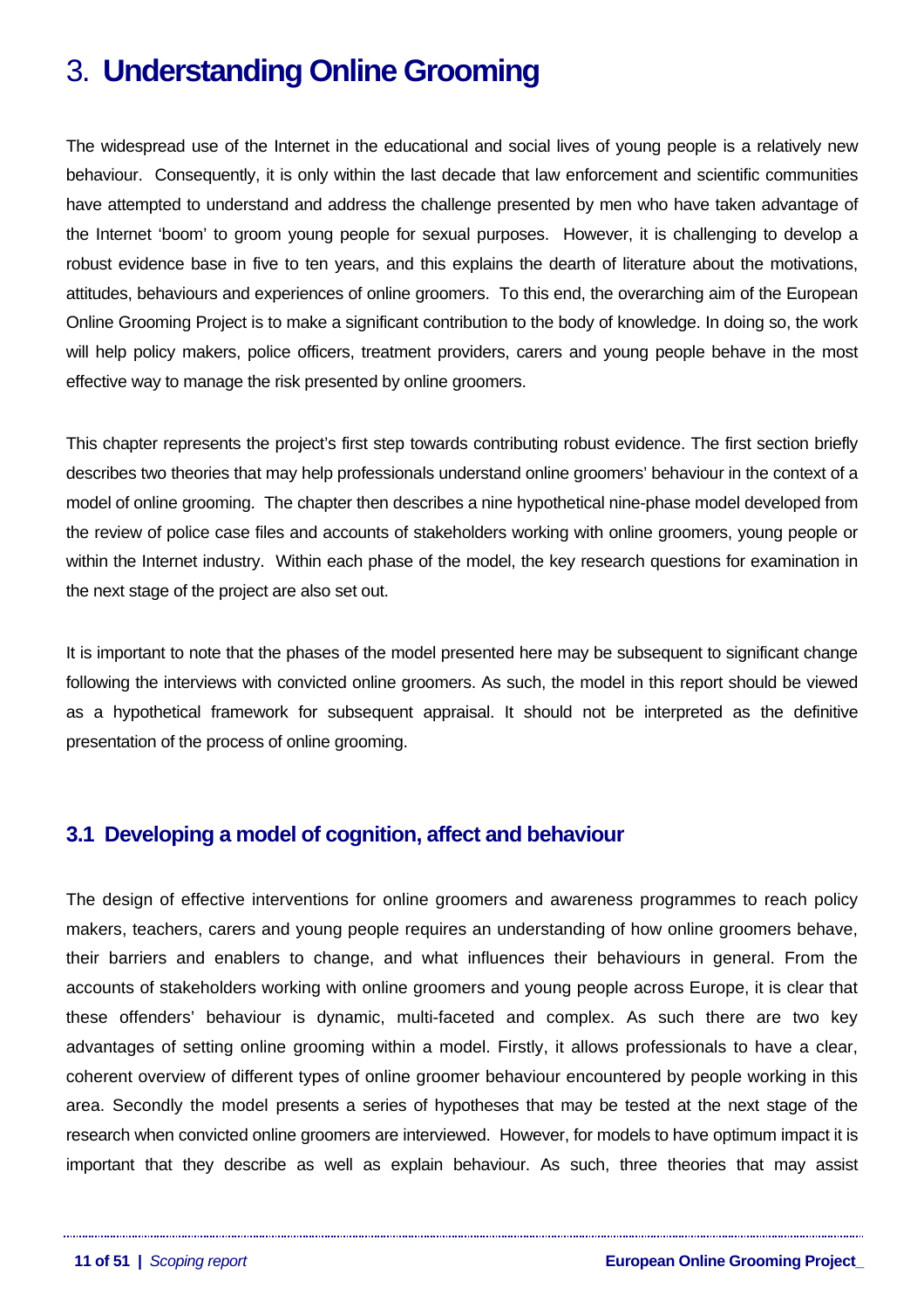# 3. **Understanding Online Grooming**

The widespread use of the Internet in the educational and social lives of young people is a relatively new behaviour. Consequently, it is only within the last decade that law enforcement and scientific communities have attempted to understand and address the challenge presented by men who have taken advantage of the Internet 'boom' to groom young people for sexual purposes. However, it is challenging to develop a robust evidence base in five to ten years, and this explains the dearth of literature about the motivations, attitudes, behaviours and experiences of online groomers. To this end, the overarching aim of the European Online Grooming Project is to make a significant contribution to the body of knowledge. In doing so, the work will help policy makers, police officers, treatment providers, carers and young people behave in the most effective way to manage the risk presented by online groomers.

This chapter represents the project's first step towards contributing robust evidence. The first section briefly describes two theories that may help professionals understand online groomers' behaviour in the context of a model of online grooming. The chapter then describes a nine hypothetical nine-phase model developed from the review of police case files and accounts of stakeholders working with online groomers, young people or within the Internet industry. Within each phase of the model, the key research questions for examination in the next stage of the project are also set out.

It is important to note that the phases of the model presented here may be subsequent to significant change following the interviews with convicted online groomers. As such, the model in this report should be viewed as a hypothetical framework for subsequent appraisal. It should not be interpreted as the definitive presentation of the process of online grooming.

## 3.1 Developing a model of cognition, affect and behaviour

The design of effective interventions for online groomers and awareness programmes to reach policy makers, teachers, carers and young people requires an understanding of how online groomers behave, their barriers and enablers to change, and what influences their behaviours in general. From the accounts of stakeholders working with online groomers and young people across Europe, it is clear that these offenders' behaviour is dynamic, multi-faceted and complex. As such there are two key advantages of setting online grooming within a model. Firstly, it allows professionals to have a clear, coherent overview of different types of online groomer behaviour encountered by people working in this area. Secondly the model presents a series of hypotheses that may be tested at the next stage of the research when convicted online groomers are interviewed. However, for models to have optimum impact it is important that they describe as well as explain behaviour. As such, three theories that may assist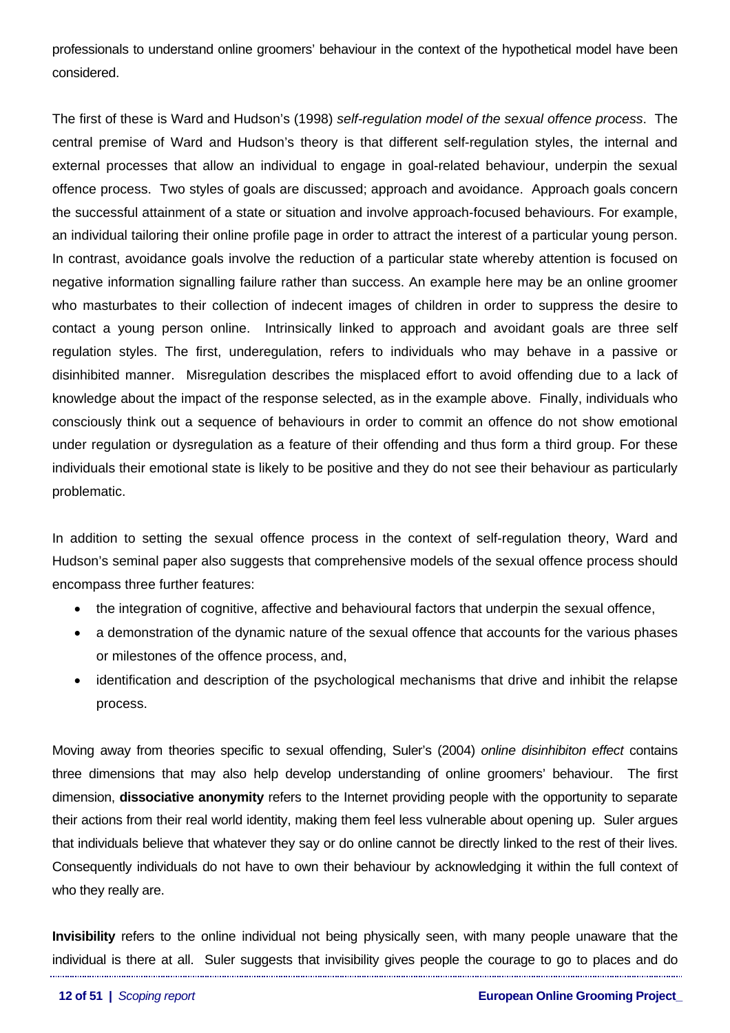professionals to understand online groomers' behaviour in the context of the hypothetical model have been considered.

The first of these is Ward and Hudson's (1998) *self-regulation model of the sexual offence process*. The central premise of Ward and Hudson's theory is that different self-regulation styles, the internal and external processes that allow an individual to engage in goal-related behaviour, underpin the sexual offence process. Two styles of goals are discussed; approach and avoidance. Approach goals concern the successful attainment of a state or situation and involve approach-focused behaviours. For example, an individual tailoring their online profile page in order to attract the interest of a particular young person. In contrast, avoidance goals involve the reduction of a particular state whereby attention is focused on negative information signalling failure rather than success. An example here may be an online groomer who masturbates to their collection of indecent images of children in order to suppress the desire to contact a young person online. Intrinsically linked to approach and avoidant goals are three self regulation styles. The first, underegulation, refers to individuals who may behave in a passive or disinhibited manner. Misregulation describes the misplaced effort to avoid offending due to a lack of knowledge about the impact of the response selected, as in the example above. Finally, individuals who consciously think out a sequence of behaviours in order to commit an offence do not show emotional under regulation or dysregulation as a feature of their offending and thus form a third group. For these individuals their emotional state is likely to be positive and they do not see their behaviour as particularly problematic.

In addition to setting the sexual offence process in the context of self-regulation theory, Ward and Hudson's seminal paper also suggests that comprehensive models of the sexual offence process should encompass three further features:

- the integration of cognitive, affective and behavioural factors that underpin the sexual offence,
- a demonstration of the dynamic nature of the sexual offence that accounts for the various phases or milestones of the offence process, and,
- identification and description of the psychological mechanisms that drive and inhibit the relapse process.

Moving away from theories specific to sexual offending, Suler's (2004) *online disinhibiton effect* contains three dimensions that may also help develop understanding of online groomers' behaviour. The first dimension, **dissociative anonymity** refers to the Internet providing people with the opportunity to separate their actions from their real world identity, making them feel less vulnerable about opening up. Suler argues that individuals believe that whatever they say or do online cannot be directly linked to the rest of their lives. Consequently individuals do not have to own their behaviour by acknowledging it within the full context of who they really are.

**Invisibility** refers to the online individual not being physically seen, with many people unaware that the individual is there at all. Suler suggests that invisibility gives people the courage to go to places and do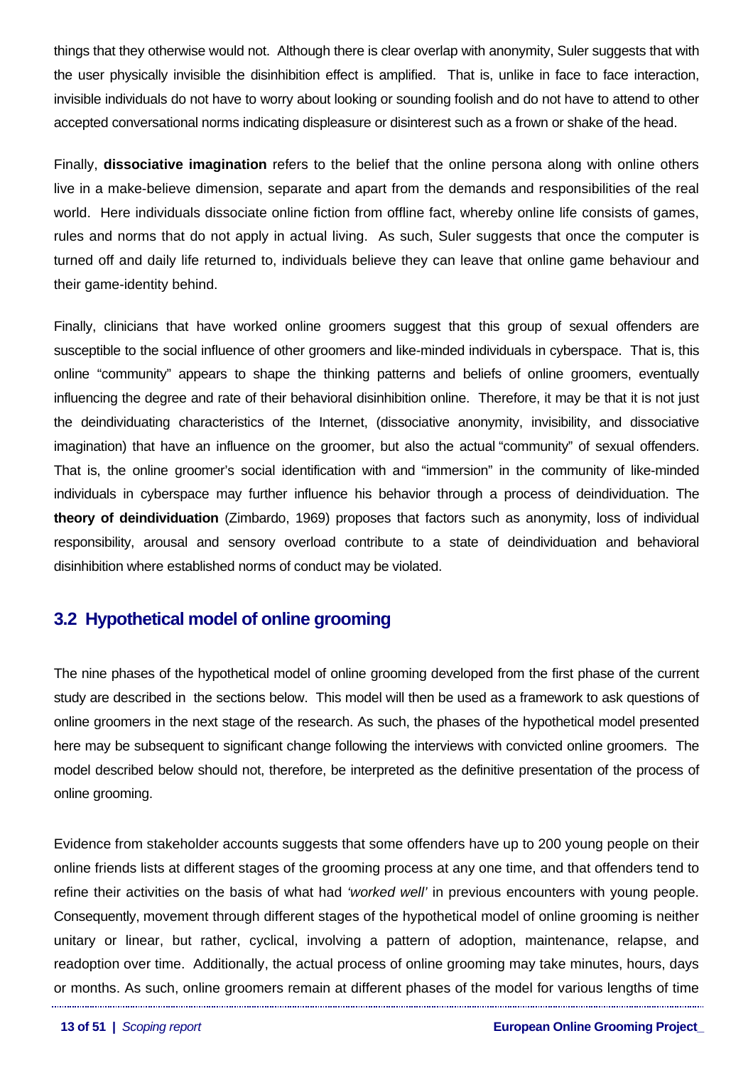things that they otherwise would not. Although there is clear overlap with anonymity, Suler suggests that with the user physically invisible the disinhibition effect is amplified. That is, unlike in face to face interaction, invisible individuals do not have to worry about looking or sounding foolish and do not have to attend to other accepted conversational norms indicating displeasure or disinterest such as a frown or shake of the head.

Finally, **dissociative imagination** refers to the belief that the online persona along with online others live in a make-believe dimension, separate and apart from the demands and responsibilities of the real world. Here individuals dissociate online fiction from offline fact, whereby online life consists of games, rules and norms that do not apply in actual living. As such, Suler suggests that once the computer is turned off and daily life returned to, individuals believe they can leave that online game behaviour and their game-identity behind.

Finally, clinicians that have worked online groomers suggest that this group of sexual offenders are susceptible to the social influence of other groomers and like-minded individuals in cyberspace. That is, this online "community" appears to shape the thinking patterns and beliefs of online groomers, eventually influencing the degree and rate of their behavioral disinhibition online. Therefore, it may be that it is not just the deindividuating characteristics of the Internet, (dissociative anonymity, invisibility, and dissociative imagination) that have an influence on the groomer, but also the actual "community" of sexual offenders. That is, the online groomer's social identification with and "immersion" in the community of like-minded individuals in cyberspace may further influence his behavior through a process of deindividuation. The **theory of deindividuation** (Zimbardo, 1969) proposes that factors such as anonymity, loss of individual responsibility, arousal and sensory overload contribute to a state of deindividuation and behavioral disinhibition where established norms of conduct may be violated.

## 3.2 Hypothetical model of online grooming

The nine phases of the hypothetical model of online grooming developed from the first phase of the current study are described in the sections below. This model will then be used as a framework to ask questions of online groomers in the next stage of the research. As such, the phases of the hypothetical model presented here may be subsequent to significant change following the interviews with convicted online groomers. The model described below should not, therefore, be interpreted as the definitive presentation of the process of online grooming.

Evidence from stakeholder accounts suggests that some offenders have up to 200 young people on their online friends lists at different stages of the grooming process at any one time, and that offenders tend to refine their activities on the basis of what had *'worked well'* in previous encounters with young people. Consequently, movement through different stages of the hypothetical model of online grooming is neither unitary or linear, but rather, cyclical, involving a pattern of adoption, maintenance, relapse, and readoption over time. Additionally, the actual process of online grooming may take minutes, hours, days or months. As such, online groomers remain at different phases of the model for various lengths of time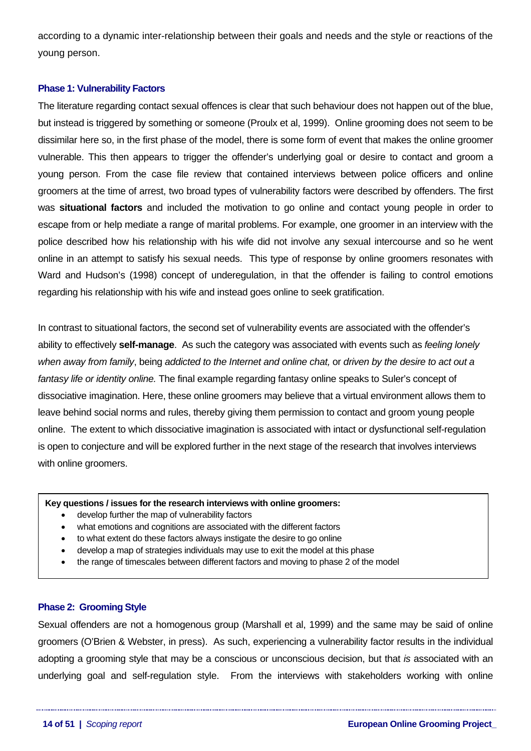according to a dynamic inter-relationship between their goals and needs and the style or reactions of the young person.

### Phase 1: Vulnerability Factors

The literature regarding contact sexual offences is clear that such behaviour does not happen out of the blue, but instead is triggered by something or someone (Proulx et al, 1999). Online grooming does not seem to be dissimilar here so, in the first phase of the model, there is some form of event that makes the online groomer vulnerable. This then appears to trigger the offender's underlying goal or desire to contact and groom a young person. From the case file review that contained interviews between police officers and online groomers at the time of arrest, two broad types of vulnerability factors were described by offenders. The first was **situational factors** and included the motivation to go online and contact young people in order to escape from or help mediate a range of marital problems. For example, one groomer in an interview with the police described how his relationship with his wife did not involve any sexual intercourse and so he went online in an attempt to satisfy his sexual needs. This type of response by online groomers resonates with Ward and Hudson's (1998) concept of underegulation, in that the offender is failing to control emotions regarding his relationship with his wife and instead goes online to seek gratification.

In contrast to situational factors, the second set of vulnerability events are associated with the offender's ability to effectively **self-manage**. As such the category was associated with events such as *feeling lonely when away from family*, being *addicted to the Internet and online chat,* or *driven by the desire to act out a fantasy life or identity online.* The final example regarding fantasy online speaks to Suler's concept of dissociative imagination. Here, these online groomers may believe that a virtual environment allows them to leave behind social norms and rules, thereby giving them permission to contact and groom young people online. The extent to which dissociative imagination is associated with intact or dysfunctional self-regulation is open to conjecture and will be explored further in the next stage of the research that involves interviews with online groomers.

**Key questions / issues for the research interviews with online groomers:**

- develop further the map of vulnerability factors
- what emotions and cognitions are associated with the different factors
- to what extent do these factors always instigate the desire to go online
- develop a map of strategies individuals may use to exit the model at this phase
- the range of timescales between different factors and moving to phase 2 of the model

### Phase 2: Grooming Style

Sexual offenders are not a homogenous group (Marshall et al, 1999) and the same may be said of online groomers (O'Brien & Webster, in press). As such, experiencing a vulnerability factor results in the individual adopting a grooming style that may be a conscious or unconscious decision, but that *is* associated with an underlying goal and self-regulation style. From the interviews with stakeholders working with online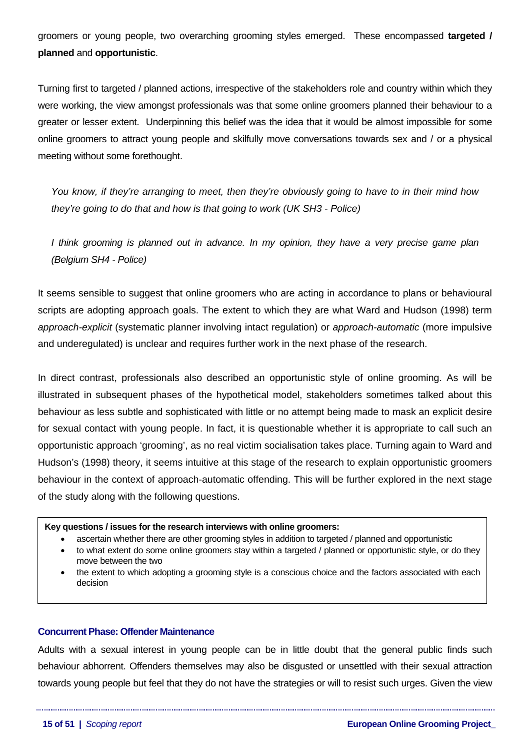groomers or young people, two overarching grooming styles emerged. These encompassed **targeted / planned** and **opportunistic**.

Turning first to targeted / planned actions, irrespective of the stakeholders role and country within which they were working, the view amongst professionals was that some online groomers planned their behaviour to a greater or lesser extent. Underpinning this belief was the idea that it would be almost impossible for some online groomers to attract young people and skilfully move conversations towards sex and / or a physical meeting without some forethought.

> *You know, if they're arranging to meet, then they're obviously going to have to in their mind how they're going to do that and how is that going to work (UK SH3 - Police)*

> *I think grooming is planned out in advance. In my opinion, they have a very precise game plan (Belgium SH4 - Police)*

It seems sensible to suggest that online groomers who are acting in accordance to plans or behavioural scripts are adopting approach goals. The extent to which they are what Ward and Hudson (1998) term *approach-explicit* (systematic planner involving intact regulation) or *approach-automatic* (more impulsive and underegulated) is unclear and requires further work in the next phase of the research.

In direct contrast, professionals also described an opportunistic style of online grooming. As will be illustrated in subsequent phases of the hypothetical model, stakeholders sometimes talked about this behaviour as less subtle and sophisticated with little or no attempt being made to mask an explicit desire for sexual contact with young people. In fact, it is questionable whether it is appropriate to call such an opportunistic approach 'grooming', as no real victim socialisation takes place. Turning again to Ward and Hudson's (1998) theory, it seems intuitive at this stage of the research to explain opportunistic groomers behaviour in the context of approach-automatic offending. This will be further explored in the next stage of the study along with the following questions.

**Key questions / issues for the research interviews with online groomers:**

- ascertain whether there are other grooming styles in addition to targeted / planned and opportunistic
- to what extent do some online groomers stay within a targeted / planned or opportunistic style, or do they move between the two
- the extent to which adopting a grooming style is a conscious choice and the factors associated with each decision

### Concurrent Phase: Offender Maintenance

Adults with a sexual interest in young people can be in little doubt that the general public finds such behaviour abhorrent. Offenders themselves may also be disgusted or unsettled with their sexual attraction towards young people but feel that they do not have the strategies or will to resist such urges. Given the view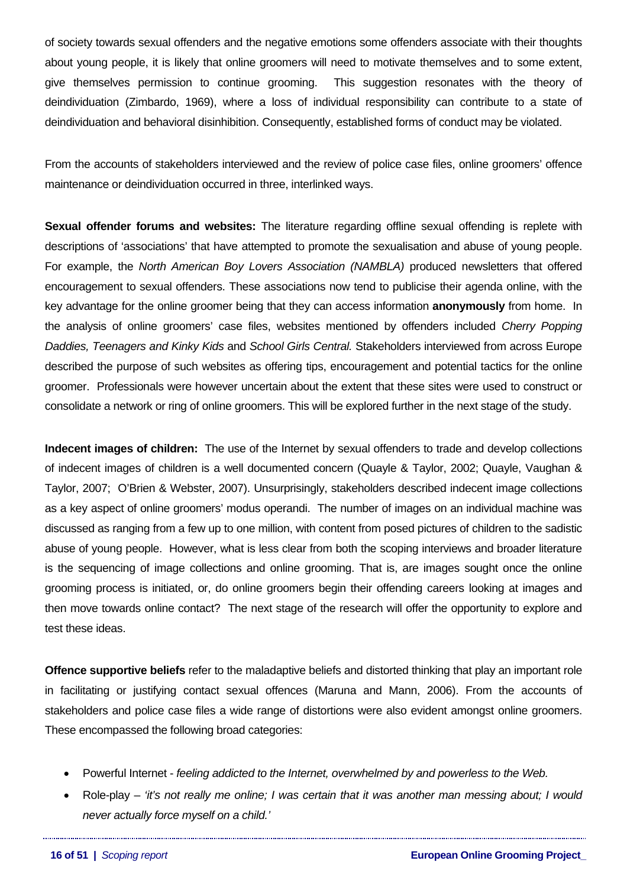of society towards sexual offenders and the negative emotions some offenders associate with their thoughts about young people, it is likely that online groomers will need to motivate themselves and to some extent, give themselves permission to continue grooming. This suggestion resonates with the theory of deindividuation (Zimbardo, 1969), where a loss of individual responsibility can contribute to a state of deindividuation and behavioral disinhibition. Consequently, established forms of conduct may be violated.

From the accounts of stakeholders interviewed and the review of police case files, online groomers' offence maintenance or deindividuation occurred in three, interlinked ways.

**Sexual offender forums and websites:** The literature regarding offline sexual offending is replete with descriptions of 'associations' that have attempted to promote the sexualisation and abuse of young people. For example, the *North American Boy Lovers Association (NAMBLA)* produced newsletters that offered encouragement to sexual offenders. These associations now tend to publicise their agenda online, with the key advantage for the online groomer being that they can access information **anonymously** from home. In the analysis of online groomers' case files, websites mentioned by offenders included *Cherry Popping Daddies, Teenagers and Kinky Kids* and *School Girls Central.* Stakeholders interviewed from across Europe described the purpose of such websites as offering tips, encouragement and potential tactics for the online groomer. Professionals were however uncertain about the extent that these sites were used to construct or consolidate a network or ring of online groomers. This will be explored further in the next stage of the study.

**Indecent images of children:** The use of the Internet by sexual offenders to trade and develop collections of indecent images of children is a well documented concern (Quayle & Taylor, 2002; Quayle, Vaughan & Taylor, 2007; O'Brien & Webster, 2007). Unsurprisingly, stakeholders described indecent image collections as a key aspect of online groomers' modus operandi. The number of images on an individual machine was discussed as ranging from a few up to one million, with content from posed pictures of children to the sadistic abuse of young people. However, what is less clear from both the scoping interviews and broader literature is the sequencing of image collections and online grooming. That is, are images sought once the online grooming process is initiated, or, do online groomers begin their offending careers looking at images and then move towards online contact? The next stage of the research will offer the opportunity to explore and test these ideas.

**Offence supportive beliefs** refer to the maladaptive beliefs and distorted thinking that play an important role in facilitating or justifying contact sexual offences (Maruna and Mann, 2006). From the accounts of stakeholders and police case files a wide range of distortions were also evident amongst online groomers. These encompassed the following broad categories:

- Powerful Internet - *feeling addicted to the Internet, overwhelmed by and powerless to the Web.*
- Role-play – *'it's not really me online; I was certain that it was another man messing about; I would never actually force myself on a child.'*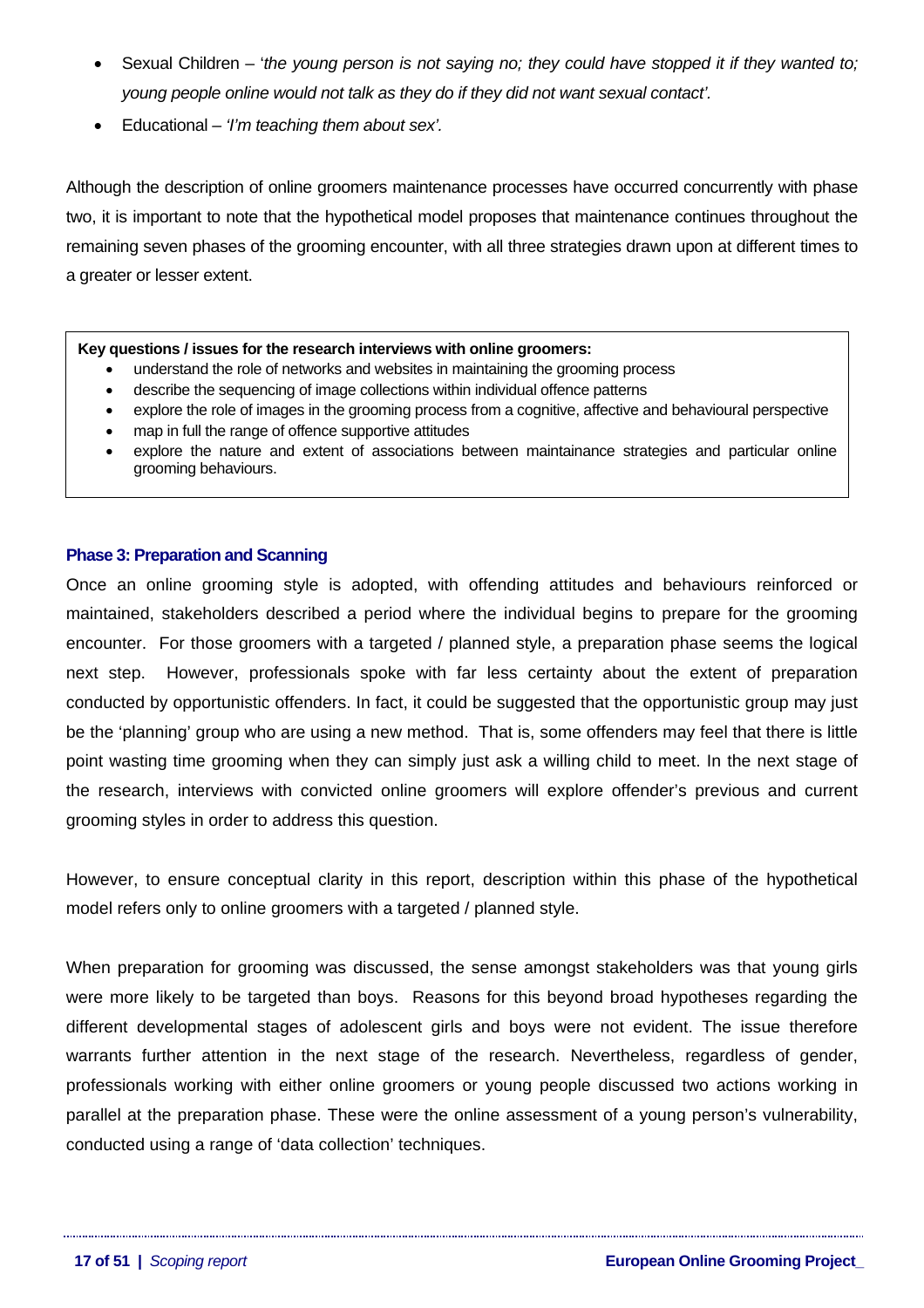- Sexual Children – '*the young person is not saying no; they could have stopped it if they wanted to; young people online would not talk as they do if they did not want sexual contact'.*
- Educational – *'I'm teaching them about sex'.*

Although the description of online groomers maintenance processes have occurred concurrently with phase two, it is important to note that the hypothetical model proposes that maintenance continues throughout the remaining seven phases of the grooming encounter, with all three strategies drawn upon at different times to a greater or lesser extent.

**Key questions / issues for the research interviews with online groomers:**

- understand the role of networks and websites in maintaining the grooming process
- describe the sequencing of image collections within individual offence patterns
- explore the role of images in the grooming process from a cognitive, affective and behavioural perspective
- map in full the range of offence supportive attitudes
- explore the nature and extent of associations between maintainance strategies and particular online grooming behaviours.

### Phase 3: Preparation and Scanning

Once an online grooming style is adopted, with offending attitudes and behaviours reinforced or maintained, stakeholders described a period where the individual begins to prepare for the grooming encounter. For those groomers with a targeted / planned style, a preparation phase seems the logical next step. However, professionals spoke with far less certainty about the extent of preparation conducted by opportunistic offenders. In fact, it could be suggested that the opportunistic group may just be the 'planning' group who are using a new method. That is, some offenders may feel that there is little point wasting time grooming when they can simply just ask a willing child to meet. In the next stage of the research, interviews with convicted online groomers will explore offender's previous and current grooming styles in order to address this question.

However, to ensure conceptual clarity in this report, description within this phase of the hypothetical model refers only to online groomers with a targeted / planned style.

When preparation for grooming was discussed, the sense amongst stakeholders was that young girls were more likely to be targeted than boys. Reasons for this beyond broad hypotheses regarding the different developmental stages of adolescent girls and boys were not evident. The issue therefore warrants further attention in the next stage of the research. Nevertheless, regardless of gender, professionals working with either online groomers or young people discussed two actions working in parallel at the preparation phase. These were the online assessment of a young person's vulnerability, conducted using a range of 'data collection' techniques.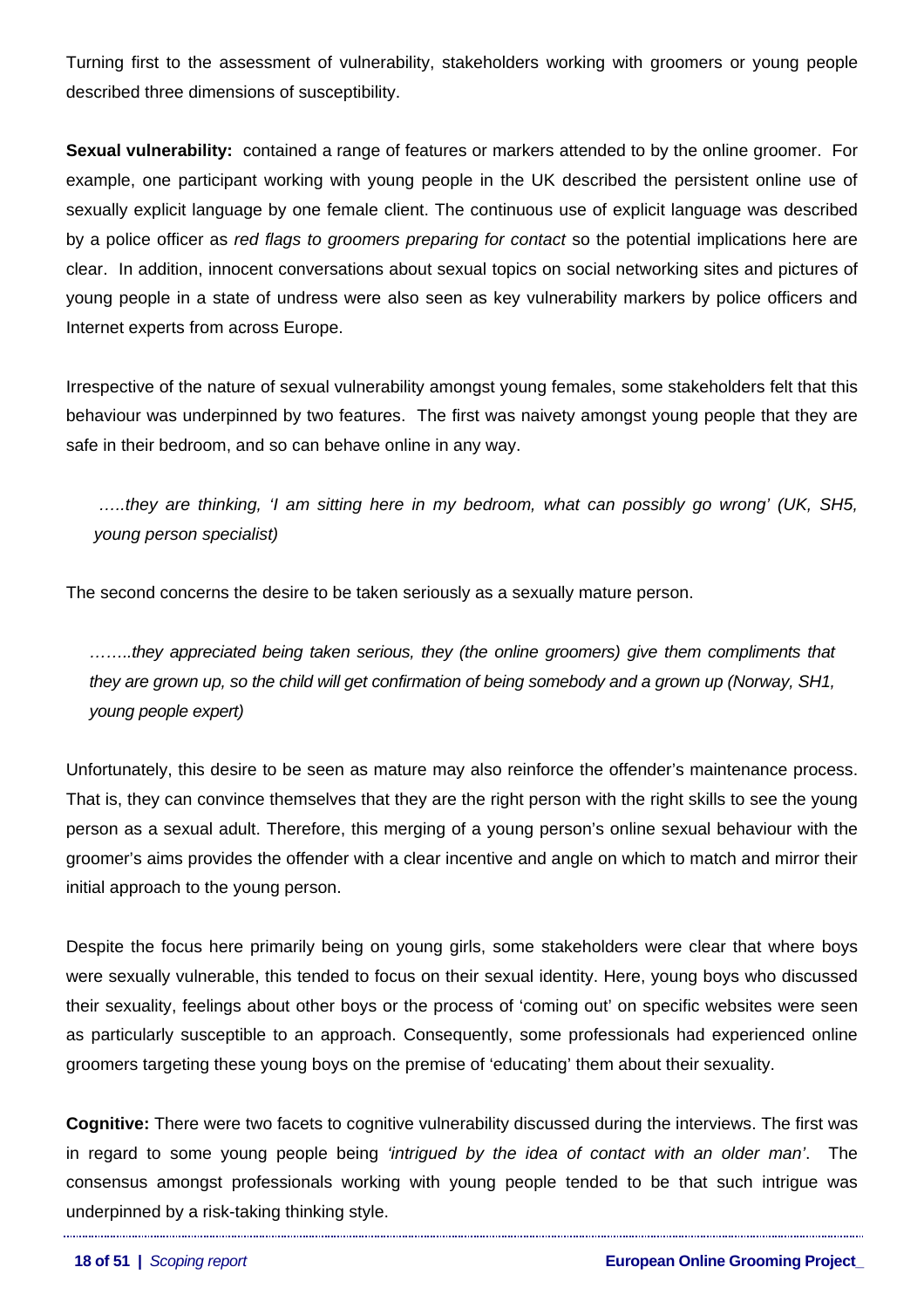Turning first to the assessment of vulnerability, stakeholders working with groomers or young people described three dimensions of susceptibility.

**Sexual vulnerability:** contained a range of features or markers attended to by the online groomer. For example, one participant working with young people in the UK described the persistent online use of sexually explicit language by one female client. The continuous use of explicit language was described by a police officer as *red flags to groomers preparing for contact* so the potential implications here are clear. In addition, innocent conversations about sexual topics on social networking sites and pictures of young people in a state of undress were also seen as key vulnerability markers by police officers and Internet experts from across Europe.

Irrespective of the nature of sexual vulnerability amongst young females, some stakeholders felt that this behaviour was underpinned by two features. The first was naivety amongst young people that they are safe in their bedroom, and so can behave online in any way.

> *…..they are thinking, 'I am sitting here in my bedroom, what can possibly go wrong' (UK, SH5, young person specialist)*

The second concerns the desire to be taken seriously as a sexually mature person.

> *……..they appreciated being taken serious, they (the online groomers) give them compliments that they are grown up, so the child will get confirmation of being somebody and a grown up (Norway, SH1, young people expert)*

Unfortunately, this desire to be seen as mature may also reinforce the offender's maintenance process. That is, they can convince themselves that they are the right person with the right skills to see the young person as a sexual adult. Therefore, this merging of a young person's online sexual behaviour with the groomer's aims provides the offender with a clear incentive and angle on which to match and mirror their initial approach to the young person.

Despite the focus here primarily being on young girls, some stakeholders were clear that where boys were sexually vulnerable, this tended to focus on their sexual identity. Here, young boys who discussed their sexuality, feelings about other boys or the process of 'coming out' on specific websites were seen as particularly susceptible to an approach. Consequently, some professionals had experienced online groomers targeting these young boys on the premise of 'educating' them about their sexuality.

**Cognitive:** There were two facets to cognitive vulnerability discussed during the interviews. The first was in regard to some young people being *'intrigued by the idea of contact with an older man'*. The consensus amongst professionals working with young people tended to be that such intrigue was underpinned by a risk-taking thinking style.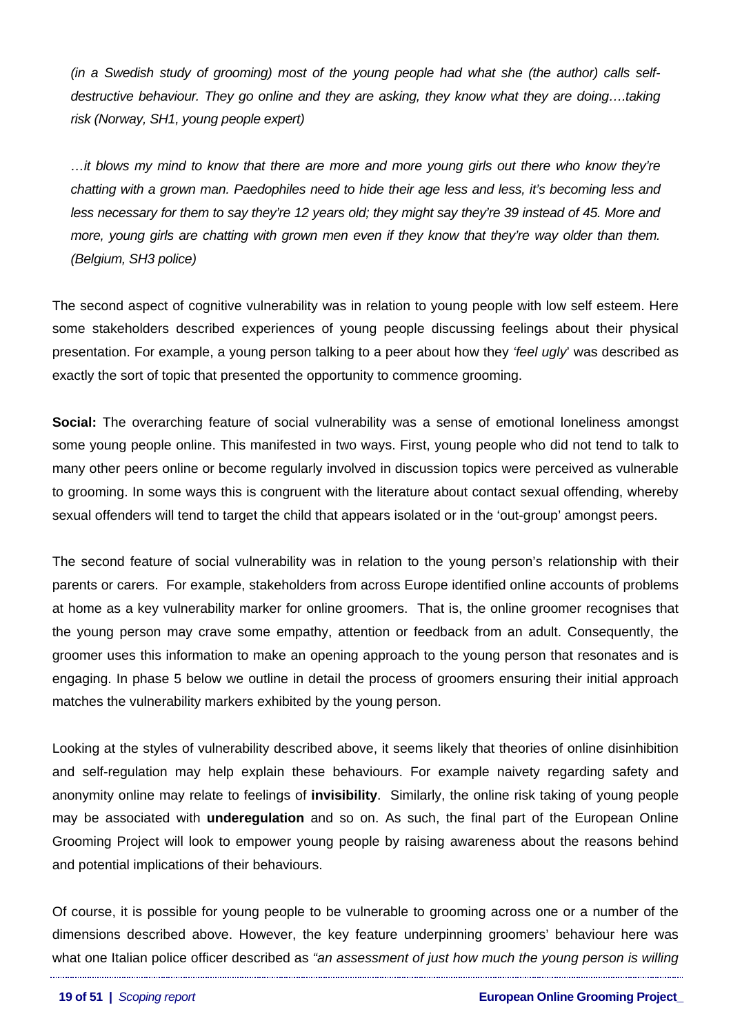*(in a Swedish study of grooming) most of the young people had what she (the author) calls self-destructive behaviour. They go online and they are asking, they know what they are doing….taking risk (Norway, SH1, young people expert)*

*…it blows my mind to know that there are more and more young girls out there who know they're chatting with a grown man. Paedophiles need to hide their age less and less, it's becoming less and less necessary for them to say they're 12 years old; they might say they're 39 instead of 45. More and more, young girls are chatting with grown men even if they know that they're way older than them. (Belgium, SH3 police)*

The second aspect of cognitive vulnerability was in relation to young people with low self esteem. Here some stakeholders described experiences of young people discussing feelings about their physical presentation. For example, a young person talking to a peer about how they *'feel ugly*' was described as exactly the sort of topic that presented the opportunity to commence grooming.

**Social:** The overarching feature of social vulnerability was a sense of emotional loneliness amongst some young people online. This manifested in two ways. First, young people who did not tend to talk to many other peers online or become regularly involved in discussion topics were perceived as vulnerable to grooming. In some ways this is congruent with the literature about contact sexual offending, whereby sexual offenders will tend to target the child that appears isolated or in the 'out-group' amongst peers.

The second feature of social vulnerability was in relation to the young person's relationship with their parents or carers. For example, stakeholders from across Europe identified online accounts of problems at home as a key vulnerability marker for online groomers. That is, the online groomer recognises that the young person may crave some empathy, attention or feedback from an adult. Consequently, the groomer uses this information to make an opening approach to the young person that resonates and is engaging. In phase 5 below we outline in detail the process of groomers ensuring their initial approach matches the vulnerability markers exhibited by the young person.

Looking at the styles of vulnerability described above, it seems likely that theories of online disinhibition and self-regulation may help explain these behaviours. For example naivety regarding safety and anonymity online may relate to feelings of **invisibility**. Similarly, the online risk taking of young people may be associated with **underegulation** and so on. As such, the final part of the European Online Grooming Project will look to empower young people by raising awareness about the reasons behind and potential implications of their behaviours.

Of course, it is possible for young people to be vulnerable to grooming across one or a number of the dimensions described above. However, the key feature underpinning groomers' behaviour here was what one Italian police officer described as *"an assessment of just how much the young person is willing*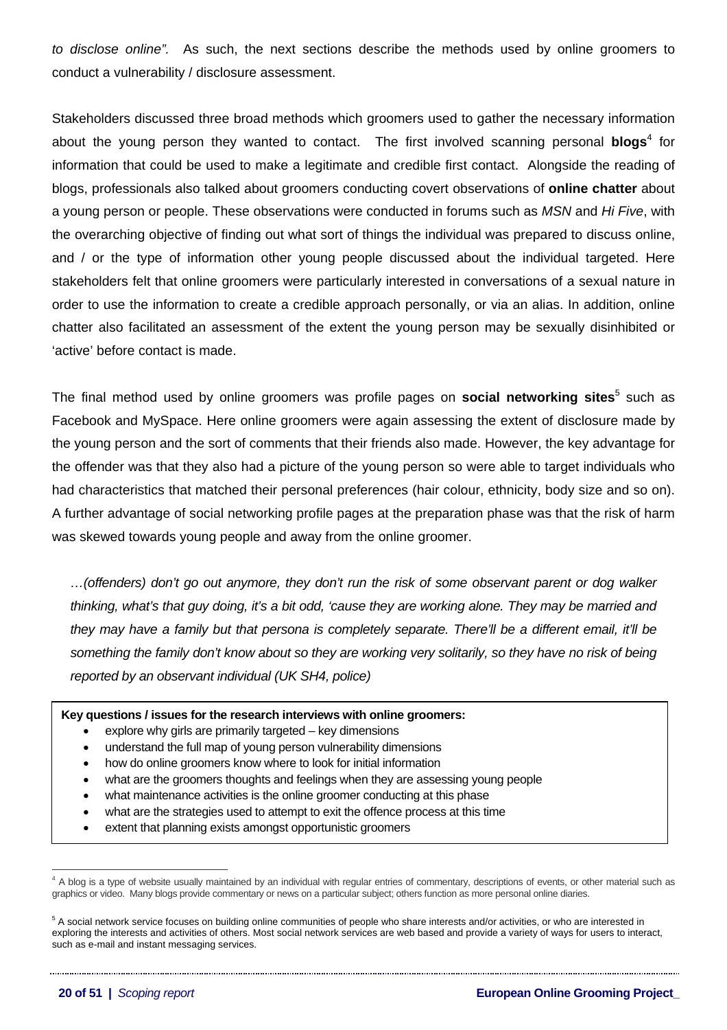*to disclose online".* As such, the next sections describe the methods used by online groomers to conduct a vulnerability / disclosure assessment.

Stakeholders discussed three broad methods which groomers used to gather the necessary information about the young person they wanted to contact. The first involved scanning personal **blogs**[4] for information that could be used to make a legitimate and credible first contact. Alongside the reading of blogs, professionals also talked about groomers conducting covert observations of **online chatter** about a young person or people. These observations were conducted in forums such as *MSN* and *Hi Five*, with the overarching objective of finding out what sort of things the individual was prepared to discuss online, and / or the type of information other young people discussed about the individual targeted. Here stakeholders felt that online groomers were particularly interested in conversations of a sexual nature in order to use the information to create a credible approach personally, or via an alias. In addition, online chatter also facilitated an assessment of the extent the young person may be sexually disinhibited or 'active' before contact is made.

The final method used by online groomers was profile pages on **social networking sites**[5] such as Facebook and MySpace. Here online groomers were again assessing the extent of disclosure made by the young person and the sort of comments that their friends also made. However, the key advantage for the offender was that they also had a picture of the young person so were able to target individuals who had characteristics that matched their personal preferences (hair colour, ethnicity, body size and so on). A further advantage of social networking profile pages at the preparation phase was that the risk of harm was skewed towards young people and away from the online groomer.

> *…(offenders) don't go out anymore, they don't run the risk of some observant parent or dog walker thinking, what's that guy doing, it's a bit odd, 'cause they are working alone. They may be married and they may have a family but that persona is completely separate. There'll be a different email, it'll be something the family don't know about so they are working very solitarily, so they have no risk of being reported by an observant individual (UK SH4, police)*

**Key questions / issues for the research interviews with online groomers:**

- explore why girls are primarily targeted – key dimensions
- understand the full map of young person vulnerability dimensions
- how do online groomers know where to look for initial information
- what are the groomers thoughts and feelings when they are assessing young people
- what maintenance activities is the online groomer conducting at this phase
- what are the strategies used to attempt to exit the offence process at this time
- extent that planning exists amongst opportunistic groomers

---

[4] A blog is a type of website usually maintained by an individual with regular entries of commentary, descriptions of events, or other material such as graphics or video. Many blogs provide commentary or news on a particular subject; others function as more personal online diaries.

[5] A social network service focuses on building online communities of people who share interests and/or activities, or who are interested in exploring the interests and activities of others. Most social network services are web based and provide a variety of ways for users to interact, such as e-mail and instant messaging services.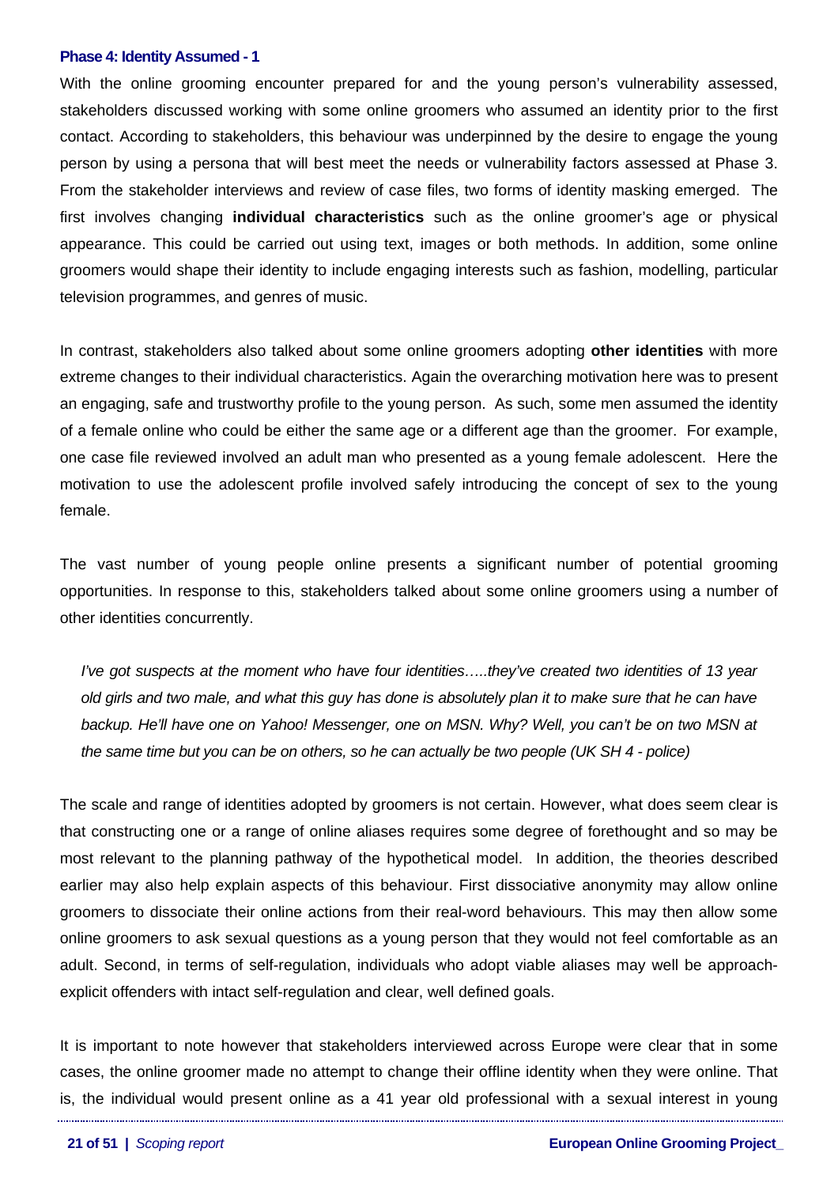#### Phase 4: Identity Assumed - 1

With the online grooming encounter prepared for and the young person's vulnerability assessed, stakeholders discussed working with some online groomers who assumed an identity prior to the first contact. According to stakeholders, this behaviour was underpinned by the desire to engage the young person by using a persona that will best meet the needs or vulnerability factors assessed at Phase 3. From the stakeholder interviews and review of case files, two forms of identity masking emerged. The first involves changing **individual characteristics** such as the online groomer's age or physical appearance. This could be carried out using text, images or both methods. In addition, some online groomers would shape their identity to include engaging interests such as fashion, modelling, particular television programmes, and genres of music.

In contrast, stakeholders also talked about some online groomers adopting **other identities** with more extreme changes to their individual characteristics. Again the overarching motivation here was to present an engaging, safe and trustworthy profile to the young person. As such, some men assumed the identity of a female online who could be either the same age or a different age than the groomer. For example, one case file reviewed involved an adult man who presented as a young female adolescent. Here the motivation to use the adolescent profile involved safely introducing the concept of sex to the young female.

The vast number of young people online presents a significant number of potential grooming opportunities. In response to this, stakeholders talked about some online groomers using a number of other identities concurrently.

> *I've got suspects at the moment who have four identities…..they've created two identities of 13 year old girls and two male, and what this guy has done is absolutely plan it to make sure that he can have backup. He'll have one on Yahoo! Messenger, one on MSN. Why? Well, you can't be on two MSN at the same time but you can be on others, so he can actually be two people (UK SH 4 - police)*

The scale and range of identities adopted by groomers is not certain. However, what does seem clear is that constructing one or a range of online aliases requires some degree of forethought and so may be most relevant to the planning pathway of the hypothetical model. In addition, the theories described earlier may also help explain aspects of this behaviour. First dissociative anonymity may allow online groomers to dissociate their online actions from their real-word behaviours. This may then allow some online groomers to ask sexual questions as a young person that they would not feel comfortable as an adult. Second, in terms of self-regulation, individuals who adopt viable aliases may well be approach-explicit offenders with intact self-regulation and clear, well defined goals.

It is important to note however that stakeholders interviewed across Europe were clear that in some cases, the online groomer made no attempt to change their offline identity when they were online. That is, the individual would present online as a 41 year old professional with a sexual interest in young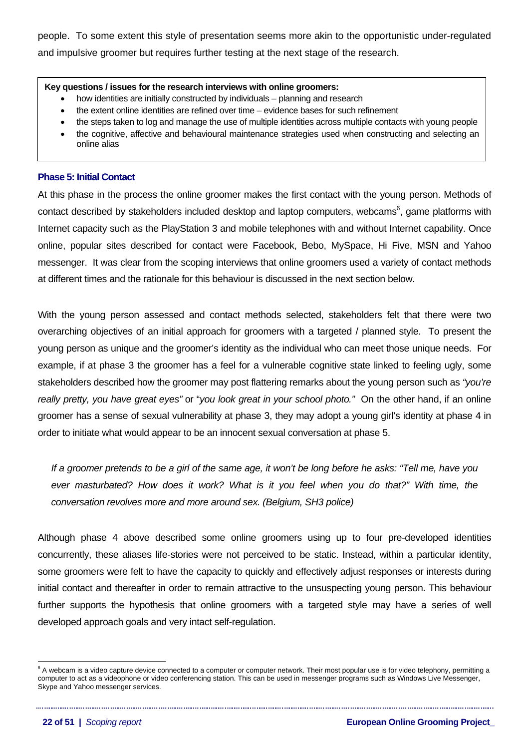people. To some extent this style of presentation seems more akin to the opportunistic under-regulated and impulsive groomer but requires further testing at the next stage of the research.

> **Key questions / issues for the research interviews with online groomers:**
> - how identities are initially constructed by individuals – planning and research
> - the extent online identities are refined over time – evidence bases for such refinement
> - the steps taken to log and manage the use of multiple identities across multiple contacts with young people
> - the cognitive, affective and behavioural maintenance strategies used when constructing and selecting an online alias

### Phase 5: Initial Contact

At this phase in the process the online groomer makes the first contact with the young person. Methods of contact described by stakeholders included desktop and laptop computers, webcams[6], game platforms with Internet capacity such as the PlayStation 3 and mobile telephones with and without Internet capability. Once online, popular sites described for contact were Facebook, Bebo, MySpace, Hi Five, MSN and Yahoo messenger. It was clear from the scoping interviews that online groomers used a variety of contact methods at different times and the rationale for this behaviour is discussed in the next section below.

With the young person assessed and contact methods selected, stakeholders felt that there were two overarching objectives of an initial approach for groomers with a targeted / planned style. To present the young person as unique and the groomer's identity as the individual who can meet those unique needs. For example, if at phase 3 the groomer has a feel for a vulnerable cognitive state linked to feeling ugly, some stakeholders described how the groomer may post flattering remarks about the young person such as *"you're really pretty, you have great eyes"* or "*you look great in your school photo."* On the other hand, if an online groomer has a sense of sexual vulnerability at phase 3, they may adopt a young girl's identity at phase 4 in order to initiate what would appear to be an innocent sexual conversation at phase 5.

> *If a groomer pretends to be a girl of the same age, it won't be long before he asks: "Tell me, have you ever masturbated? How does it work? What is it you feel when you do that?" With time, the conversation revolves more and more around sex. (Belgium, SH3 police)*

Although phase 4 above described some online groomers using up to four pre-developed identities concurrently, these aliases life-stories were not perceived to be static. Instead, within a particular identity, some groomers were felt to have the capacity to quickly and effectively adjust responses or interests during initial contact and thereafter in order to remain attractive to the unsuspecting young person. This behaviour further supports the hypothesis that online groomers with a targeted style may have a series of well developed approach goals and very intact self-regulation.

---

[6] A webcam is a video capture device connected to a computer or computer network. Their most popular use is for video telephony, permitting a computer to act as a videophone or video conferencing station. This can be used in messenger programs such as Windows Live Messenger, Skype and Yahoo messenger services.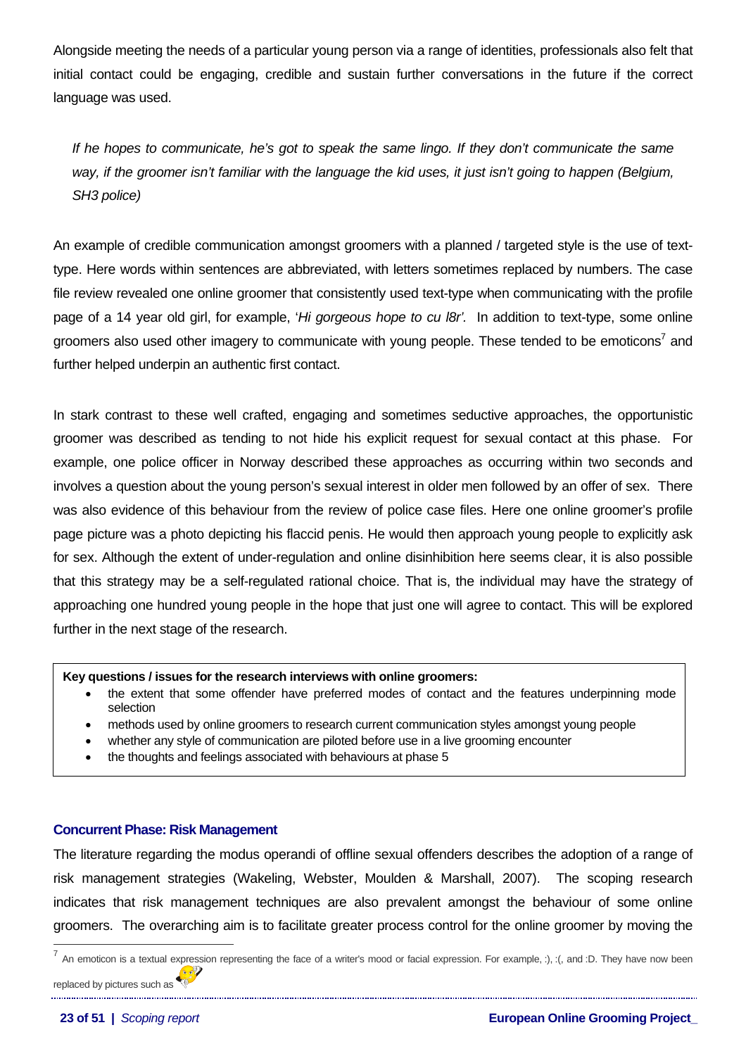Alongside meeting the needs of a particular young person via a range of identities, professionals also felt that initial contact could be engaging, credible and sustain further conversations in the future if the correct language was used.

> *If he hopes to communicate, he's got to speak the same lingo. If they don't communicate the same way, if the groomer isn't familiar with the language the kid uses, it just isn't going to happen (Belgium, SH3 police)*

An example of credible communication amongst groomers with a planned / targeted style is the use of text-type. Here words within sentences are abbreviated, with letters sometimes replaced by numbers. The case file review revealed one online groomer that consistently used text-type when communicating with the profile page of a 14 year old girl, for example, '*Hi gorgeous hope to cu l8r'.* In addition to text-type, some online groomers also used other imagery to communicate with young people. These tended to be emoticons[7] and further helped underpin an authentic first contact.

In stark contrast to these well crafted, engaging and sometimes seductive approaches, the opportunistic groomer was described as tending to not hide his explicit request for sexual contact at this phase. For example, one police officer in Norway described these approaches as occurring within two seconds and involves a question about the young person's sexual interest in older men followed by an offer of sex. There was also evidence of this behaviour from the review of police case files. Here one online groomer's profile page picture was a photo depicting his flaccid penis. He would then approach young people to explicitly ask for sex. Although the extent of under-regulation and online disinhibition here seems clear, it is also possible that this strategy may be a self-regulated rational choice. That is, the individual may have the strategy of approaching one hundred young people in the hope that just one will agree to contact. This will be explored further in the next stage of the research.

**Key questions / issues for the research interviews with online groomers:**

- the extent that some offender have preferred modes of contact and the features underpinning mode selection
- methods used by online groomers to research current communication styles amongst young people
- whether any style of communication are piloted before use in a live grooming encounter
- the thoughts and feelings associated with behaviours at phase 5

### Concurrent Phase: Risk Management

The literature regarding the modus operandi of offline sexual offenders describes the adoption of a range of risk management strategies (Wakeling, Webster, Moulden & Marshall, 2007). The scoping research indicates that risk management techniques are also prevalent amongst the behaviour of some online groomers. The overarching aim is to facilitate greater process control for the online groomer by moving the

---

[7] An emoticon is a textual expression representing the face of a writer's mood or facial expression. For example, :), :(, and :D. They have now been replaced by pictures such as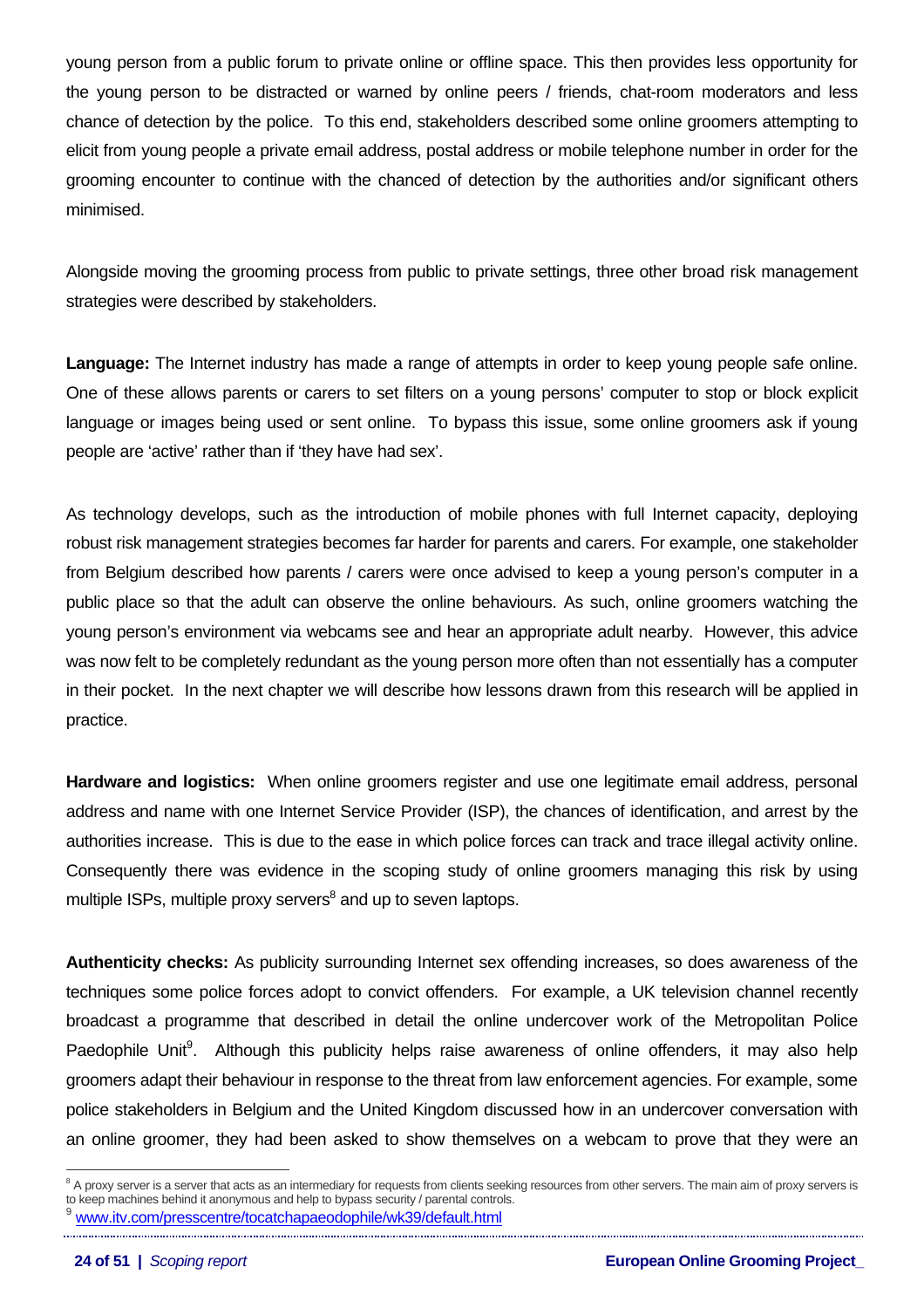young person from a public forum to private online or offline space. This then provides less opportunity for the young person to be distracted or warned by online peers / friends, chat-room moderators and less chance of detection by the police. To this end, stakeholders described some online groomers attempting to elicit from young people a private email address, postal address or mobile telephone number in order for the grooming encounter to continue with the chanced of detection by the authorities and/or significant others minimised.

Alongside moving the grooming process from public to private settings, three other broad risk management strategies were described by stakeholders.

**Language:** The Internet industry has made a range of attempts in order to keep young people safe online. One of these allows parents or carers to set filters on a young persons' computer to stop or block explicit language or images being used or sent online. To bypass this issue, some online groomers ask if young people are 'active' rather than if 'they have had sex'.

As technology develops, such as the introduction of mobile phones with full Internet capacity, deploying robust risk management strategies becomes far harder for parents and carers. For example, one stakeholder from Belgium described how parents / carers were once advised to keep a young person's computer in a public place so that the adult can observe the online behaviours. As such, online groomers watching the young person's environment via webcams see and hear an appropriate adult nearby. However, this advice was now felt to be completely redundant as the young person more often than not essentially has a computer in their pocket. In the next chapter we will describe how lessons drawn from this research will be applied in practice.

**Hardware and logistics:** When online groomers register and use one legitimate email address, personal address and name with one Internet Service Provider (ISP), the chances of identification, and arrest by the authorities increase. This is due to the ease in which police forces can track and trace illegal activity online. Consequently there was evidence in the scoping study of online groomers managing this risk by using multiple ISPs, multiple proxy servers[8] and up to seven laptops.

**Authenticity checks:** As publicity surrounding Internet sex offending increases, so does awareness of the techniques some police forces adopt to convict offenders. For example, a UK television channel recently broadcast a programme that described in detail the online undercover work of the Metropolitan Police Paedophile Unit[9]. Although this publicity helps raise awareness of online offenders, it may also help groomers adapt their behaviour in response to the threat from law enforcement agencies. For example, some police stakeholders in Belgium and the United Kingdom discussed how in an undercover conversation with an online groomer, they had been asked to show themselves on a webcam to prove that they were an

---

[8] A proxy server is a server that acts as an intermediary for requests from clients seeking resources from other servers. The main aim of proxy servers is to keep machines behind it anonymous and help to bypass security / parental controls.

[9] www.itv.com/presscentre/tocatchapaeodophile/wk39/default.html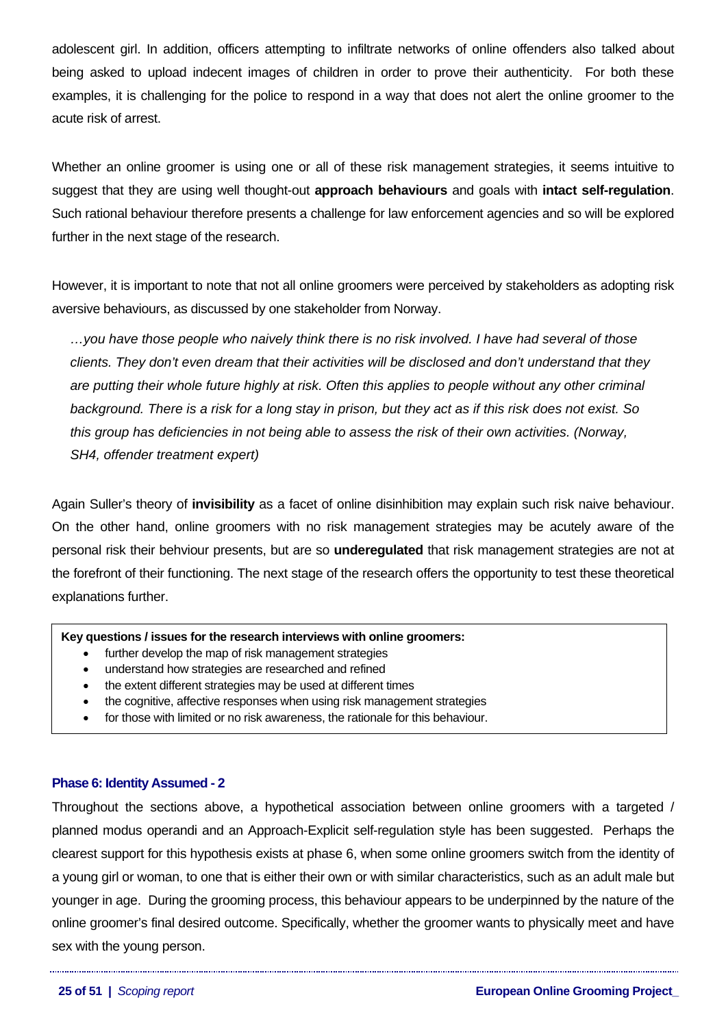adolescent girl. In addition, officers attempting to infiltrate networks of online offenders also talked about being asked to upload indecent images of children in order to prove their authenticity. For both these examples, it is challenging for the police to respond in a way that does not alert the online groomer to the acute risk of arrest.

Whether an online groomer is using one or all of these risk management strategies, it seems intuitive to suggest that they are using well thought-out **approach behaviours** and goals with **intact self-regulation**. Such rational behaviour therefore presents a challenge for law enforcement agencies and so will be explored further in the next stage of the research.

However, it is important to note that not all online groomers were perceived by stakeholders as adopting risk aversive behaviours, as discussed by one stakeholder from Norway.

> *…you have those people who naively think there is no risk involved. I have had several of those clients. They don't even dream that their activities will be disclosed and don't understand that they are putting their whole future highly at risk. Often this applies to people without any other criminal background. There is a risk for a long stay in prison, but they act as if this risk does not exist. So this group has deficiencies in not being able to assess the risk of their own activities. (Norway, SH4, offender treatment expert)*

Again Suller's theory of **invisibility** as a facet of online disinhibition may explain such risk naive behaviour. On the other hand, online groomers with no risk management strategies may be acutely aware of the personal risk their behviour presents, but are so **underegulated** that risk management strategies are not at the forefront of their functioning. The next stage of the research offers the opportunity to test these theoretical explanations further.

**Key questions / issues for the research interviews with online groomers:**

- further develop the map of risk management strategies
- understand how strategies are researched and refined
- the extent different strategies may be used at different times
- the cognitive, affective responses when using risk management strategies
- for those with limited or no risk awareness, the rationale for this behaviour.

### Phase 6: Identity Assumed - 2

Throughout the sections above, a hypothetical association between online groomers with a targeted / planned modus operandi and an Approach-Explicit self-regulation style has been suggested. Perhaps the clearest support for this hypothesis exists at phase 6, when some online groomers switch from the identity of a young girl or woman, to one that is either their own or with similar characteristics, such as an adult male but younger in age. During the grooming process, this behaviour appears to be underpinned by the nature of the online groomer's final desired outcome. Specifically, whether the groomer wants to physically meet and have sex with the young person.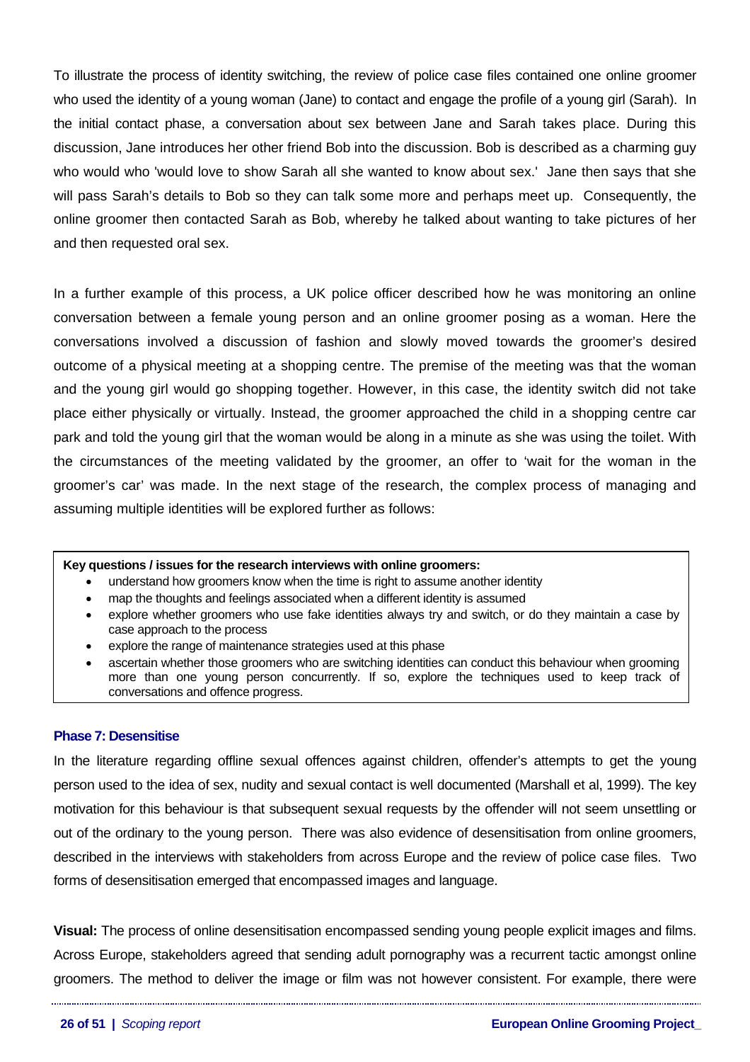To illustrate the process of identity switching, the review of police case files contained one online groomer who used the identity of a young woman (Jane) to contact and engage the profile of a young girl (Sarah). In the initial contact phase, a conversation about sex between Jane and Sarah takes place. During this discussion, Jane introduces her other friend Bob into the discussion. Bob is described as a charming guy who would who 'would love to show Sarah all she wanted to know about sex.' Jane then says that she will pass Sarah's details to Bob so they can talk some more and perhaps meet up. Consequently, the online groomer then contacted Sarah as Bob, whereby he talked about wanting to take pictures of her and then requested oral sex.

In a further example of this process, a UK police officer described how he was monitoring an online conversation between a female young person and an online groomer posing as a woman. Here the conversations involved a discussion of fashion and slowly moved towards the groomer's desired outcome of a physical meeting at a shopping centre. The premise of the meeting was that the woman and the young girl would go shopping together. However, in this case, the identity switch did not take place either physically or virtually. Instead, the groomer approached the child in a shopping centre car park and told the young girl that the woman would be along in a minute as she was using the toilet. With the circumstances of the meeting validated by the groomer, an offer to 'wait for the woman in the groomer's car' was made. In the next stage of the research, the complex process of managing and assuming multiple identities will be explored further as follows:

**Key questions / issues for the research interviews with online groomers:**

- understand how groomers know when the time is right to assume another identity
- map the thoughts and feelings associated when a different identity is assumed
- explore whether groomers who use fake identities always try and switch, or do they maintain a case by case approach to the process
- explore the range of maintenance strategies used at this phase
- ascertain whether those groomers who are switching identities can conduct this behaviour when grooming more than one young person concurrently. If so, explore the techniques used to keep track of conversations and offence progress.

### Phase 7: Desensitise

In the literature regarding offline sexual offences against children, offender's attempts to get the young person used to the idea of sex, nudity and sexual contact is well documented (Marshall et al, 1999). The key motivation for this behaviour is that subsequent sexual requests by the offender will not seem unsettling or out of the ordinary to the young person. There was also evidence of desensitisation from online groomers, described in the interviews with stakeholders from across Europe and the review of police case files. Two forms of desensitisation emerged that encompassed images and language.

**Visual:** The process of online desensitisation encompassed sending young people explicit images and films. Across Europe, stakeholders agreed that sending adult pornography was a recurrent tactic amongst online groomers. The method to deliver the image or film was not however consistent. For example, there were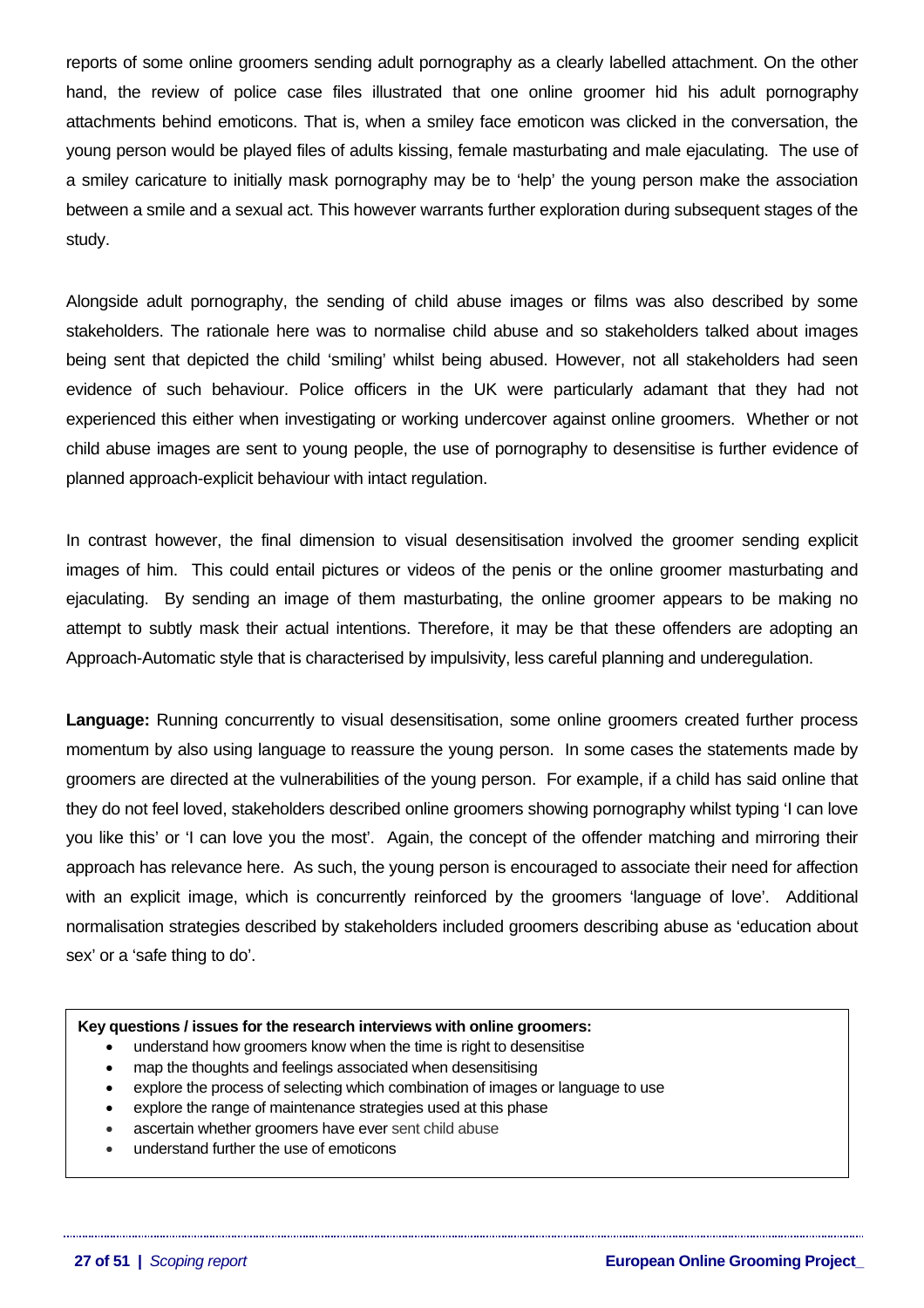reports of some online groomers sending adult pornography as a clearly labelled attachment. On the other hand, the review of police case files illustrated that one online groomer hid his adult pornography attachments behind emoticons. That is, when a smiley face emoticon was clicked in the conversation, the young person would be played files of adults kissing, female masturbating and male ejaculating. The use of a smiley caricature to initially mask pornography may be to 'help' the young person make the association between a smile and a sexual act. This however warrants further exploration during subsequent stages of the study.

Alongside adult pornography, the sending of child abuse images or films was also described by some stakeholders. The rationale here was to normalise child abuse and so stakeholders talked about images being sent that depicted the child 'smiling' whilst being abused. However, not all stakeholders had seen evidence of such behaviour. Police officers in the UK were particularly adamant that they had not experienced this either when investigating or working undercover against online groomers. Whether or not child abuse images are sent to young people, the use of pornography to desensitise is further evidence of planned approach-explicit behaviour with intact regulation.

In contrast however, the final dimension to visual desensitisation involved the groomer sending explicit images of him. This could entail pictures or videos of the penis or the online groomer masturbating and ejaculating. By sending an image of them masturbating, the online groomer appears to be making no attempt to subtly mask their actual intentions. Therefore, it may be that these offenders are adopting an Approach-Automatic style that is characterised by impulsivity, less careful planning and underegulation.

**Language:** Running concurrently to visual desensitisation, some online groomers created further process momentum by also using language to reassure the young person. In some cases the statements made by groomers are directed at the vulnerabilities of the young person. For example, if a child has said online that they do not feel loved, stakeholders described online groomers showing pornography whilst typing 'I can love you like this' or 'I can love you the most'. Again, the concept of the offender matching and mirroring their approach has relevance here. As such, the young person is encouraged to associate their need for affection with an explicit image, which is concurrently reinforced by the groomers 'language of love'. Additional normalisation strategies described by stakeholders included groomers describing abuse as 'education about sex' or a 'safe thing to do'.

**Key questions / issues for the research interviews with online groomers:**

- understand how groomers know when the time is right to desensitise
- map the thoughts and feelings associated when desensitising
- explore the process of selecting which combination of images or language to use
- explore the range of maintenance strategies used at this phase
- ascertain whether groomers have ever sent child abuse
- understand further the use of emoticons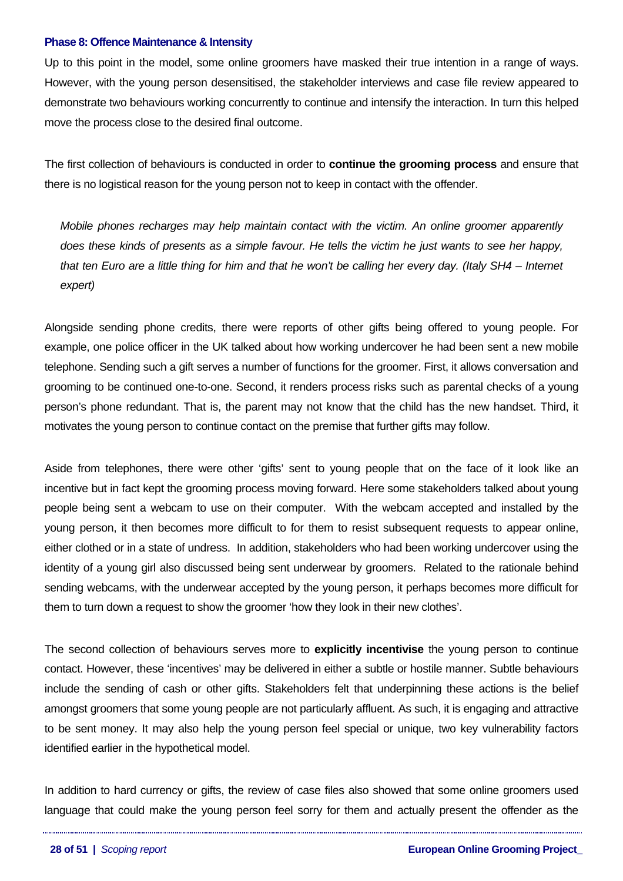### Phase 8: Offence Maintenance & Intensity

Up to this point in the model, some online groomers have masked their true intention in a range of ways. However, with the young person desensitised, the stakeholder interviews and case file review appeared to demonstrate two behaviours working concurrently to continue and intensify the interaction. In turn this helped move the process close to the desired final outcome.

The first collection of behaviours is conducted in order to **continue the grooming process** and ensure that there is no logistical reason for the young person not to keep in contact with the offender.

> *Mobile phones recharges may help maintain contact with the victim. An online groomer apparently does these kinds of presents as a simple favour. He tells the victim he just wants to see her happy, that ten Euro are a little thing for him and that he won't be calling her every day. (Italy SH4 – Internet expert)*

Alongside sending phone credits, there were reports of other gifts being offered to young people. For example, one police officer in the UK talked about how working undercover he had been sent a new mobile telephone. Sending such a gift serves a number of functions for the groomer. First, it allows conversation and grooming to be continued one-to-one. Second, it renders process risks such as parental checks of a young person's phone redundant. That is, the parent may not know that the child has the new handset. Third, it motivates the young person to continue contact on the premise that further gifts may follow.

Aside from telephones, there were other 'gifts' sent to young people that on the face of it look like an incentive but in fact kept the grooming process moving forward. Here some stakeholders talked about young people being sent a webcam to use on their computer. With the webcam accepted and installed by the young person, it then becomes more difficult to for them to resist subsequent requests to appear online, either clothed or in a state of undress. In addition, stakeholders who had been working undercover using the identity of a young girl also discussed being sent underwear by groomers. Related to the rationale behind sending webcams, with the underwear accepted by the young person, it perhaps becomes more difficult for them to turn down a request to show the groomer 'how they look in their new clothes'.

The second collection of behaviours serves more to **explicitly incentivise** the young person to continue contact. However, these 'incentives' may be delivered in either a subtle or hostile manner. Subtle behaviours include the sending of cash or other gifts. Stakeholders felt that underpinning these actions is the belief amongst groomers that some young people are not particularly affluent. As such, it is engaging and attractive to be sent money. It may also help the young person feel special or unique, two key vulnerability factors identified earlier in the hypothetical model.

In addition to hard currency or gifts, the review of case files also showed that some online groomers used language that could make the young person feel sorry for them and actually present the offender as the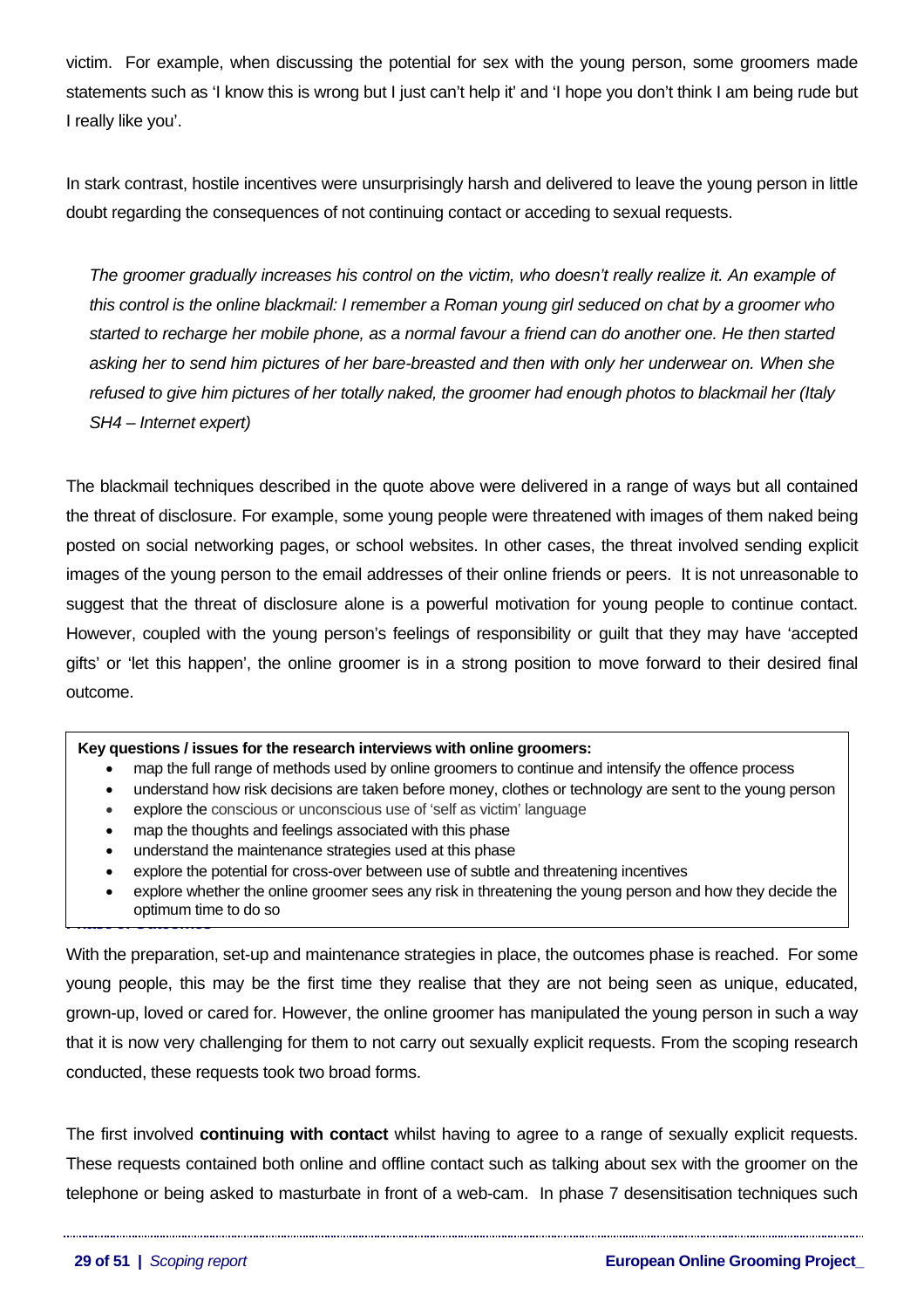victim. For example, when discussing the potential for sex with the young person, some groomers made statements such as 'I know this is wrong but I just can't help it' and 'I hope you don't think I am being rude but I really like you'.

In stark contrast, hostile incentives were unsurprisingly harsh and delivered to leave the young person in little doubt regarding the consequences of not continuing contact or acceding to sexual requests.

> *The groomer gradually increases his control on the victim, who doesn't really realize it. An example of this control is the online blackmail: I remember a Roman young girl seduced on chat by a groomer who started to recharge her mobile phone, as a normal favour a friend can do another one. He then started asking her to send him pictures of her bare-breasted and then with only her underwear on. When she refused to give him pictures of her totally naked, the groomer had enough photos to blackmail her (Italy SH4 – Internet expert)*

The blackmail techniques described in the quote above were delivered in a range of ways but all contained the threat of disclosure. For example, some young people were threatened with images of them naked being posted on social networking pages, or school websites. In other cases, the threat involved sending explicit images of the young person to the email addresses of their online friends or peers. It is not unreasonable to suggest that the threat of disclosure alone is a powerful motivation for young people to continue contact. However, coupled with the young person's feelings of responsibility or guilt that they may have 'accepted gifts' or 'let this happen', the online groomer is in a strong position to move forward to their desired final outcome.

**Key questions / issues for the research interviews with online groomers:**

- map the full range of methods used by online groomers to continue and intensify the offence process
- understand how risk decisions are taken before money, clothes or technology are sent to the young person
- explore the conscious or unconscious use of 'self as victim' language
- map the thoughts and feelings associated with this phase
- understand the maintenance strategies used at this phase
- explore the potential for cross-over between use of subtle and threatening incentives
- explore whether the online groomer sees any risk in threatening the young person and how they decide the optimum time to do so

### Phase 6: Outcomes

With the preparation, set-up and maintenance strategies in place, the outcomes phase is reached. For some young people, this may be the first time they realise that they are not being seen as unique, educated, grown-up, loved or cared for. However, the online groomer has manipulated the young person in such a way that it is now very challenging for them to not carry out sexually explicit requests. From the scoping research conducted, these requests took two broad forms.

The first involved **continuing with contact** whilst having to agree to a range of sexually explicit requests. These requests contained both online and offline contact such as talking about sex with the groomer on the telephone or being asked to masturbate in front of a web-cam. In phase 7 desensitisation techniques such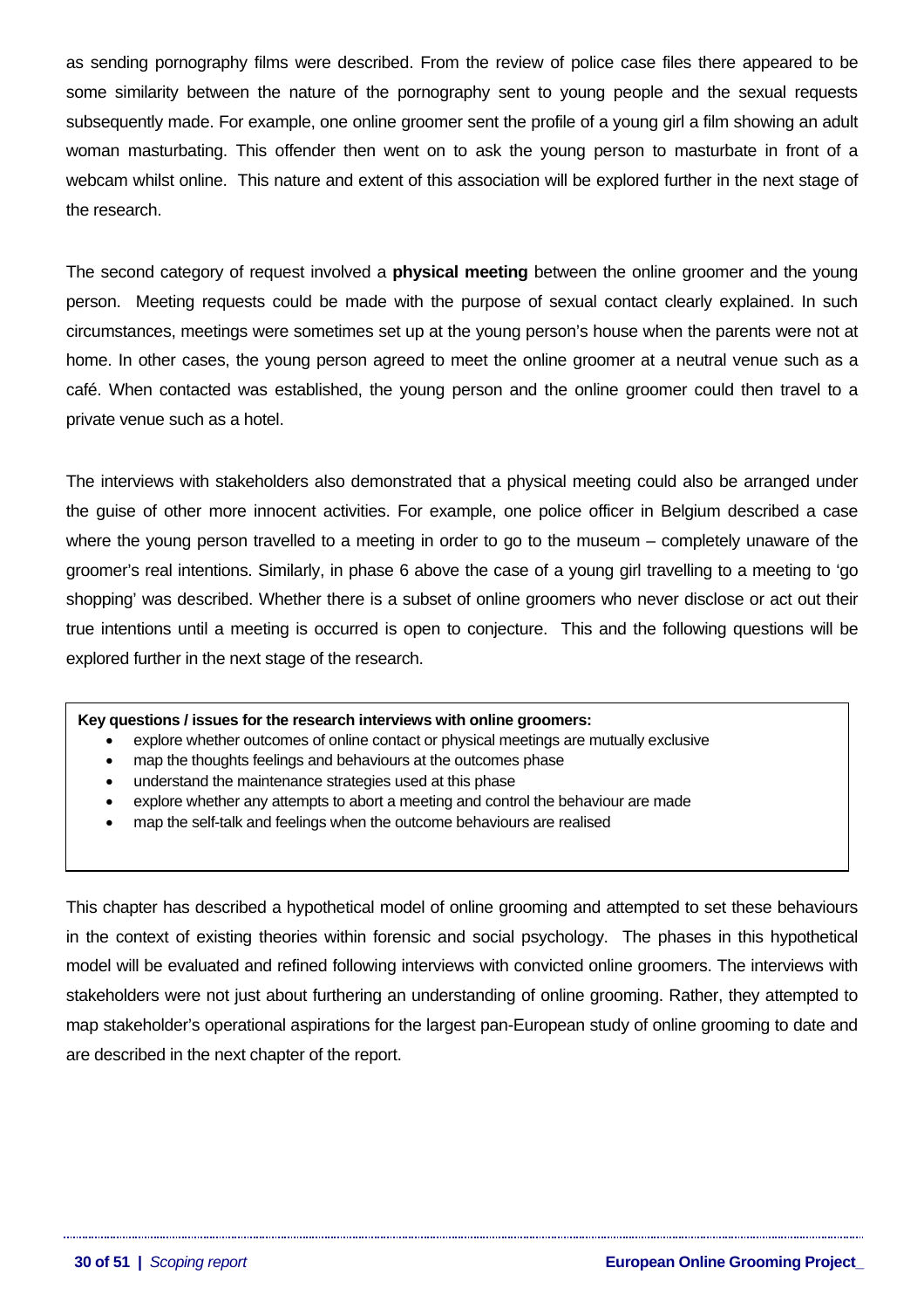as sending pornography films were described. From the review of police case files there appeared to be some similarity between the nature of the pornography sent to young people and the sexual requests subsequently made. For example, one online groomer sent the profile of a young girl a film showing an adult woman masturbating. This offender then went on to ask the young person to masturbate in front of a webcam whilst online. This nature and extent of this association will be explored further in the next stage of the research.

The second category of request involved a **physical meeting** between the online groomer and the young person. Meeting requests could be made with the purpose of sexual contact clearly explained. In such circumstances, meetings were sometimes set up at the young person's house when the parents were not at home. In other cases, the young person agreed to meet the online groomer at a neutral venue such as a café. When contacted was established, the young person and the online groomer could then travel to a private venue such as a hotel.

The interviews with stakeholders also demonstrated that a physical meeting could also be arranged under the guise of other more innocent activities. For example, one police officer in Belgium described a case where the young person travelled to a meeting in order to go to the museum – completely unaware of the groomer's real intentions. Similarly, in phase 6 above the case of a young girl travelling to a meeting to 'go shopping' was described. Whether there is a subset of online groomers who never disclose or act out their true intentions until a meeting is occurred is open to conjecture. This and the following questions will be explored further in the next stage of the research.

**Key questions / issues for the research interviews with online groomers:**

- explore whether outcomes of online contact or physical meetings are mutually exclusive
- map the thoughts feelings and behaviours at the outcomes phase
- understand the maintenance strategies used at this phase
- explore whether any attempts to abort a meeting and control the behaviour are made
- map the self-talk and feelings when the outcome behaviours are realised

This chapter has described a hypothetical model of online grooming and attempted to set these behaviours in the context of existing theories within forensic and social psychology. The phases in this hypothetical model will be evaluated and refined following interviews with convicted online groomers. The interviews with stakeholders were not just about furthering an understanding of online grooming. Rather, they attempted to map stakeholder's operational aspirations for the largest pan-European study of online grooming to date and are described in the next chapter of the report.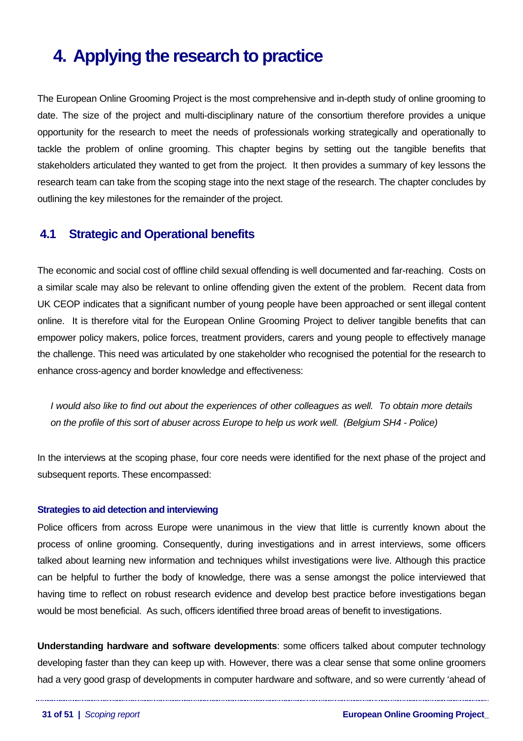# 4. Applying the research to practice

The European Online Grooming Project is the most comprehensive and in-depth study of online grooming to date. The size of the project and multi-disciplinary nature of the consortium therefore provides a unique opportunity for the research to meet the needs of professionals working strategically and operationally to tackle the problem of online grooming. This chapter begins by setting out the tangible benefits that stakeholders articulated they wanted to get from the project. It then provides a summary of key lessons the research team can take from the scoping stage into the next stage of the research. The chapter concludes by outlining the key milestones for the remainder of the project.

## 4.1 Strategic and Operational benefits

The economic and social cost of offline child sexual offending is well documented and far-reaching. Costs on a similar scale may also be relevant to online offending given the extent of the problem. Recent data from UK CEOP indicates that a significant number of young people have been approached or sent illegal content online. It is therefore vital for the European Online Grooming Project to deliver tangible benefits that can empower policy makers, police forces, treatment providers, carers and young people to effectively manage the challenge. This need was articulated by one stakeholder who recognised the potential for the research to enhance cross-agency and border knowledge and effectiveness:

> *I would also like to find out about the experiences of other colleagues as well. To obtain more details on the profile of this sort of abuser across Europe to help us work well. (Belgium SH4 - Police)*

In the interviews at the scoping phase, four core needs were identified for the next phase of the project and subsequent reports. These encompassed:

#### Strategies to aid detection and interviewing

Police officers from across Europe were unanimous in the view that little is currently known about the process of online grooming. Consequently, during investigations and in arrest interviews, some officers talked about learning new information and techniques whilst investigations were live. Although this practice can be helpful to further the body of knowledge, there was a sense amongst the police interviewed that having time to reflect on robust research evidence and develop best practice before investigations began would be most beneficial. As such, officers identified three broad areas of benefit to investigations.

**Understanding hardware and software developments**: some officers talked about computer technology developing faster than they can keep up with. However, there was a clear sense that some online groomers had a very good grasp of developments in computer hardware and software, and so were currently 'ahead of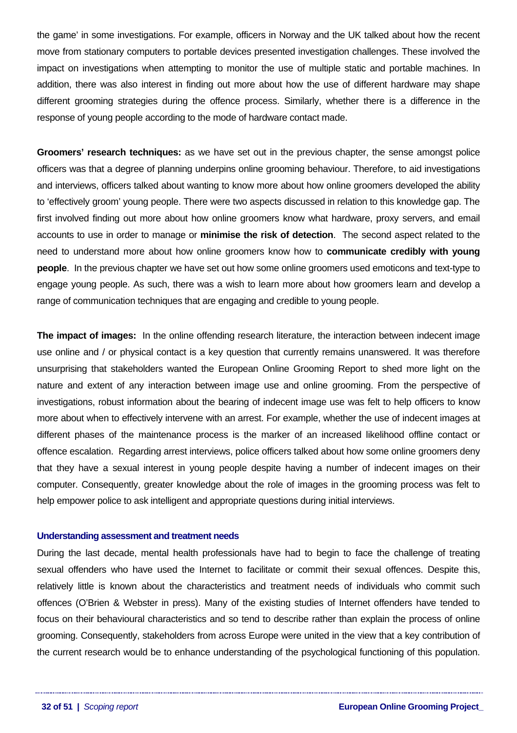the game' in some investigations. For example, officers in Norway and the UK talked about how the recent move from stationary computers to portable devices presented investigation challenges. These involved the impact on investigations when attempting to monitor the use of multiple static and portable machines. In addition, there was also interest in finding out more about how the use of different hardware may shape different grooming strategies during the offence process. Similarly, whether there is a difference in the response of young people according to the mode of hardware contact made.

**Groomers' research techniques:** as we have set out in the previous chapter, the sense amongst police officers was that a degree of planning underpins online grooming behaviour. Therefore, to aid investigations and interviews, officers talked about wanting to know more about how online groomers developed the ability to 'effectively groom' young people. There were two aspects discussed in relation to this knowledge gap. The first involved finding out more about how online groomers know what hardware, proxy servers, and email accounts to use in order to manage or **minimise the risk of detection**. The second aspect related to the need to understand more about how online groomers know how to **communicate credibly with young people**. In the previous chapter we have set out how some online groomers used emoticons and text-type to engage young people. As such, there was a wish to learn more about how groomers learn and develop a range of communication techniques that are engaging and credible to young people.

**The impact of images:** In the online offending research literature, the interaction between indecent image use online and / or physical contact is a key question that currently remains unanswered. It was therefore unsurprising that stakeholders wanted the European Online Grooming Report to shed more light on the nature and extent of any interaction between image use and online grooming. From the perspective of investigations, robust information about the bearing of indecent image use was felt to help officers to know more about when to effectively intervene with an arrest. For example, whether the use of indecent images at different phases of the maintenance process is the marker of an increased likelihood offline contact or offence escalation. Regarding arrest interviews, police officers talked about how some online groomers deny that they have a sexual interest in young people despite having a number of indecent images on their computer. Consequently, greater knowledge about the role of images in the grooming process was felt to help empower police to ask intelligent and appropriate questions during initial interviews.

### Understanding assessment and treatment needs

During the last decade, mental health professionals have had to begin to face the challenge of treating sexual offenders who have used the Internet to facilitate or commit their sexual offences. Despite this, relatively little is known about the characteristics and treatment needs of individuals who commit such offences (O'Brien & Webster in press). Many of the existing studies of Internet offenders have tended to focus on their behavioural characteristics and so tend to describe rather than explain the process of online grooming. Consequently, stakeholders from across Europe were united in the view that a key contribution of the current research would be to enhance understanding of the psychological functioning of this population.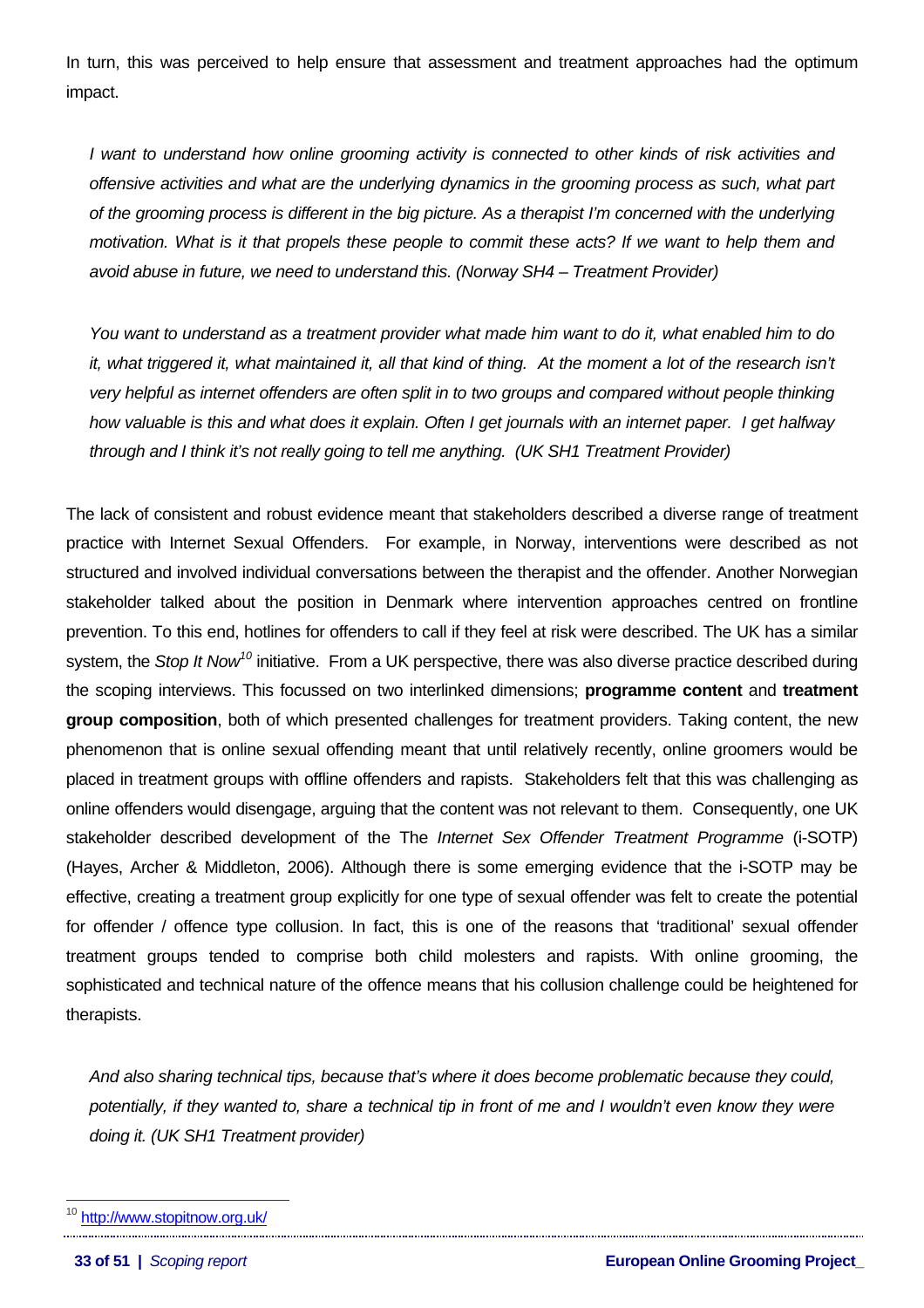In turn, this was perceived to help ensure that assessment and treatment approaches had the optimum impact.

> *I want to understand how online grooming activity is connected to other kinds of risk activities and offensive activities and what are the underlying dynamics in the grooming process as such, what part of the grooming process is different in the big picture. As a therapist I'm concerned with the underlying motivation. What is it that propels these people to commit these acts? If we want to help them and avoid abuse in future, we need to understand this. (Norway SH4 – Treatment Provider)*

> *You want to understand as a treatment provider what made him want to do it, what enabled him to do it, what triggered it, what maintained it, all that kind of thing. At the moment a lot of the research isn't very helpful as internet offenders are often split in to two groups and compared without people thinking how valuable is this and what does it explain. Often I get journals with an internet paper. I get halfway through and I think it's not really going to tell me anything. (UK SH1 Treatment Provider)*

The lack of consistent and robust evidence meant that stakeholders described a diverse range of treatment practice with Internet Sexual Offenders. For example, in Norway, interventions were described as not structured and involved individual conversations between the therapist and the offender. Another Norwegian stakeholder talked about the position in Denmark where intervention approaches centred on frontline prevention. To this end, hotlines for offenders to call if they feel at risk were described. The UK has a similar system, the *Stop It Now*[10] initiative. From a UK perspective, there was also diverse practice described during the scoping interviews. This focussed on two interlinked dimensions; **programme content** and **treatment group composition**, both of which presented challenges for treatment providers. Taking content, the new phenomenon that is online sexual offending meant that until relatively recently, online groomers would be placed in treatment groups with offline offenders and rapists. Stakeholders felt that this was challenging as online offenders would disengage, arguing that the content was not relevant to them. Consequently, one UK stakeholder described development of the The *Internet Sex Offender Treatment Programme* (i-SOTP) (Hayes, Archer & Middleton, 2006). Although there is some emerging evidence that the i-SOTP may be effective, creating a treatment group explicitly for one type of sexual offender was felt to create the potential for offender / offence type collusion. In fact, this is one of the reasons that 'traditional' sexual offender treatment groups tended to comprise both child molesters and rapists. With online grooming, the sophisticated and technical nature of the offence means that his collusion challenge could be heightened for therapists.

> *And also sharing technical tips, because that's where it does become problematic because they could, potentially, if they wanted to, share a technical tip in front of me and I wouldn't even know they were doing it. (UK SH1 Treatment provider)*

---

[10] http://www.stopitnow.org.uk/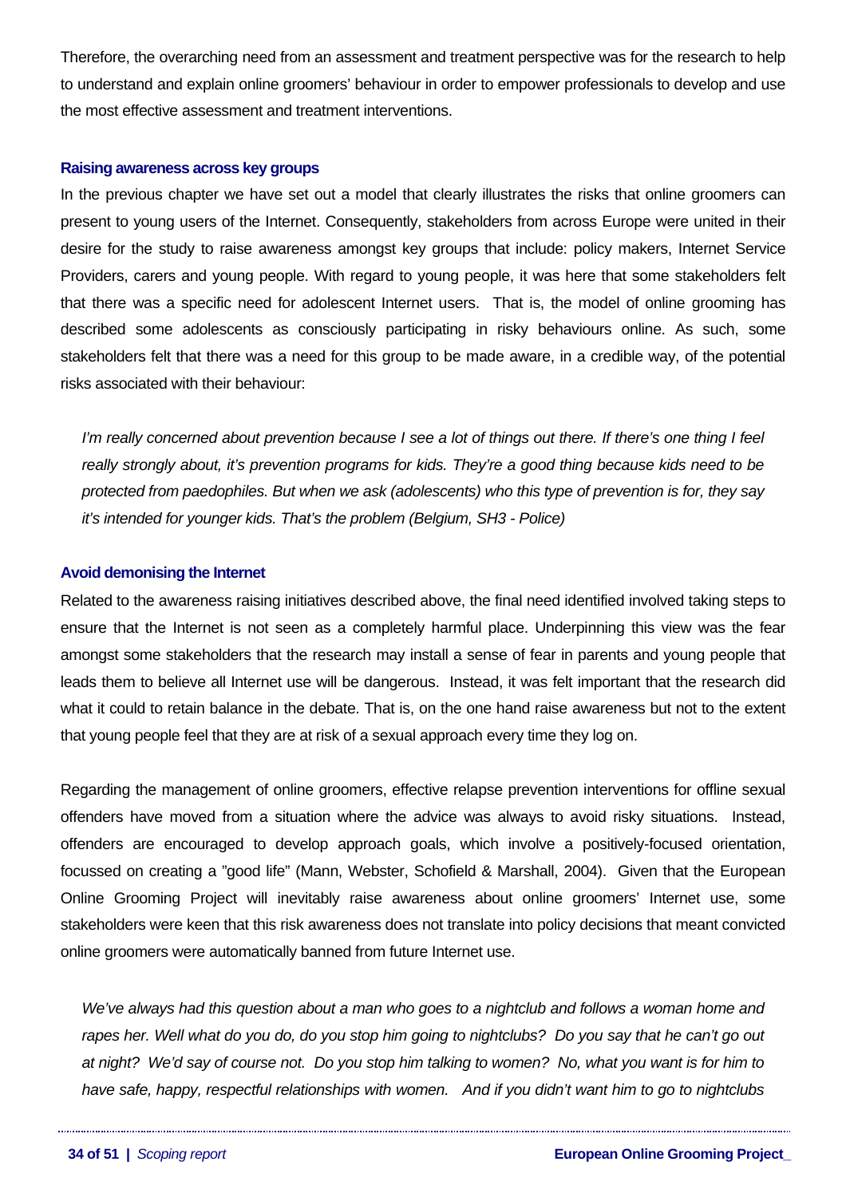Therefore, the overarching need from an assessment and treatment perspective was for the research to help to understand and explain online groomers' behaviour in order to empower professionals to develop and use the most effective assessment and treatment interventions.

### Raising awareness across key groups

In the previous chapter we have set out a model that clearly illustrates the risks that online groomers can present to young users of the Internet. Consequently, stakeholders from across Europe were united in their desire for the study to raise awareness amongst key groups that include: policy makers, Internet Service Providers, carers and young people. With regard to young people, it was here that some stakeholders felt that there was a specific need for adolescent Internet users. That is, the model of online grooming has described some adolescents as consciously participating in risky behaviours online. As such, some stakeholders felt that there was a need for this group to be made aware, in a credible way, of the potential risks associated with their behaviour:

> *I'm really concerned about prevention because I see a lot of things out there. If there's one thing I feel really strongly about, it's prevention programs for kids. They're a good thing because kids need to be protected from paedophiles. But when we ask (adolescents) who this type of prevention is for, they say it's intended for younger kids. That's the problem (Belgium, SH3 - Police)*

### Avoid demonising the Internet

Related to the awareness raising initiatives described above, the final need identified involved taking steps to ensure that the Internet is not seen as a completely harmful place. Underpinning this view was the fear amongst some stakeholders that the research may install a sense of fear in parents and young people that leads them to believe all Internet use will be dangerous. Instead, it was felt important that the research did what it could to retain balance in the debate. That is, on the one hand raise awareness but not to the extent that young people feel that they are at risk of a sexual approach every time they log on.

Regarding the management of online groomers, effective relapse prevention interventions for offline sexual offenders have moved from a situation where the advice was always to avoid risky situations. Instead, offenders are encouraged to develop approach goals, which involve a positively-focused orientation, focussed on creating a "good life" (Mann, Webster, Schofield & Marshall, 2004). Given that the European Online Grooming Project will inevitably raise awareness about online groomers' Internet use, some stakeholders were keen that this risk awareness does not translate into policy decisions that meant convicted online groomers were automatically banned from future Internet use.

> *We've always had this question about a man who goes to a nightclub and follows a woman home and rapes her. Well what do you do, do you stop him going to nightclubs? Do you say that he can't go out at night? We'd say of course not. Do you stop him talking to women? No, what you want is for him to have safe, happy, respectful relationships with women. And if you didn't want him to go to nightclubs*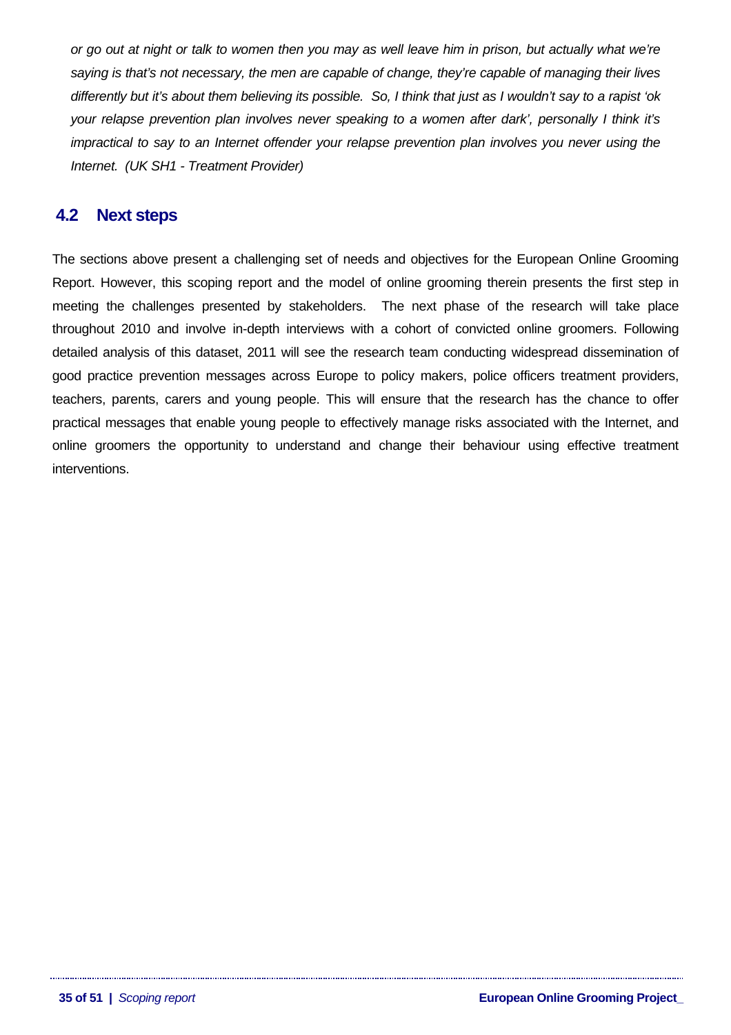*or go out at night or talk to women then you may as well leave him in prison, but actually what we're saying is that's not necessary, the men are capable of change, they're capable of managing their lives differently but it's about them believing its possible. So, I think that just as I wouldn't say to a rapist 'ok your relapse prevention plan involves never speaking to a women after dark', personally I think it's impractical to say to an Internet offender your relapse prevention plan involves you never using the Internet. (UK SH1 - Treatment Provider)*

## 4.2 Next steps

The sections above present a challenging set of needs and objectives for the European Online Grooming Report. However, this scoping report and the model of online grooming therein presents the first step in meeting the challenges presented by stakeholders. The next phase of the research will take place throughout 2010 and involve in-depth interviews with a cohort of convicted online groomers. Following detailed analysis of this dataset, 2011 will see the research team conducting widespread dissemination of good practice prevention messages across Europe to policy makers, police officers treatment providers, teachers, parents, carers and young people. This will ensure that the research has the chance to offer practical messages that enable young people to effectively manage risks associated with the Internet, and online groomers the opportunity to understand and change their behaviour using effective treatment interventions.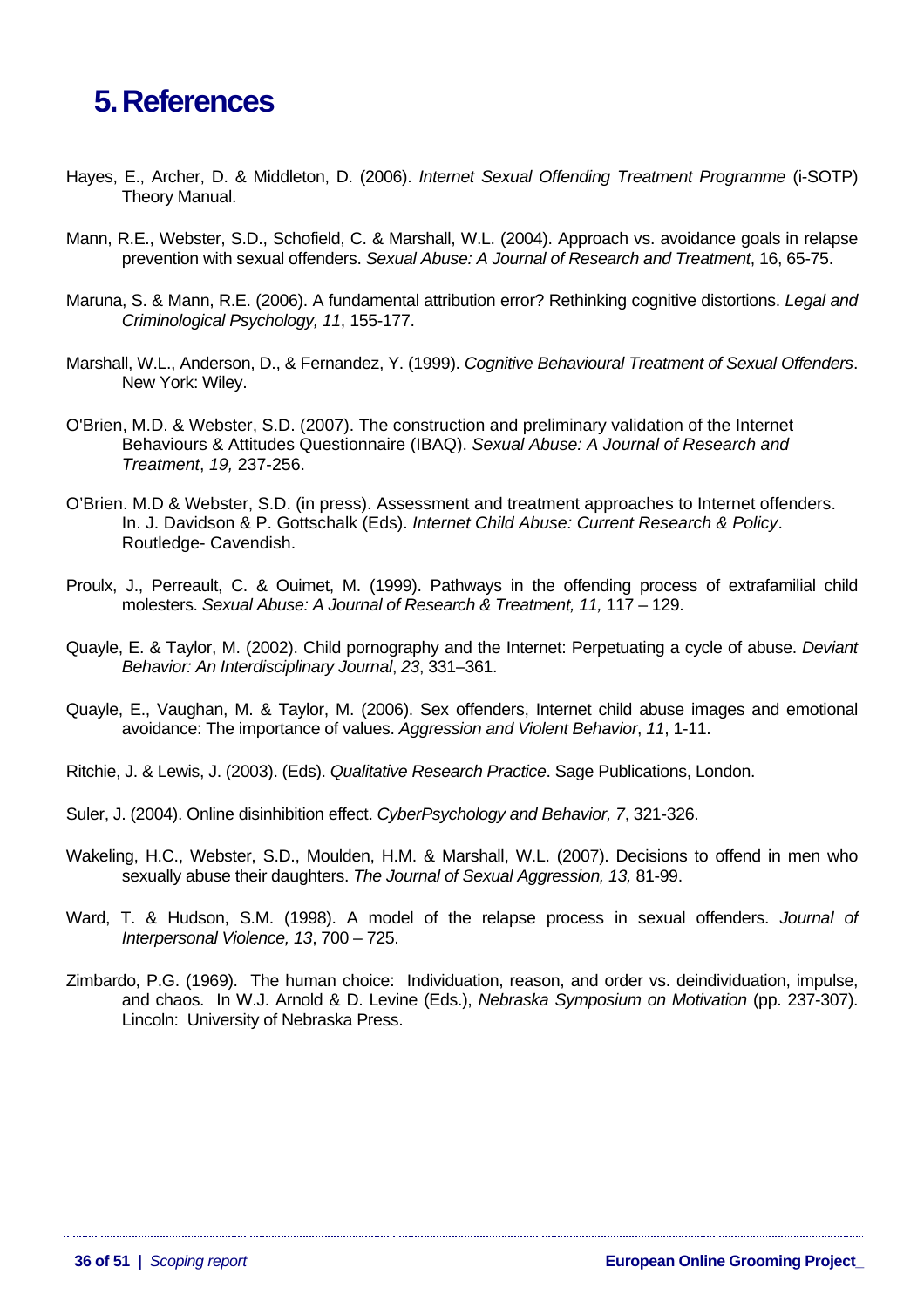# 5. References

Hayes, E., Archer, D. & Middleton, D. (2006). *Internet Sexual Offending Treatment Programme* (i-SOTP) Theory Manual.

Mann, R.E., Webster, S.D., Schofield, C. & Marshall, W.L. (2004). Approach vs. avoidance goals in relapse prevention with sexual offenders. *Sexual Abuse: A Journal of Research and Treatment*, 16, 65-75.

Maruna, S. & Mann, R.E. (2006). A fundamental attribution error? Rethinking cognitive distortions. *Legal and Criminological Psychology, 11*, 155-177.

Marshall, W.L., Anderson, D., & Fernandez, Y. (1999). *Cognitive Behavioural Treatment of Sexual Offenders*. New York: Wiley.

O'Brien, M.D. & Webster, S.D. (2007). The construction and preliminary validation of the Internet Behaviours & Attitudes Questionnaire (IBAQ). *Sexual Abuse: A Journal of Research and Treatment*, *19,* 237-256.

O'Brien. M.D & Webster, S.D. (in press). Assessment and treatment approaches to Internet offenders. In. J. Davidson & P. Gottschalk (Eds). *Internet Child Abuse: Current Research & Policy*. Routledge- Cavendish.

Proulx, J., Perreault, C. & Ouimet, M. (1999). Pathways in the offending process of extrafamilial child molesters. *Sexual Abuse: A Journal of Research & Treatment, 11,* 117 – 129.

Quayle, E. & Taylor, M. (2002). Child pornography and the Internet: Perpetuating a cycle of abuse. *Deviant Behavior: An Interdisciplinary Journal*, *23*, 331–361.

Quayle, E., Vaughan, M. & Taylor, M. (2006). Sex offenders, Internet child abuse images and emotional avoidance: The importance of values. *Aggression and Violent Behavior*, *11*, 1-11.

Ritchie, J. & Lewis, J. (2003). (Eds). *Qualitative Research Practice*. Sage Publications, London.

Suler, J. (2004). Online disinhibition effect. *CyberPsychology and Behavior, 7*, 321-326.

Wakeling, H.C., Webster, S.D., Moulden, H.M. & Marshall, W.L. (2007). Decisions to offend in men who sexually abuse their daughters. *The Journal of Sexual Aggression, 13,* 81-99.

Ward, T. & Hudson, S.M. (1998). A model of the relapse process in sexual offenders. *Journal of Interpersonal Violence, 13*, 700 – 725.

Zimbardo, P.G. (1969). The human choice: Individuation, reason, and order vs. deindividuation, impulse, and chaos. In W.J. Arnold & D. Levine (Eds.), *Nebraska Symposium on Motivation* (pp. 237-307). Lincoln: University of Nebraska Press.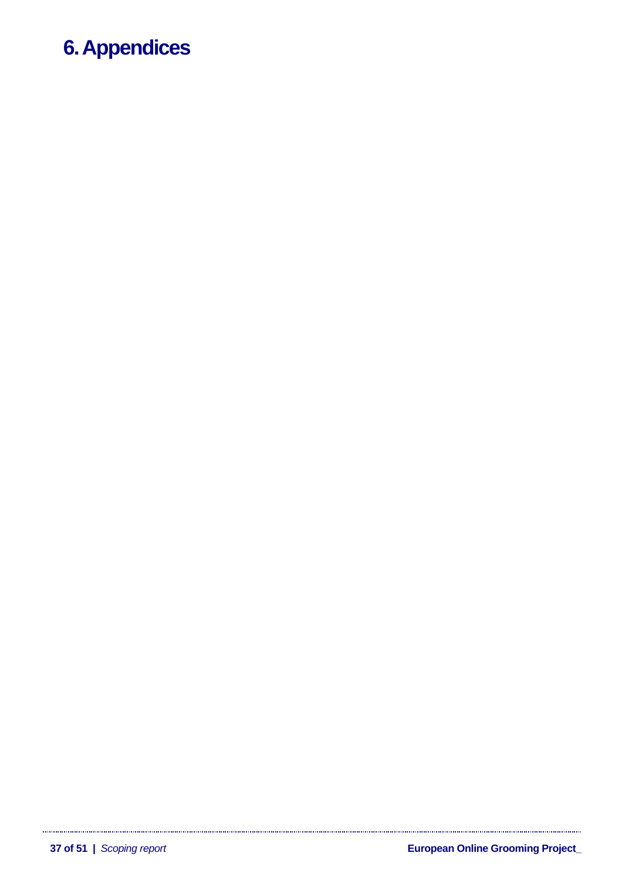# 6. Appendices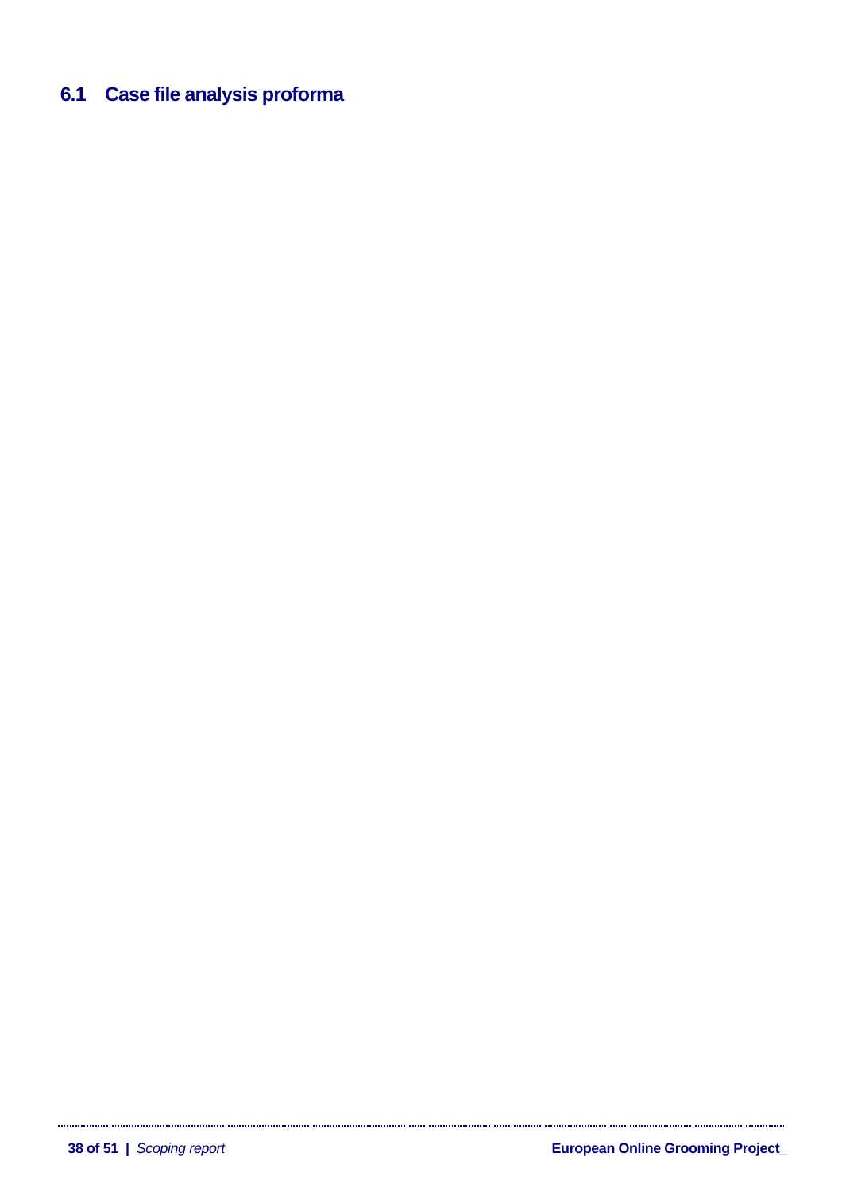## 6.1 Case file analysis proforma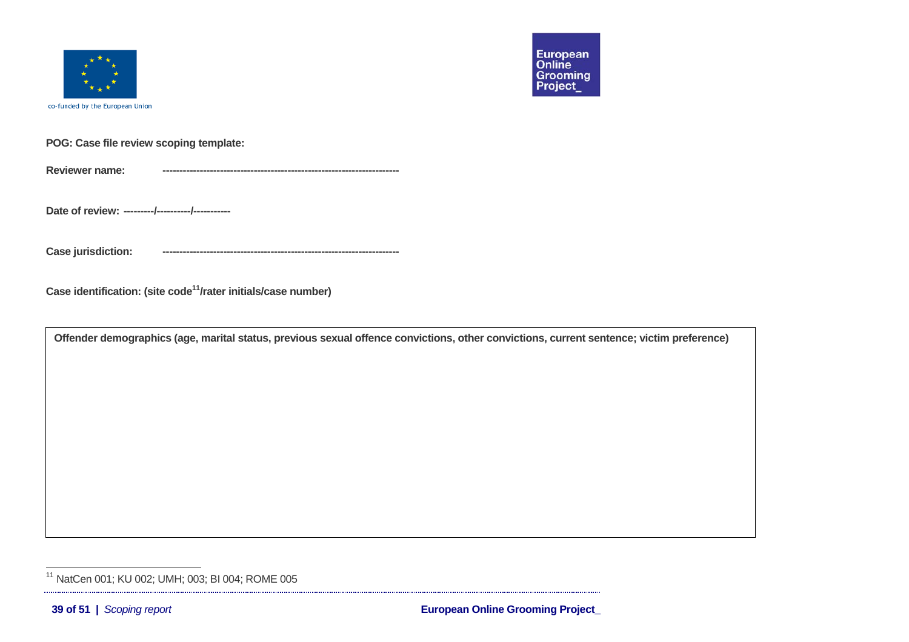**POG: Case file review scoping template:**

**Reviewer name:** ---------------------------------------------------------------------

**Date of review:** ---------/----------/-----------

**Case jurisdiction:** ---------------------------------------------------------------------

**Case identification: (site code[11]/rater initials/case number)**

| **Offender demographics (age, marital status, previous sexual offence convictions, other convictions, current sentence; victim preference)** |
|---|
| |

[11] NatCen 001; KU 002; UMH; 003; BI 004; ROME 005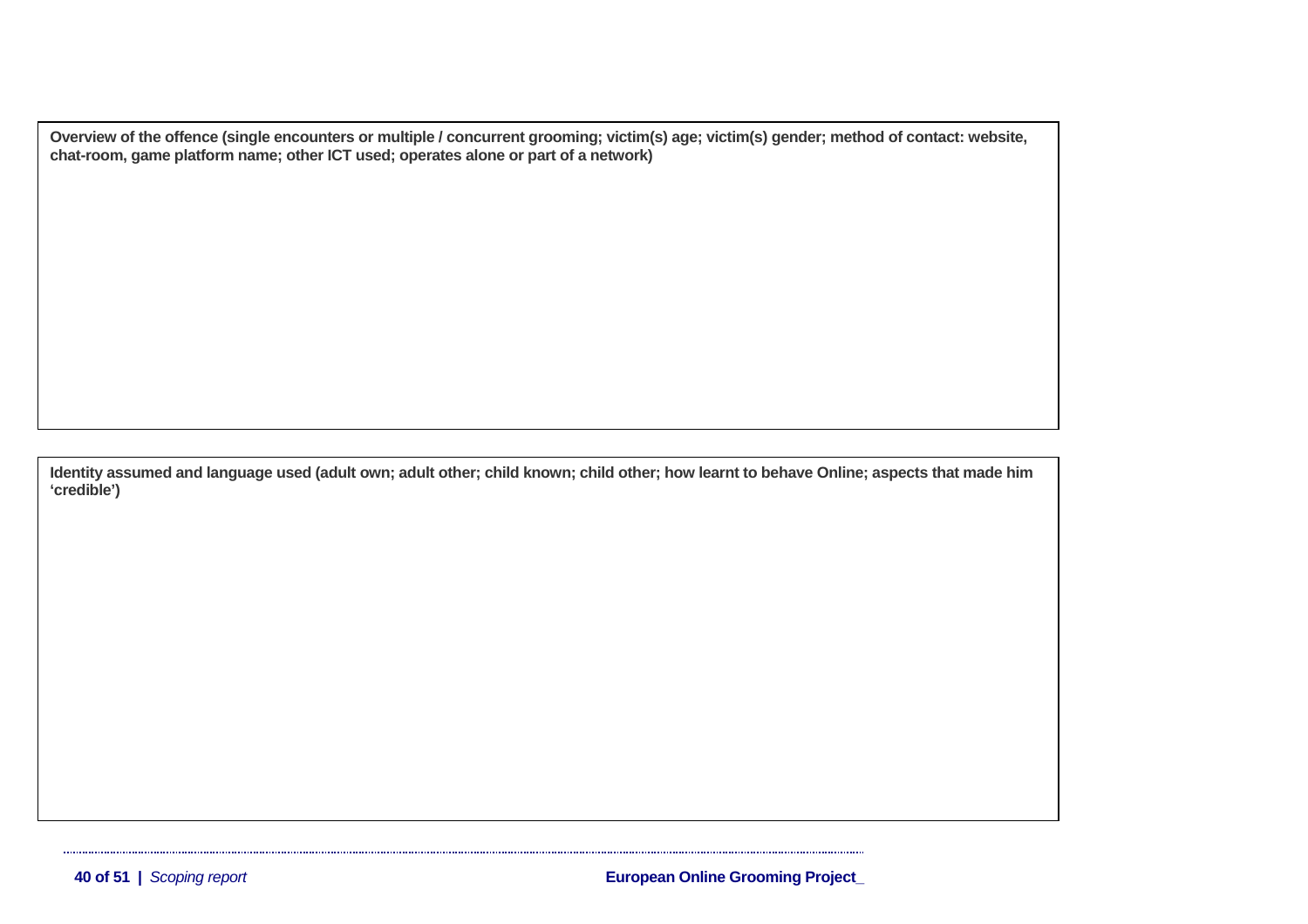**Overview of the offence (single encounters or multiple / concurrent grooming; victim(s) age; victim(s) gender; method of contact: website, chat-room, game platform name; other ICT used; operates alone or part of a network)**

**Identity assumed and language used (adult own; adult other; child known; child other; how learnt to behave Online; aspects that made him 'credible')**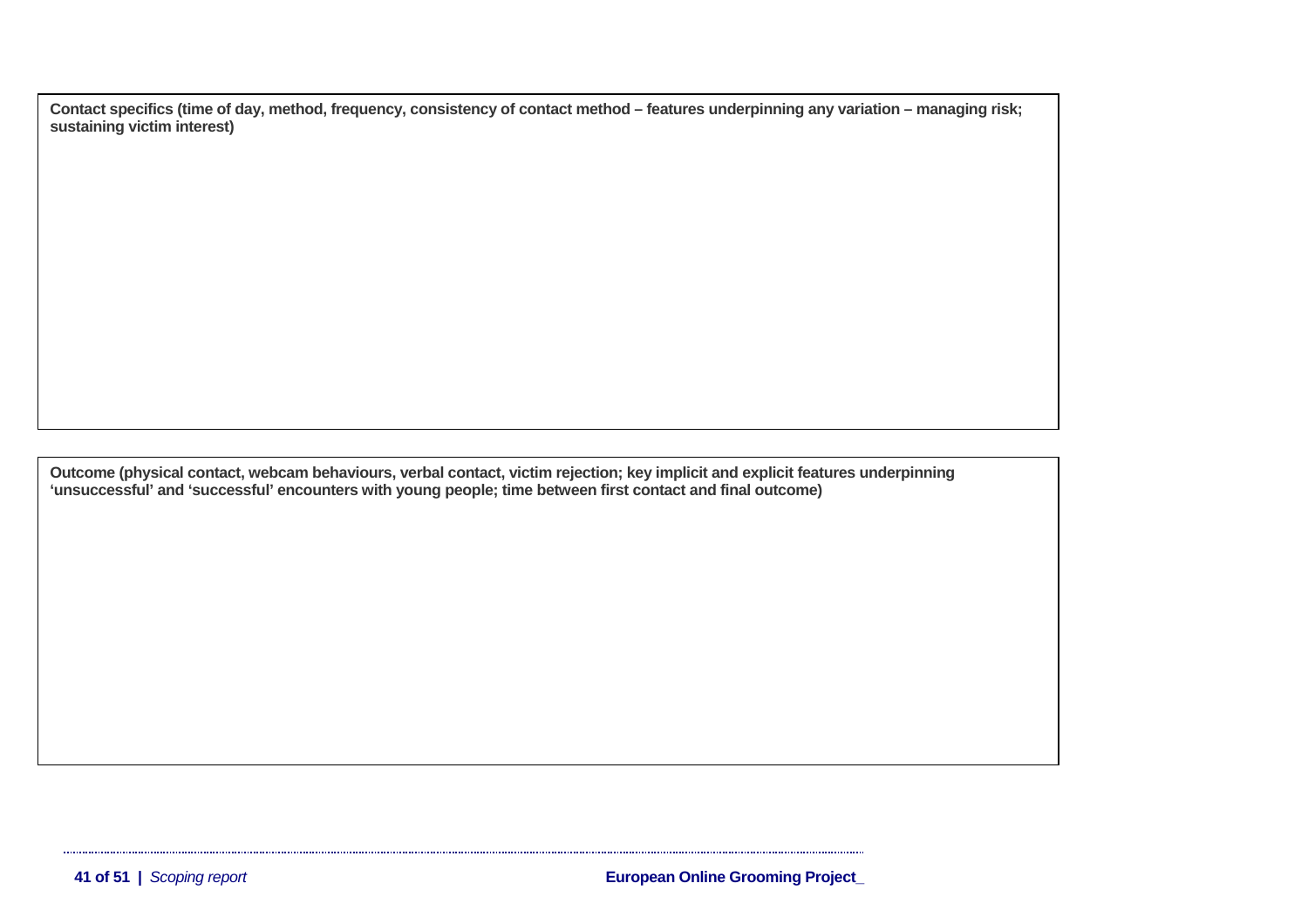| **Contact specifics (time of day, method, frequency, consistency of contact method – features underpinning any variation – managing risk; sustaining victim interest)** |
| --- |
| |

| **Outcome (physical contact, webcam behaviours, verbal contact, victim rejection; key implicit and explicit features underpinning ‘unsuccessful’ and ‘successful’ encounters with young people; time between first contact and final outcome)** |
| --- |
| |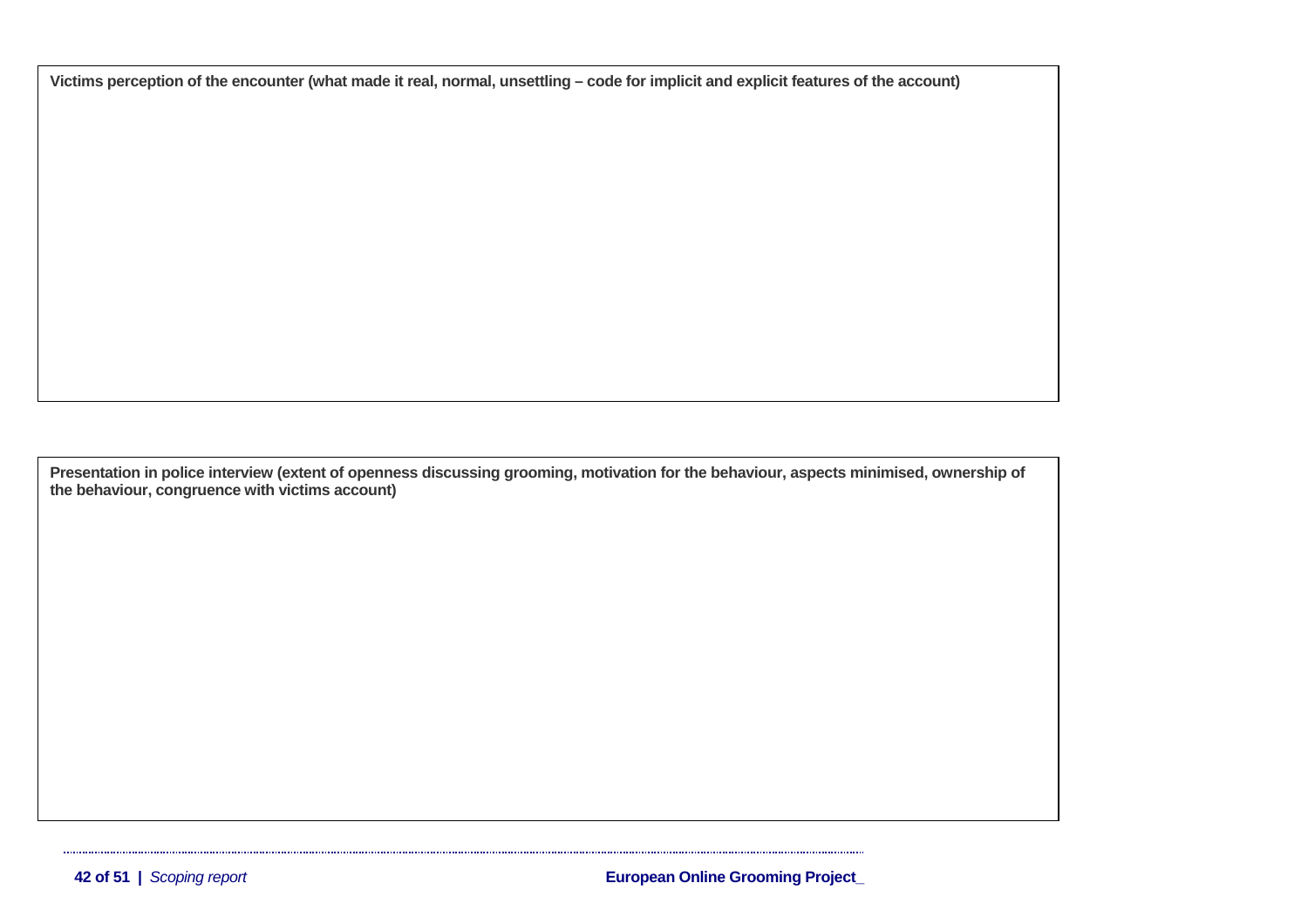**Victims perception of the encounter (what made it real, normal, unsettling – code for implicit and explicit features of the account)**

**Presentation in police interview (extent of openness discussing grooming, motivation for the behaviour, aspects minimised, ownership of the behaviour, congruence with victims account)**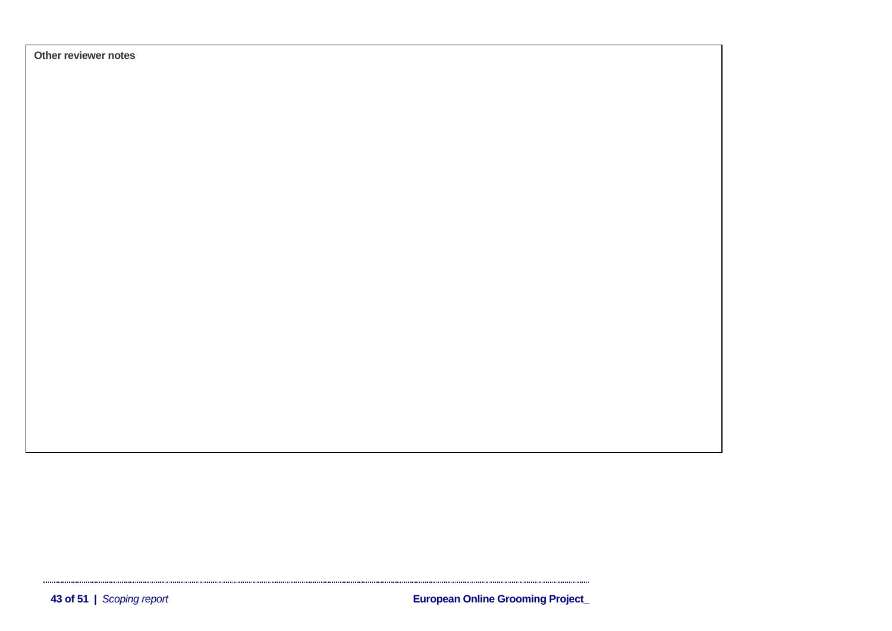**Other reviewer notes**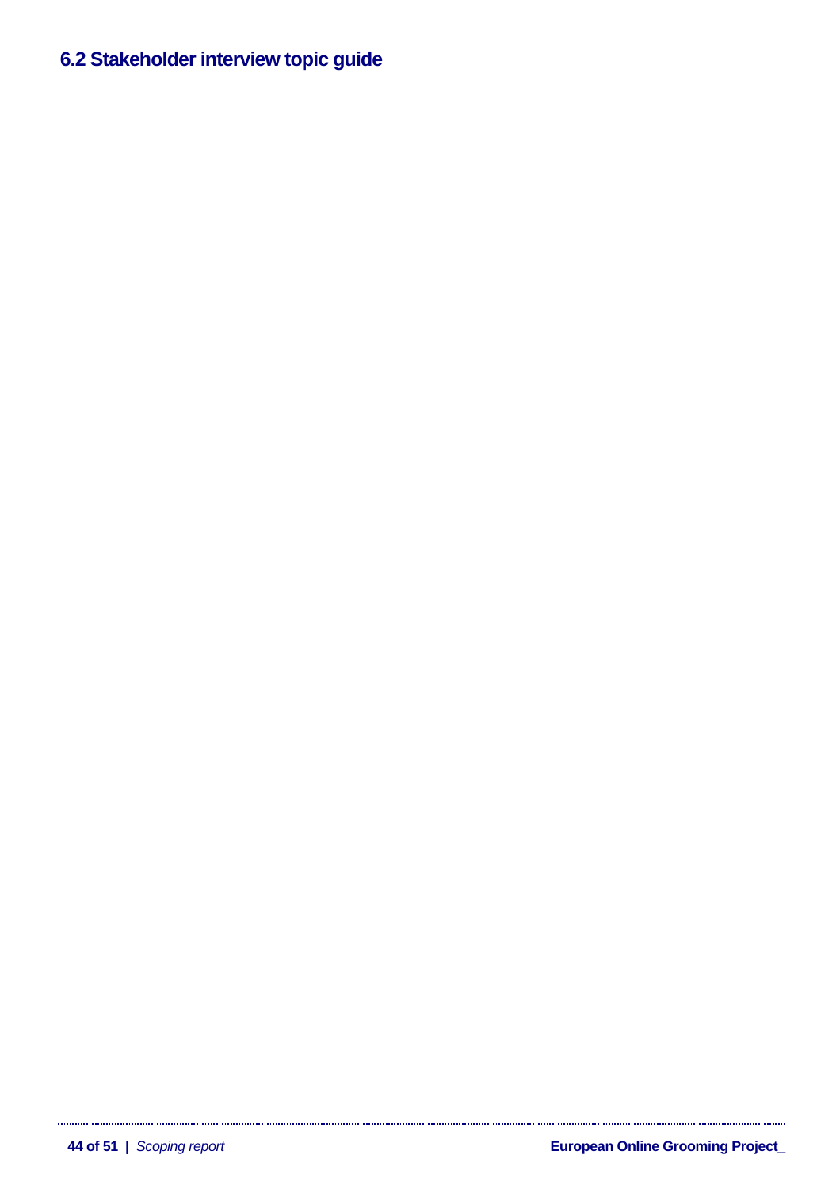## 6.2 Stakeholder interview topic guide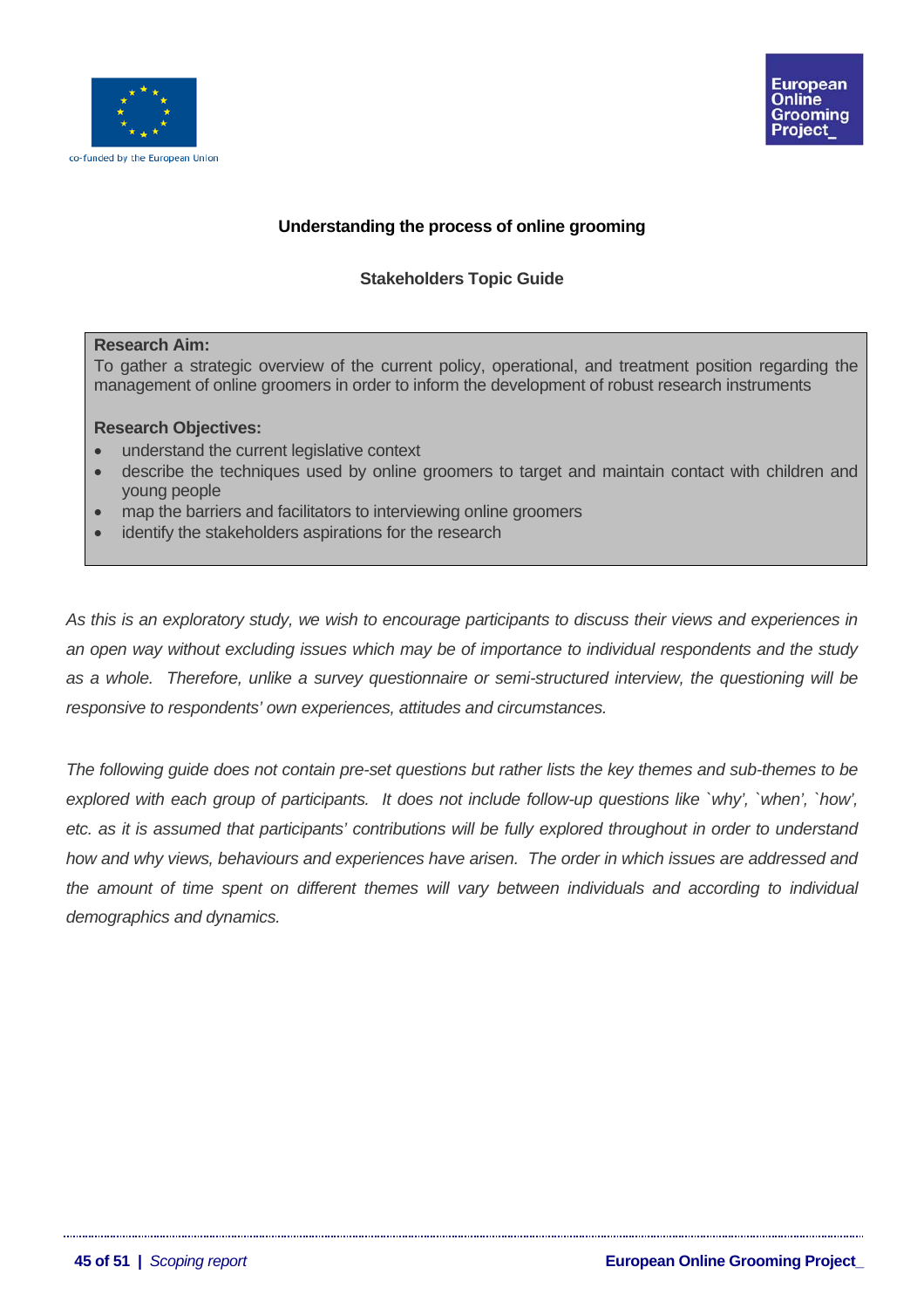**Understanding the process of online grooming**

**Stakeholders Topic Guide**

**Research Aim:**
To gather a strategic overview of the current policy, operational, and treatment position regarding the management of online groomers in order to inform the development of robust research instruments

**Research Objectives:**

- understand the current legislative context
- describe the techniques used by online groomers to target and maintain contact with children and young people
- map the barriers and facilitators to interviewing online groomers
- identify the stakeholders aspirations for the research

*As this is an exploratory study, we wish to encourage participants to discuss their views and experiences in an open way without excluding issues which may be of importance to individual respondents and the study as a whole. Therefore, unlike a survey questionnaire or semi-structured interview, the questioning will be responsive to respondents' own experiences, attitudes and circumstances.*

*The following guide does not contain pre-set questions but rather lists the key themes and sub-themes to be explored with each group of participants. It does not include follow-up questions like `why', `when', `how', etc. as it is assumed that participants' contributions will be fully explored throughout in order to understand how and why views, behaviours and experiences have arisen. The order in which issues are addressed and the amount of time spent on different themes will vary between individuals and according to individual demographics and dynamics.*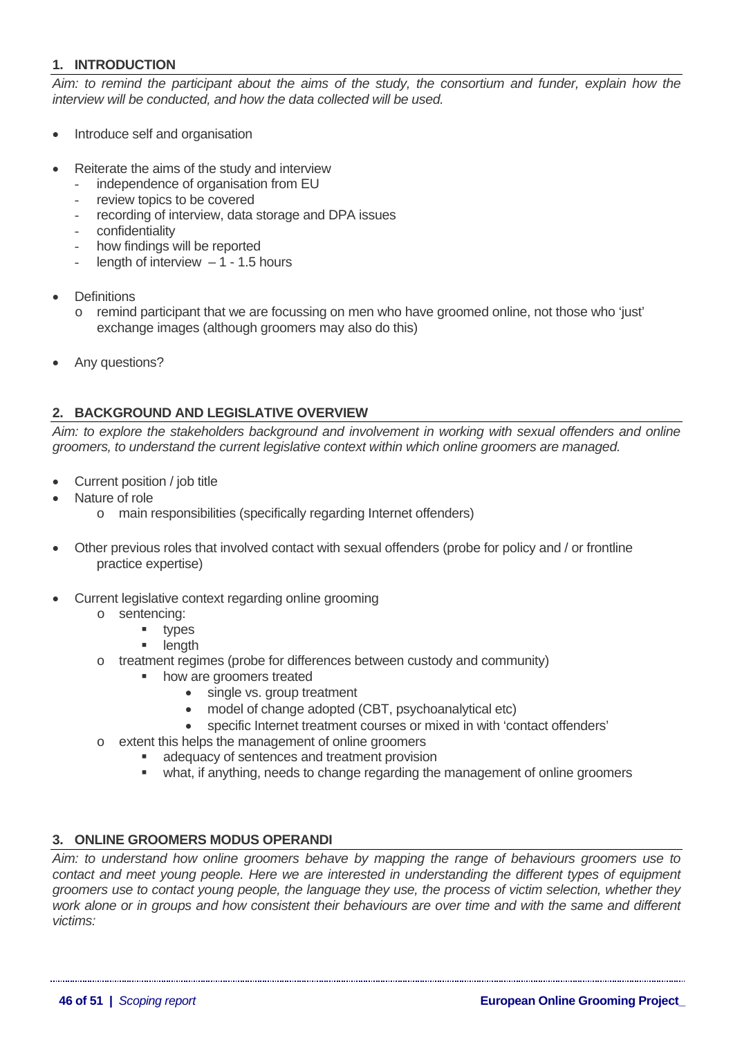## 1. INTRODUCTION

*Aim: to remind the participant about the aims of the study, the consortium and funder, explain how the interview will be conducted, and how the data collected will be used.*

- Introduce self and organisation
- Reiterate the aims of the study and interview
  - independence of organisation from EU
  - review topics to be covered
  - recording of interview, data storage and DPA issues
  - confidentiality
  - how findings will be reported
  - length of interview – 1 - 1.5 hours
- Definitions
  - remind participant that we are focussing on men who have groomed online, not those who 'just' exchange images (although groomers may also do this)
- Any questions?

## 2. BACKGROUND AND LEGISLATIVE OVERVIEW

*Aim: to explore the stakeholders background and involvement in working with sexual offenders and online groomers, to understand the current legislative context within which online groomers are managed.*

- Current position / job title
- Nature of role
  - main responsibilities (specifically regarding Internet offenders)
- Other previous roles that involved contact with sexual offenders (probe for policy and / or frontline practice expertise)
- Current legislative context regarding online grooming
  - sentencing:
    - types
    - length
  - treatment regimes (probe for differences between custody and community)
    - how are groomers treated
      - single vs. group treatment
      - model of change adopted (CBT, psychoanalytical etc)
      - specific Internet treatment courses or mixed in with 'contact offenders'
  - extent this helps the management of online groomers
    - adequacy of sentences and treatment provision
    - what, if anything, needs to change regarding the management of online groomers

## 3. ONLINE GROOMERS MODUS OPERANDI

*Aim: to understand how online groomers behave by mapping the range of behaviours groomers use to contact and meet young people. Here we are interested in understanding the different types of equipment groomers use to contact young people, the language they use, the process of victim selection, whether they work alone or in groups and how consistent their behaviours are over time and with the same and different victims:*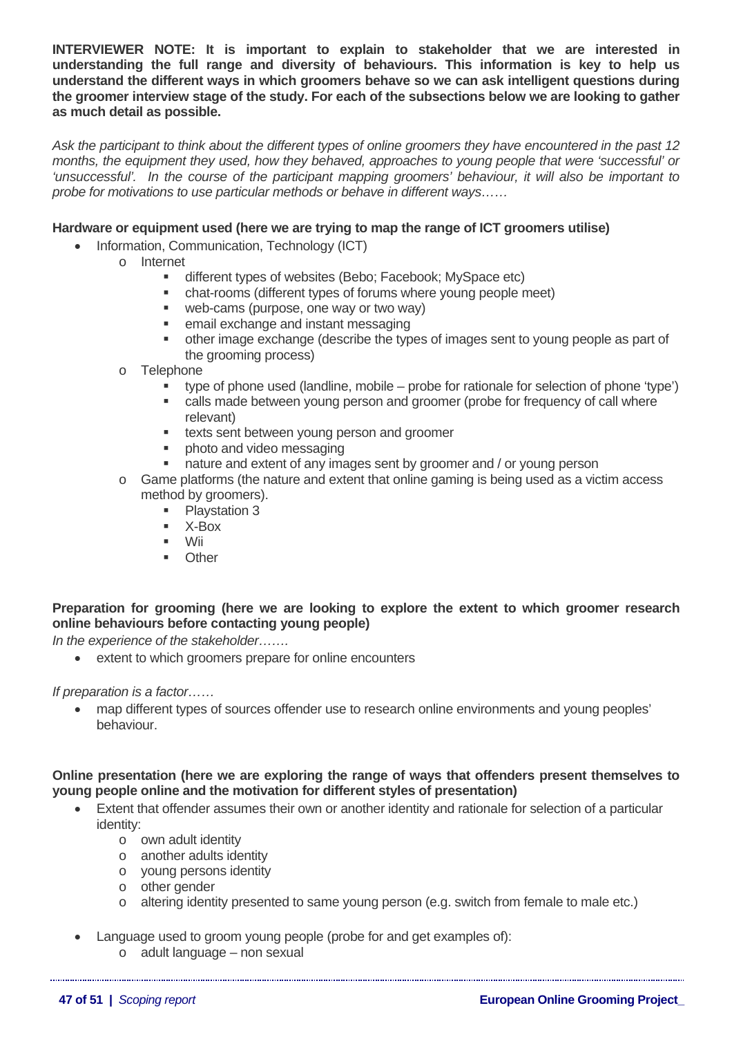**INTERVIEWER NOTE: It is important to explain to stakeholder that we are interested in understanding the full range and diversity of behaviours. This information is key to help us understand the different ways in which groomers behave so we can ask intelligent questions during the groomer interview stage of the study. For each of the subsections below we are looking to gather as much detail as possible.**

*Ask the participant to think about the different types of online groomers they have encountered in the past 12 months, the equipment they used, how they behaved, approaches to young people that were 'successful' or 'unsuccessful'. In the course of the participant mapping groomers' behaviour, it will also be important to probe for motivations to use particular methods or behave in different ways……*

**Hardware or equipment used (here we are trying to map the range of ICT groomers utilise)**

- Information, Communication, Technology (ICT)
  - Internet
    - different types of websites (Bebo; Facebook; MySpace etc)
    - chat-rooms (different types of forums where young people meet)
    - web-cams (purpose, one way or two way)
    - email exchange and instant messaging
    - other image exchange (describe the types of images sent to young people as part of the grooming process)
  - Telephone
    - type of phone used (landline, mobile – probe for rationale for selection of phone 'type')
    - calls made between young person and groomer (probe for frequency of call where relevant)
    - texts sent between young person and groomer
    - photo and video messaging
    - nature and extent of any images sent by groomer and / or young person
  - Game platforms (the nature and extent that online gaming is being used as a victim access method by groomers).
    - Playstation 3
    - X-Box
    - Wii
    - Other

**Preparation for grooming (here we are looking to explore the extent to which groomer research online behaviours before contacting young people)**

*In the experience of the stakeholder…….*

- extent to which groomers prepare for online encounters

*If preparation is a factor……*

- map different types of sources offender use to research online environments and young peoples' behaviour.

**Online presentation (here we are exploring the range of ways that offenders present themselves to young people online and the motivation for different styles of presentation)**

- Extent that offender assumes their own or another identity and rationale for selection of a particular identity:
  - own adult identity
  - another adults identity
  - young persons identity
  - other gender
  - altering identity presented to same young person (e.g. switch from female to male etc.)

- Language used to groom young people (probe for and get examples of):
  - adult language – non sexual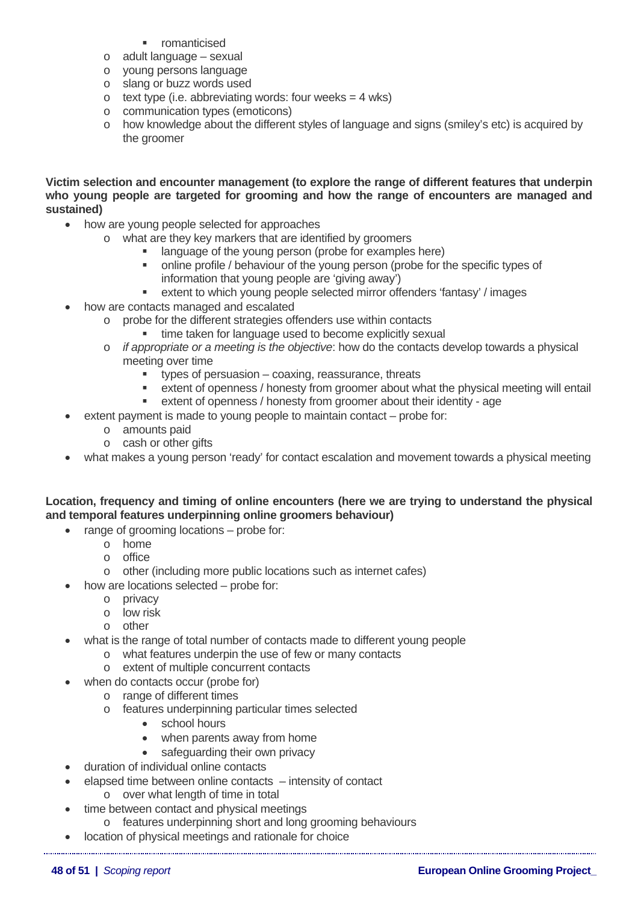- romanticised
    - adult language – sexual
    - young persons language
    - slang or buzz words used
    - text type (i.e. abbreviating words: four weeks = 4 wks)
    - communication types (emoticons)
    - how knowledge about the different styles of language and signs (smiley's etc) is acquired by the groomer

**Victim selection and encounter management (to explore the range of different features that underpin who young people are targeted for grooming and how the range of encounters are managed and sustained)**

- how are young people selected for approaches
    - what are they key markers that are identified by groomers
        - language of the young person (probe for examples here)
        - online profile / behaviour of the young person (probe for the specific types of information that young people are 'giving away')
        - extent to which young people selected mirror offenders 'fantasy' / images
- how are contacts managed and escalated
    - probe for the different strategies offenders use within contacts
        - time taken for language used to become explicitly sexual
    - *if appropriate or a meeting is the objective*: how do the contacts develop towards a physical meeting over time
        - types of persuasion – coaxing, reassurance, threats
        - extent of openness / honesty from groomer about what the physical meeting will entail
        - extent of openness / honesty from groomer about their identity - age
- extent payment is made to young people to maintain contact – probe for:
    - amounts paid
    - cash or other gifts
- what makes a young person 'ready' for contact escalation and movement towards a physical meeting

**Location, frequency and timing of online encounters (here we are trying to understand the physical and temporal features underpinning online groomers behaviour)**

- range of grooming locations – probe for:
    - home
    - office
    - other (including more public locations such as internet cafes)
- how are locations selected – probe for:
    - privacy
    - low risk
    - other
- what is the range of total number of contacts made to different young people
    - what features underpin the use of few or many contacts
    - extent of multiple concurrent contacts
- when do contacts occur (probe for)
    - range of different times
    - features underpinning particular times selected
        - school hours
        - when parents away from home
        - safeguarding their own privacy
- duration of individual online contacts
- elapsed time between online contacts – intensity of contact
    - over what length of time in total
- time between contact and physical meetings
    - features underpinning short and long grooming behaviours
- location of physical meetings and rationale for choice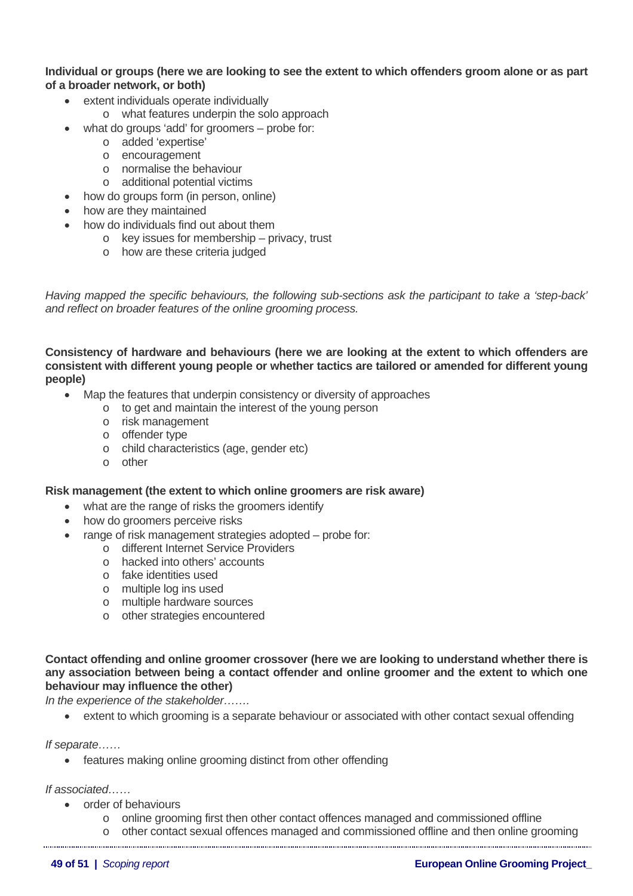**Individual or groups (here we are looking to see the extent to which offenders groom alone or as part of a broader network, or both)**

- extent individuals operate individually
  - what features underpin the solo approach
- what do groups 'add' for groomers – probe for:
  - added 'expertise'
  - encouragement
  - normalise the behaviour
  - additional potential victims
- how do groups form (in person, online)
- how are they maintained
- how do individuals find out about them
  - key issues for membership – privacy, trust
  - how are these criteria judged

*Having mapped the specific behaviours, the following sub-sections ask the participant to take a 'step-back' and reflect on broader features of the online grooming process.*

**Consistency of hardware and behaviours (here we are looking at the extent to which offenders are consistent with different young people or whether tactics are tailored or amended for different young people)**

- Map the features that underpin consistency or diversity of approaches
  - to get and maintain the interest of the young person
  - risk management
  - offender type
  - child characteristics (age, gender etc)
  - other

**Risk management (the extent to which online groomers are risk aware)**

- what are the range of risks the groomers identify
- how do groomers perceive risks
- range of risk management strategies adopted – probe for:
  - different Internet Service Providers
  - hacked into others' accounts
  - fake identities used
  - multiple log ins used
  - multiple hardware sources
  - other strategies encountered

**Contact offending and online groomer crossover (here we are looking to understand whether there is any association between being a contact offender and online groomer and the extent to which one behaviour may influence the other)**

*In the experience of the stakeholder…….*

- extent to which grooming is a separate behaviour or associated with other contact sexual offending

*If separate……*

- features making online grooming distinct from other offending

*If associated……*

- order of behaviours
  - online grooming first then other contact offences managed and commissioned offline
  - other contact sexual offences managed and commissioned offline and then online grooming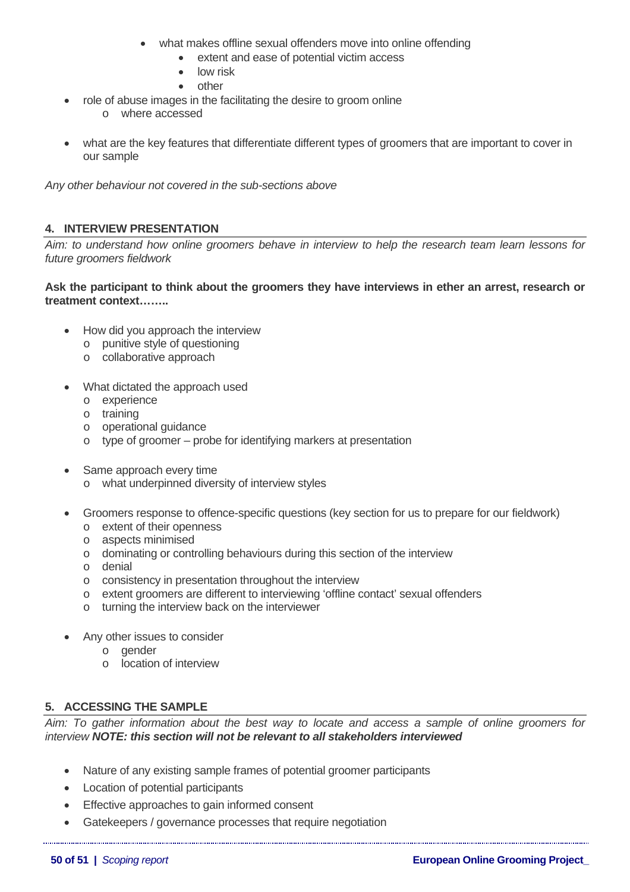- what makes offline sexual offenders move into online offending
    - extent and ease of potential victim access
    - low risk
    - other
- role of abuse images in the facilitating the desire to groom online
    - where accessed

- what are the key features that differentiate different types of groomers that are important to cover in our sample

*Any other behaviour not covered in the sub-sections above*

## 4. INTERVIEW PRESENTATION

*Aim: to understand how online groomers behave in interview to help the research team learn lessons for future groomers fieldwork*

**Ask the participant to think about the groomers they have interviews in ether an arrest, research or treatment context……..**

- How did you approach the interview
    - punitive style of questioning
    - collaborative approach

- What dictated the approach used
    - experience
    - training
    - operational guidance
    - type of groomer – probe for identifying markers at presentation

- Same approach every time
    - what underpinned diversity of interview styles

- Groomers response to offence-specific questions (key section for us to prepare for our fieldwork)
    - extent of their openness
    - aspects minimised
    - dominating or controlling behaviours during this section of the interview
    - denial
    - consistency in presentation throughout the interview
    - extent groomers are different to interviewing 'offline contact' sexual offenders
    - turning the interview back on the interviewer

- Any other issues to consider
    - gender
    - location of interview

## 5. ACCESSING THE SAMPLE

*Aim: To gather information about the best way to locate and access a sample of online groomers for interview* ***NOTE: this section will not be relevant to all stakeholders interviewed***

- Nature of any existing sample frames of potential groomer participants
- Location of potential participants
- Effective approaches to gain informed consent
- Gatekeepers / governance processes that require negotiation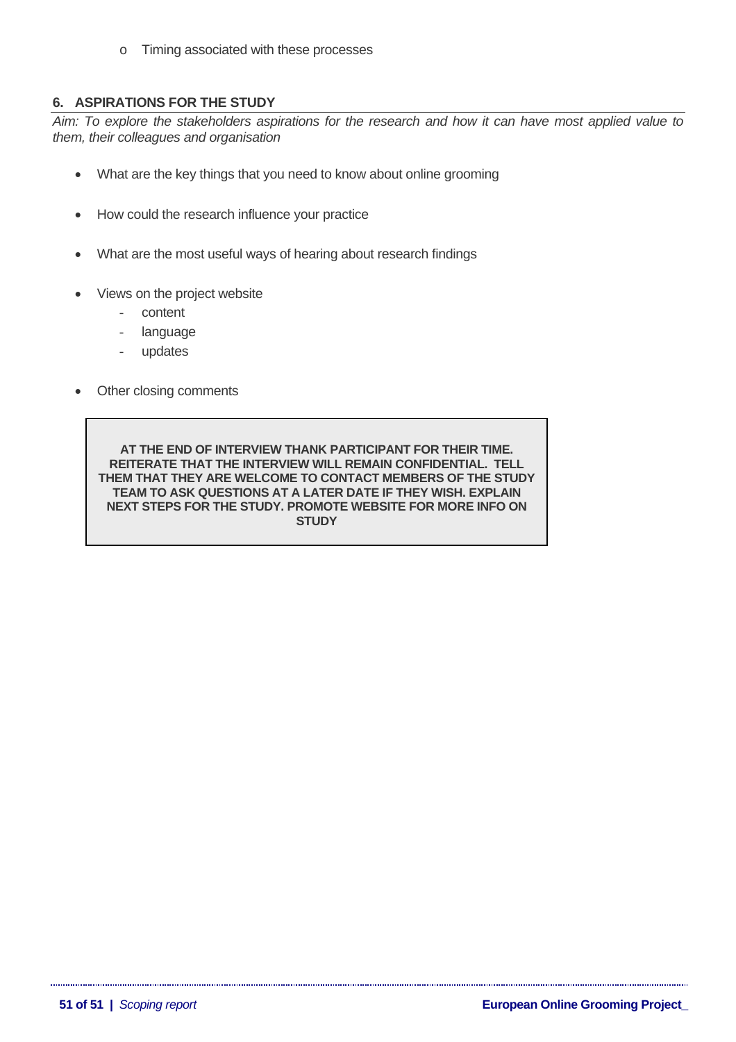- Timing associated with these processes

## 6. ASPIRATIONS FOR THE STUDY

*Aim: To explore the stakeholders aspirations for the research and how it can have most applied value to them, their colleagues and organisation*

- What are the key things that you need to know about online grooming
- How could the research influence your practice
- What are the most useful ways of hearing about research findings
- Views on the project website
  - content
  - language
  - updates
- Other closing comments

**AT THE END OF INTERVIEW THANK PARTICIPANT FOR THEIR TIME. REITERATE THAT THE INTERVIEW WILL REMAIN CONFIDENTIAL. TELL THEM THAT THEY ARE WELCOME TO CONTACT MEMBERS OF THE STUDY TEAM TO ASK QUESTIONS AT A LATER DATE IF THEY WISH. EXPLAIN NEXT STEPS FOR THE STUDY. PROMOTE WEBSITE FOR MORE INFO ON STUDY**